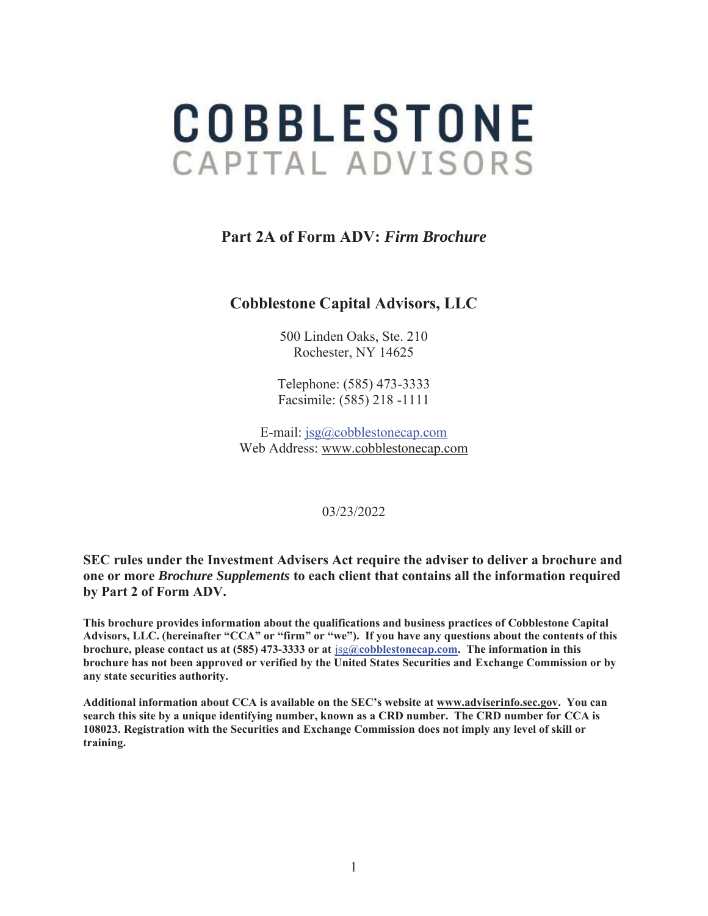# COBBLESTONE
CAPITAL ADVISORS

## Part 2A of Form ADV: *Firm Brochure*

### Cobblestone Capital Advisors, LLC

500 Linden Oaks, Ste. 210
Rochester, NY 14625

Telephone: (585) 473-3333
Facsimile: (585) 218 -1111

E-mail: jsg@cobblestonecap.com
Web Address: www.cobblestonecap.com

03/23/2022

**SEC rules under the Investment Advisers Act require the adviser to deliver a brochure and one or more *Brochure Supplements* to each client that contains all the information required by Part 2 of Form ADV.**

**This brochure provides information about the qualifications and business practices of Cobblestone Capital Advisors, LLC. (hereinafter "CCA" or "firm" or "we"). If you have any questions about the contents of this brochure, please contact us at (585) 473-3333 or at jsg@cobblestonecap.com. The information in this brochure has not been approved or verified by the United States Securities and Exchange Commission or by any state securities authority.**

**Additional information about CCA is available on the SEC's website at www.adviserinfo.sec.gov. You can search this site by a unique identifying number, known as a CRD number. The CRD number for CCA is 108023. Registration with the Securities and Exchange Commission does not imply any level of skill or training.**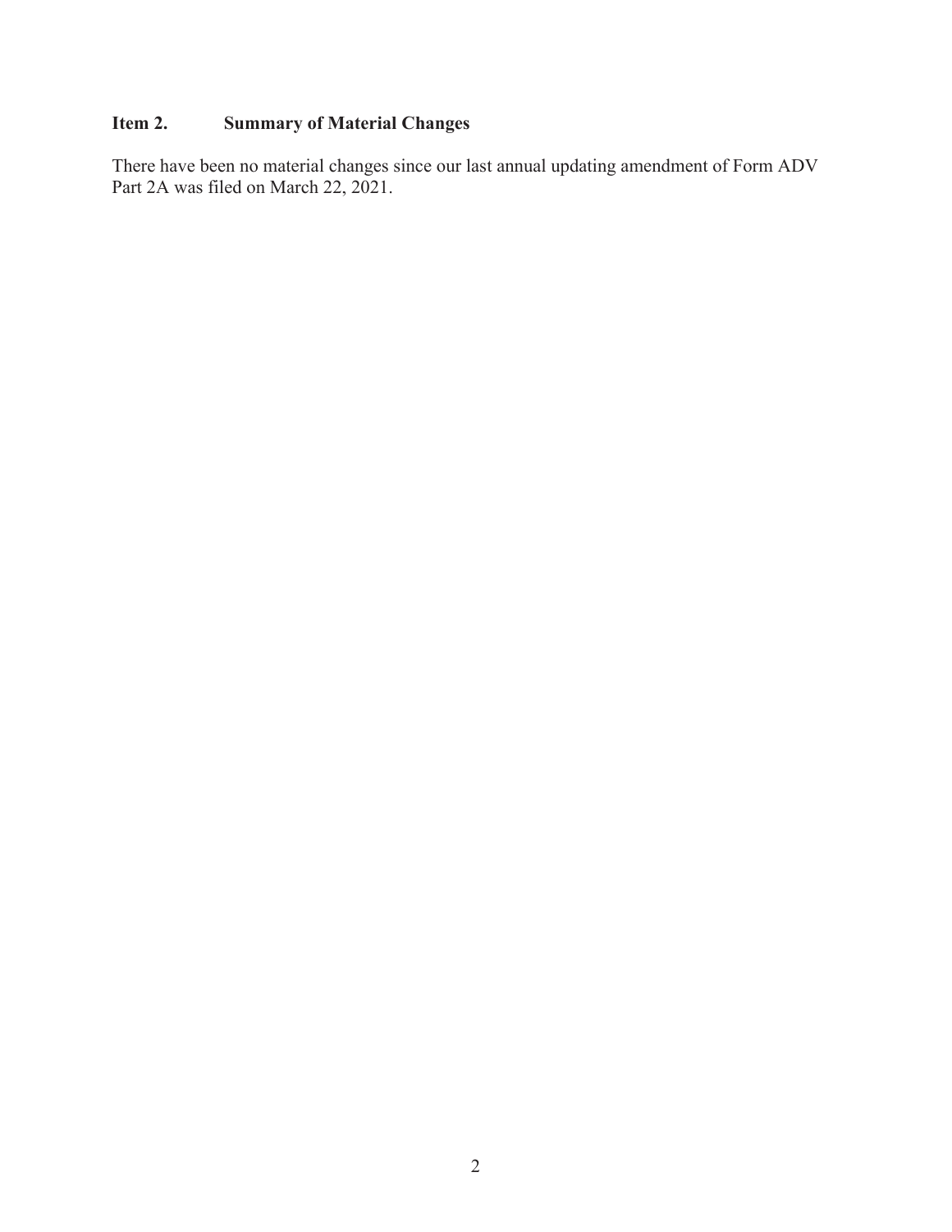## Item 2. Summary of Material Changes

There have been no material changes since our last annual updating amendment of Form ADV Part 2A was filed on March 22, 2021.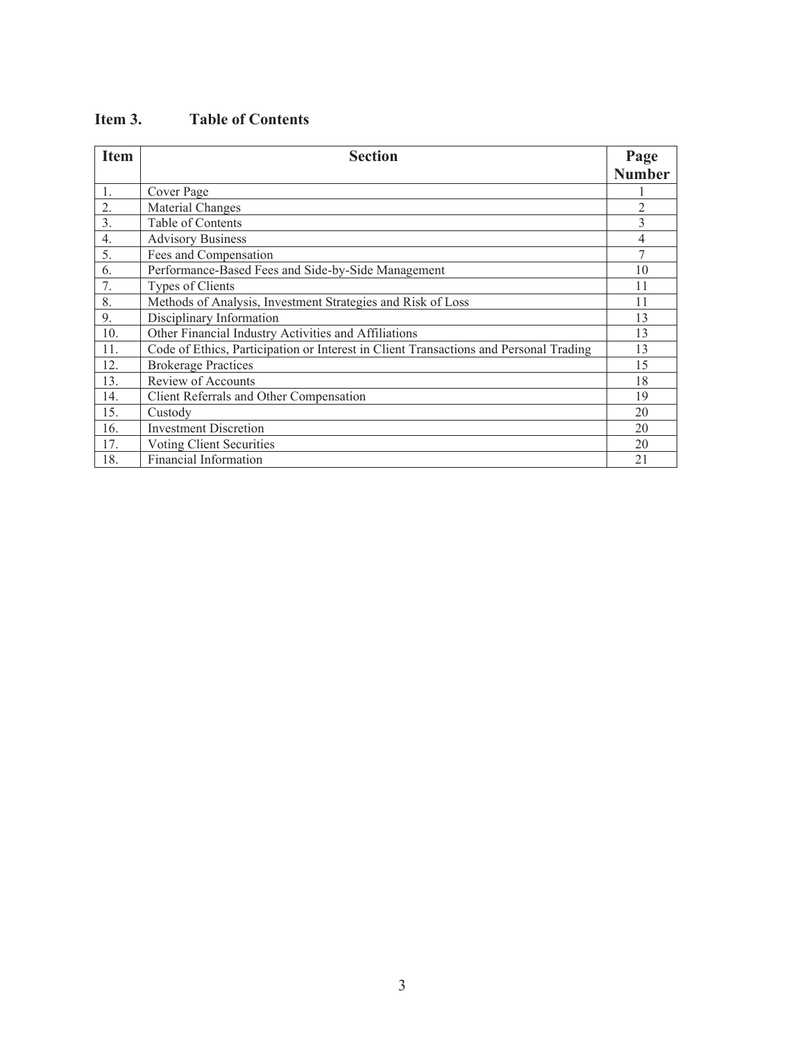## Item 3. Table of Contents

| Item | Section | Page Number |
|---|---|---|
| 1. | Cover Page | 1 |
| 2. | Material Changes | 2 |
| 3. | Table of Contents | 3 |
| 4. | Advisory Business | 4 |
| 5. | Fees and Compensation | 7 |
| 6. | Performance-Based Fees and Side-by-Side Management | 10 |
| 7. | Types of Clients | 11 |
| 8. | Methods of Analysis, Investment Strategies and Risk of Loss | 11 |
| 9. | Disciplinary Information | 13 |
| 10. | Other Financial Industry Activities and Affiliations | 13 |
| 11. | Code of Ethics, Participation or Interest in Client Transactions and Personal Trading | 13 |
| 12. | Brokerage Practices | 15 |
| 13. | Review of Accounts | 18 |
| 14. | Client Referrals and Other Compensation | 19 |
| 15. | Custody | 20 |
| 16. | Investment Discretion | 20 |
| 17. | Voting Client Securities | 20 |
| 18. | Financial Information | 21 |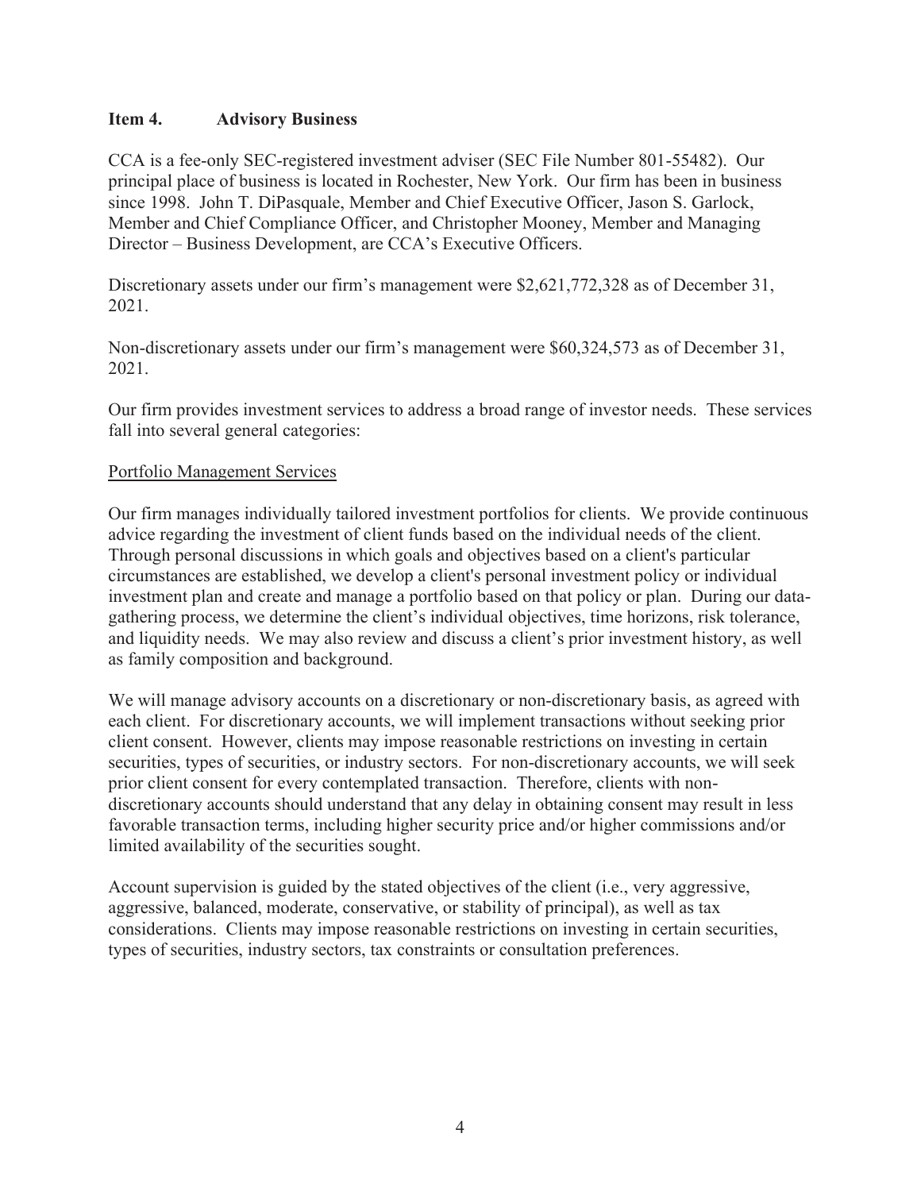## Item 4. Advisory Business

CCA is a fee-only SEC-registered investment adviser (SEC File Number 801-55482). Our principal place of business is located in Rochester, New York. Our firm has been in business since 1998. John T. DiPasquale, Member and Chief Executive Officer, Jason S. Garlock, Member and Chief Compliance Officer, and Christopher Mooney, Member and Managing Director – Business Development, are CCA's Executive Officers.

Discretionary assets under our firm's management were $2,621,772,328 as of December 31, 2021.

Non-discretionary assets under our firm's management were $60,324,573 as of December 31, 2021.

Our firm provides investment services to address a broad range of investor needs. These services fall into several general categories:

<u>Portfolio Management Services</u>

Our firm manages individually tailored investment portfolios for clients. We provide continuous advice regarding the investment of client funds based on the individual needs of the client. Through personal discussions in which goals and objectives based on a client's particular circumstances are established, we develop a client's personal investment policy or individual investment plan and create and manage a portfolio based on that policy or plan. During our data-gathering process, we determine the client's individual objectives, time horizons, risk tolerance, and liquidity needs. We may also review and discuss a client's prior investment history, as well as family composition and background.

We will manage advisory accounts on a discretionary or non-discretionary basis, as agreed with each client. For discretionary accounts, we will implement transactions without seeking prior client consent. However, clients may impose reasonable restrictions on investing in certain securities, types of securities, or industry sectors. For non-discretionary accounts, we will seek prior client consent for every contemplated transaction. Therefore, clients with non-discretionary accounts should understand that any delay in obtaining consent may result in less favorable transaction terms, including higher security price and/or higher commissions and/or limited availability of the securities sought.

Account supervision is guided by the stated objectives of the client (i.e., very aggressive, aggressive, balanced, moderate, conservative, or stability of principal), as well as tax considerations. Clients may impose reasonable restrictions on investing in certain securities, types of securities, industry sectors, tax constraints or consultation preferences.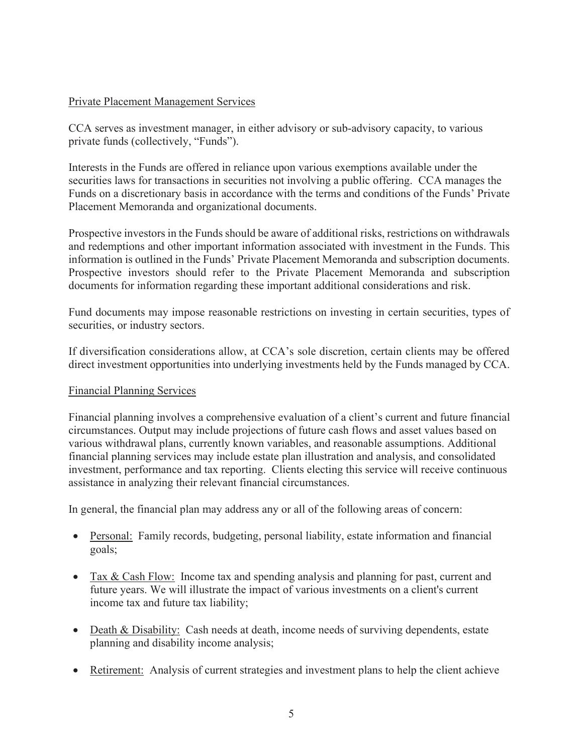<u>Private Placement Management Services</u>

CCA serves as investment manager, in either advisory or sub-advisory capacity, to various private funds (collectively, "Funds").

Interests in the Funds are offered in reliance upon various exemptions available under the securities laws for transactions in securities not involving a public offering. CCA manages the Funds on a discretionary basis in accordance with the terms and conditions of the Funds' Private Placement Memoranda and organizational documents.

Prospective investors in the Funds should be aware of additional risks, restrictions on withdrawals and redemptions and other important information associated with investment in the Funds. This information is outlined in the Funds' Private Placement Memoranda and subscription documents. Prospective investors should refer to the Private Placement Memoranda and subscription documents for information regarding these important additional considerations and risk.

Fund documents may impose reasonable restrictions on investing in certain securities, types of securities, or industry sectors.

If diversification considerations allow, at CCA's sole discretion, certain clients may be offered direct investment opportunities into underlying investments held by the Funds managed by CCA.

<u>Financial Planning Services</u>

Financial planning involves a comprehensive evaluation of a client's current and future financial circumstances. Output may include projections of future cash flows and asset values based on various withdrawal plans, currently known variables, and reasonable assumptions. Additional financial planning services may include estate plan illustration and analysis, and consolidated investment, performance and tax reporting. Clients electing this service will receive continuous assistance in analyzing their relevant financial circumstances.

In general, the financial plan may address any or all of the following areas of concern:

- <u>Personal:</u> Family records, budgeting, personal liability, estate information and financial goals;
- <u>Tax & Cash Flow:</u> Income tax and spending analysis and planning for past, current and future years. We will illustrate the impact of various investments on a client's current income tax and future tax liability;
- <u>Death & Disability:</u> Cash needs at death, income needs of surviving dependents, estate planning and disability income analysis;
- <u>Retirement:</u> Analysis of current strategies and investment plans to help the client achieve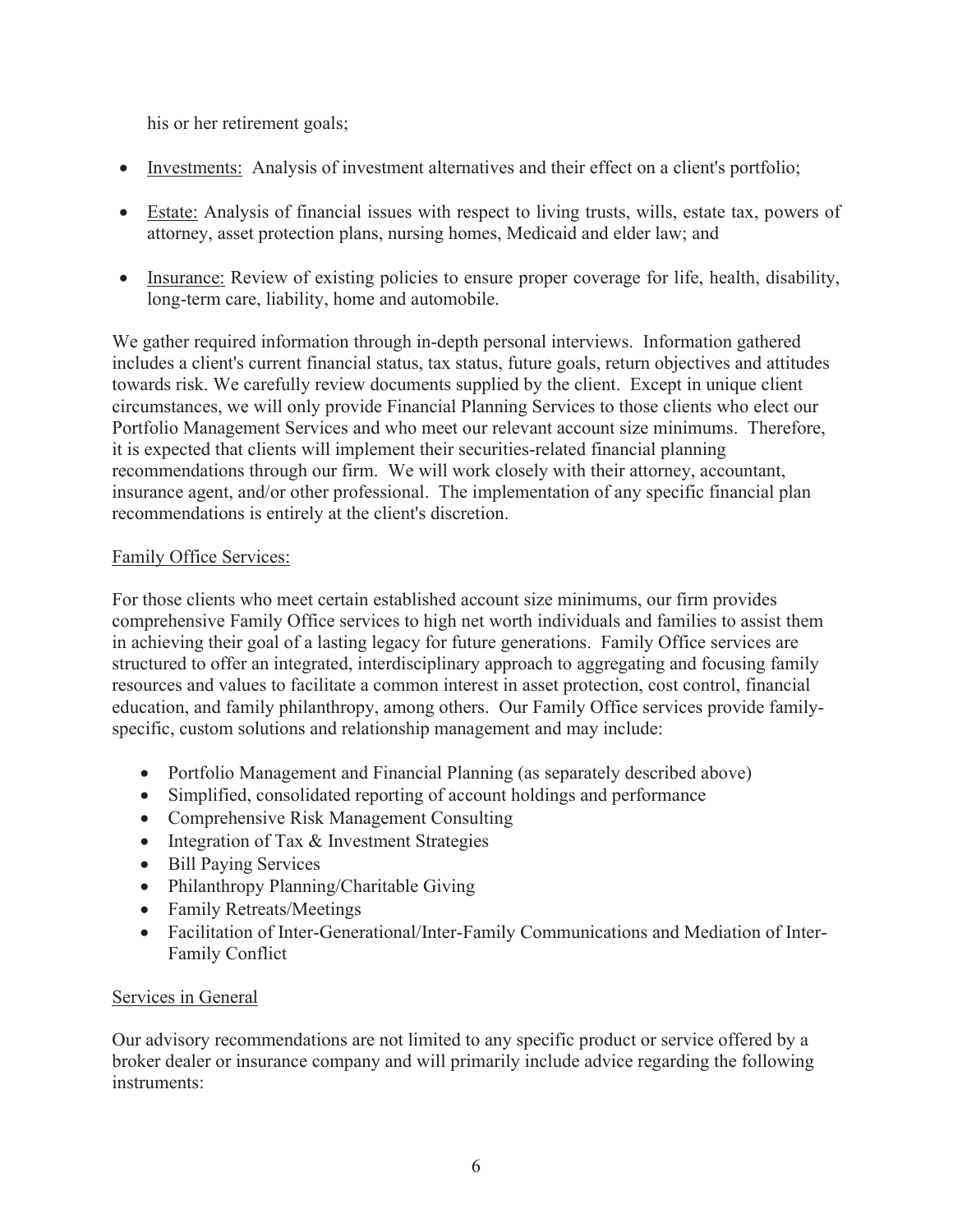his or her retirement goals;

- Investments: Analysis of investment alternatives and their effect on a client's portfolio;
- Estate: Analysis of financial issues with respect to living trusts, wills, estate tax, powers of attorney, asset protection plans, nursing homes, Medicaid and elder law; and
- Insurance: Review of existing policies to ensure proper coverage for life, health, disability, long-term care, liability, home and automobile.

We gather required information through in-depth personal interviews. Information gathered includes a client's current financial status, tax status, future goals, return objectives and attitudes towards risk. We carefully review documents supplied by the client. Except in unique client circumstances, we will only provide Financial Planning Services to those clients who elect our Portfolio Management Services and who meet our relevant account size minimums. Therefore, it is expected that clients will implement their securities-related financial planning recommendations through our firm. We will work closely with their attorney, accountant, insurance agent, and/or other professional. The implementation of any specific financial plan recommendations is entirely at the client's discretion.

## Family Office Services:

For those clients who meet certain established account size minimums, our firm provides comprehensive Family Office services to high net worth individuals and families to assist them in achieving their goal of a lasting legacy for future generations. Family Office services are structured to offer an integrated, interdisciplinary approach to aggregating and focusing family resources and values to facilitate a common interest in asset protection, cost control, financial education, and family philanthropy, among others. Our Family Office services provide family-specific, custom solutions and relationship management and may include:

- Portfolio Management and Financial Planning (as separately described above)
- Simplified, consolidated reporting of account holdings and performance
- Comprehensive Risk Management Consulting
- Integration of Tax & Investment Strategies
- Bill Paying Services
- Philanthropy Planning/Charitable Giving
- Family Retreats/Meetings
- Facilitation of Inter-Generational/Inter-Family Communications and Mediation of Inter-Family Conflict

## Services in General

Our advisory recommendations are not limited to any specific product or service offered by a broker dealer or insurance company and will primarily include advice regarding the following instruments: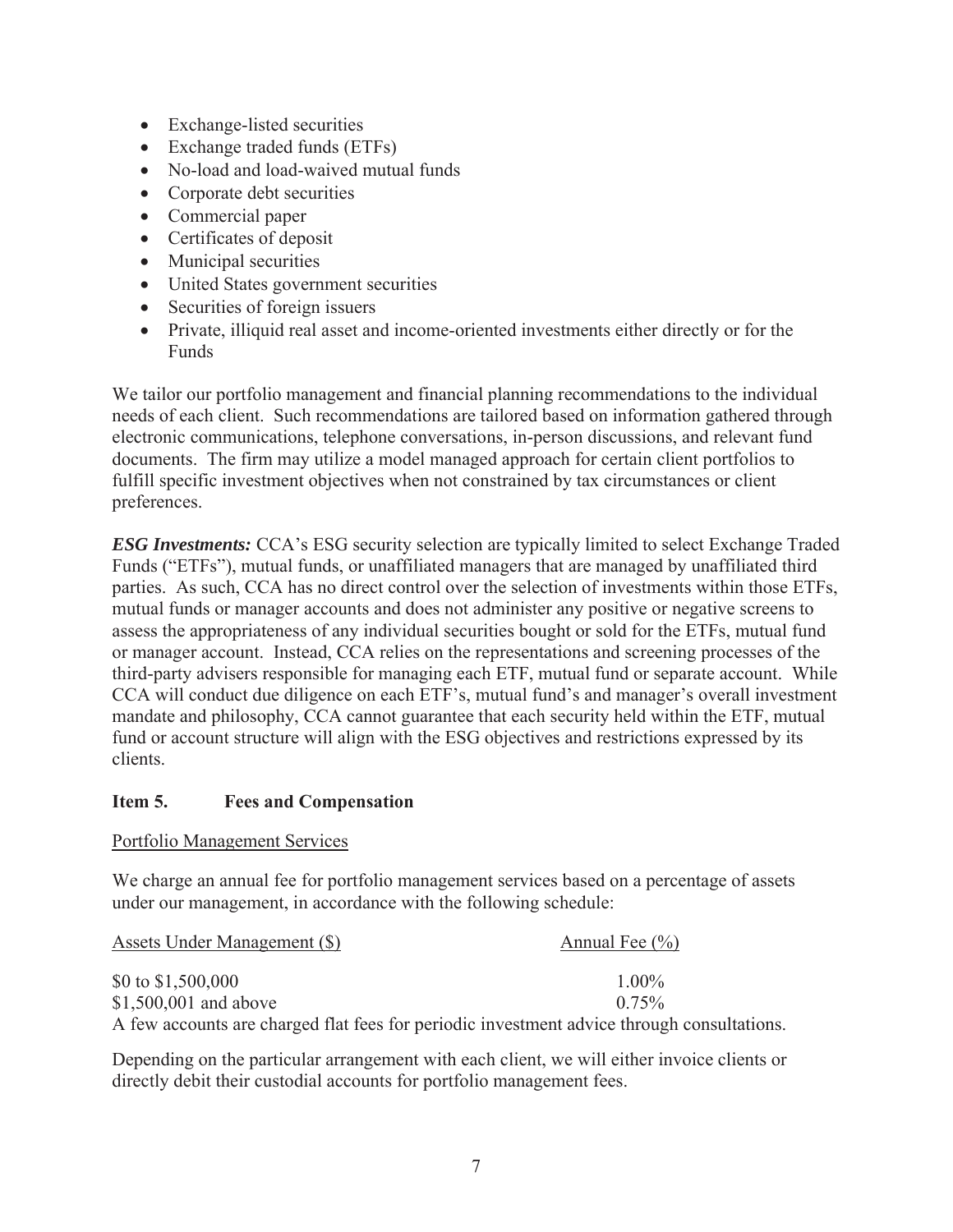- Exchange-listed securities
- Exchange traded funds (ETFs)
- No-load and load-waived mutual funds
- Corporate debt securities
- Commercial paper
- Certificates of deposit
- Municipal securities
- United States government securities
- Securities of foreign issuers
- Private, illiquid real asset and income-oriented investments either directly or for the Funds

We tailor our portfolio management and financial planning recommendations to the individual needs of each client. Such recommendations are tailored based on information gathered through electronic communications, telephone conversations, in-person discussions, and relevant fund documents. The firm may utilize a model managed approach for certain client portfolios to fulfill specific investment objectives when not constrained by tax circumstances or client preferences.

***ESG Investments:*** CCA's ESG security selection are typically limited to select Exchange Traded Funds ("ETFs"), mutual funds, or unaffiliated managers that are managed by unaffiliated third parties. As such, CCA has no direct control over the selection of investments within those ETFs, mutual funds or manager accounts and does not administer any positive or negative screens to assess the appropriateness of any individual securities bought or sold for the ETFs, mutual fund or manager account. Instead, CCA relies on the representations and screening processes of the third-party advisers responsible for managing each ETF, mutual fund or separate account. While CCA will conduct due diligence on each ETF's, mutual fund's and manager's overall investment mandate and philosophy, CCA cannot guarantee that each security held within the ETF, mutual fund or account structure will align with the ESG objectives and restrictions expressed by its clients.

## Item 5. Fees and Compensation

Portfolio Management Services

We charge an annual fee for portfolio management services based on a percentage of assets under our management, in accordance with the following schedule:

| Assets Under Management ($) | Annual Fee (%) |
|---|---|
| $0 to $1,500,000 | 1.00% |
| $1,500,001 and above | 0.75% |

A few accounts are charged flat fees for periodic investment advice through consultations.

Depending on the particular arrangement with each client, we will either invoice clients or directly debit their custodial accounts for portfolio management fees.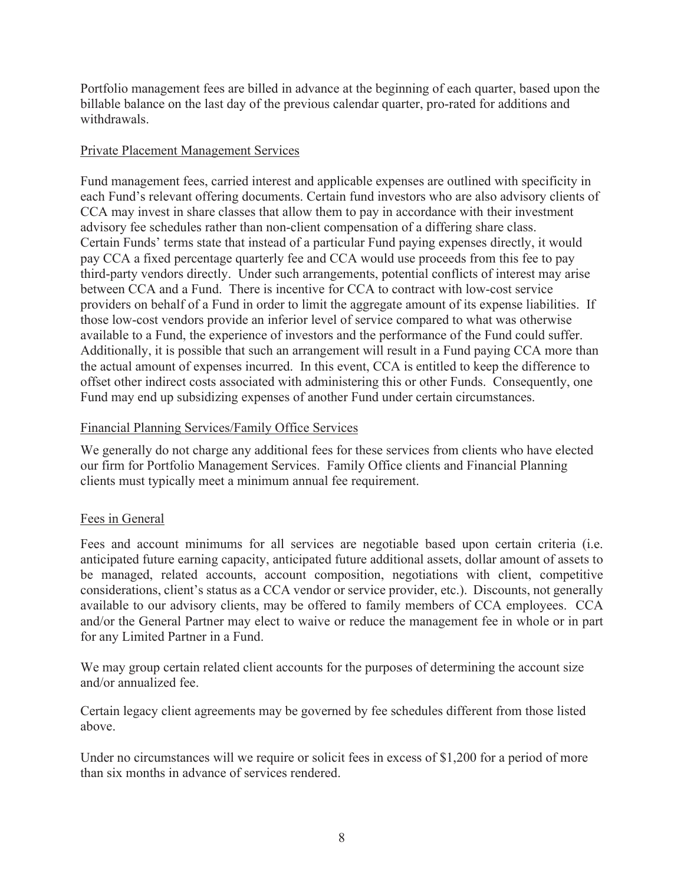Portfolio management fees are billed in advance at the beginning of each quarter, based upon the billable balance on the last day of the previous calendar quarter, pro-rated for additions and withdrawals.

Private Placement Management Services

Fund management fees, carried interest and applicable expenses are outlined with specificity in each Fund's relevant offering documents. Certain fund investors who are also advisory clients of CCA may invest in share classes that allow them to pay in accordance with their investment advisory fee schedules rather than non-client compensation of a differing share class. Certain Funds' terms state that instead of a particular Fund paying expenses directly, it would pay CCA a fixed percentage quarterly fee and CCA would use proceeds from this fee to pay third-party vendors directly. Under such arrangements, potential conflicts of interest may arise between CCA and a Fund. There is incentive for CCA to contract with low-cost service providers on behalf of a Fund in order to limit the aggregate amount of its expense liabilities. If those low-cost vendors provide an inferior level of service compared to what was otherwise available to a Fund, the experience of investors and the performance of the Fund could suffer. Additionally, it is possible that such an arrangement will result in a Fund paying CCA more than the actual amount of expenses incurred. In this event, CCA is entitled to keep the difference to offset other indirect costs associated with administering this or other Funds. Consequently, one Fund may end up subsidizing expenses of another Fund under certain circumstances.

Financial Planning Services/Family Office Services

We generally do not charge any additional fees for these services from clients who have elected our firm for Portfolio Management Services. Family Office clients and Financial Planning clients must typically meet a minimum annual fee requirement.

Fees in General

Fees and account minimums for all services are negotiable based upon certain criteria (i.e. anticipated future earning capacity, anticipated future additional assets, dollar amount of assets to be managed, related accounts, account composition, negotiations with client, competitive considerations, client's status as a CCA vendor or service provider, etc.). Discounts, not generally available to our advisory clients, may be offered to family members of CCA employees. CCA and/or the General Partner may elect to waive or reduce the management fee in whole or in part for any Limited Partner in a Fund.

We may group certain related client accounts for the purposes of determining the account size and/or annualized fee.

Certain legacy client agreements may be governed by fee schedules different from those listed above.

Under no circumstances will we require or solicit fees in excess of $1,200 for a period of more than six months in advance of services rendered.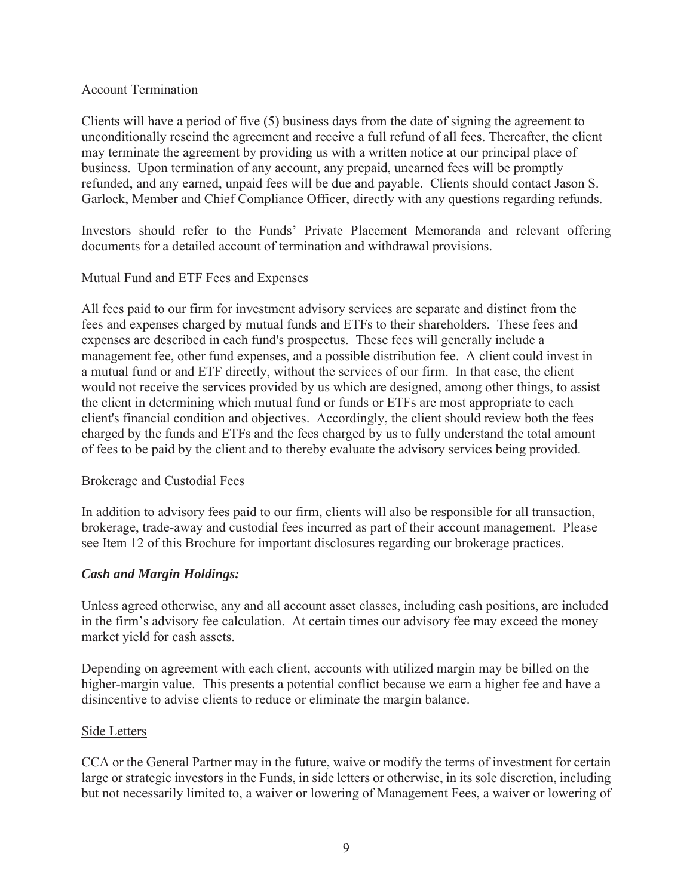Account Termination

Clients will have a period of five (5) business days from the date of signing the agreement to unconditionally rescind the agreement and receive a full refund of all fees. Thereafter, the client may terminate the agreement by providing us with a written notice at our principal place of business. Upon termination of any account, any prepaid, unearned fees will be promptly refunded, and any earned, unpaid fees will be due and payable. Clients should contact Jason S. Garlock, Member and Chief Compliance Officer, directly with any questions regarding refunds.

Investors should refer to the Funds' Private Placement Memoranda and relevant offering documents for a detailed account of termination and withdrawal provisions.

Mutual Fund and ETF Fees and Expenses

All fees paid to our firm for investment advisory services are separate and distinct from the fees and expenses charged by mutual funds and ETFs to their shareholders. These fees and expenses are described in each fund's prospectus. These fees will generally include a management fee, other fund expenses, and a possible distribution fee. A client could invest in a mutual fund or and ETF directly, without the services of our firm. In that case, the client would not receive the services provided by us which are designed, among other things, to assist the client in determining which mutual fund or funds or ETFs are most appropriate to each client's financial condition and objectives. Accordingly, the client should review both the fees charged by the funds and ETFs and the fees charged by us to fully understand the total amount of fees to be paid by the client and to thereby evaluate the advisory services being provided.

Brokerage and Custodial Fees

In addition to advisory fees paid to our firm, clients will also be responsible for all transaction, brokerage, trade-away and custodial fees incurred as part of their account management. Please see Item 12 of this Brochure for important disclosures regarding our brokerage practices.

***Cash and Margin Holdings:***

Unless agreed otherwise, any and all account asset classes, including cash positions, are included in the firm's advisory fee calculation. At certain times our advisory fee may exceed the money market yield for cash assets.

Depending on agreement with each client, accounts with utilized margin may be billed on the higher-margin value. This presents a potential conflict because we earn a higher fee and have a disincentive to advise clients to reduce or eliminate the margin balance.

Side Letters

CCA or the General Partner may in the future, waive or modify the terms of investment for certain large or strategic investors in the Funds, in side letters or otherwise, in its sole discretion, including but not necessarily limited to, a waiver or lowering of Management Fees, a waiver or lowering of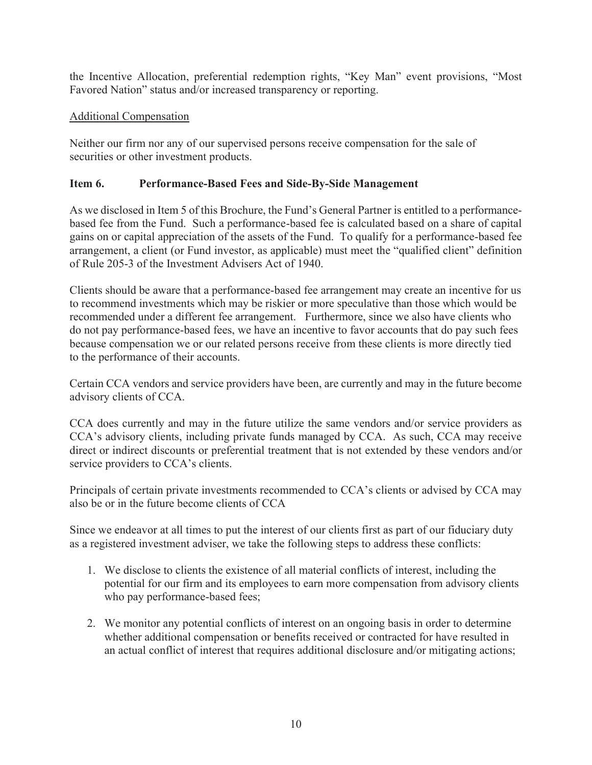the Incentive Allocation, preferential redemption rights, "Key Man" event provisions, "Most Favored Nation" status and/or increased transparency or reporting.

Additional Compensation

Neither our firm nor any of our supervised persons receive compensation for the sale of securities or other investment products.

## Item 6. Performance-Based Fees and Side-By-Side Management

As we disclosed in Item 5 of this Brochure, the Fund's General Partner is entitled to a performance-based fee from the Fund. Such a performance-based fee is calculated based on a share of capital gains on or capital appreciation of the assets of the Fund. To qualify for a performance-based fee arrangement, a client (or Fund investor, as applicable) must meet the "qualified client" definition of Rule 205-3 of the Investment Advisers Act of 1940.

Clients should be aware that a performance-based fee arrangement may create an incentive for us to recommend investments which may be riskier or more speculative than those which would be recommended under a different fee arrangement. Furthermore, since we also have clients who do not pay performance-based fees, we have an incentive to favor accounts that do pay such fees because compensation we or our related persons receive from these clients is more directly tied to the performance of their accounts.

Certain CCA vendors and service providers have been, are currently and may in the future become advisory clients of CCA.

CCA does currently and may in the future utilize the same vendors and/or service providers as CCA's advisory clients, including private funds managed by CCA. As such, CCA may receive direct or indirect discounts or preferential treatment that is not extended by these vendors and/or service providers to CCA's clients.

Principals of certain private investments recommended to CCA's clients or advised by CCA may also be or in the future become clients of CCA

Since we endeavor at all times to put the interest of our clients first as part of our fiduciary duty as a registered investment adviser, we take the following steps to address these conflicts:

1. We disclose to clients the existence of all material conflicts of interest, including the potential for our firm and its employees to earn more compensation from advisory clients who pay performance-based fees;

2. We monitor any potential conflicts of interest on an ongoing basis in order to determine whether additional compensation or benefits received or contracted for have resulted in an actual conflict of interest that requires additional disclosure and/or mitigating actions;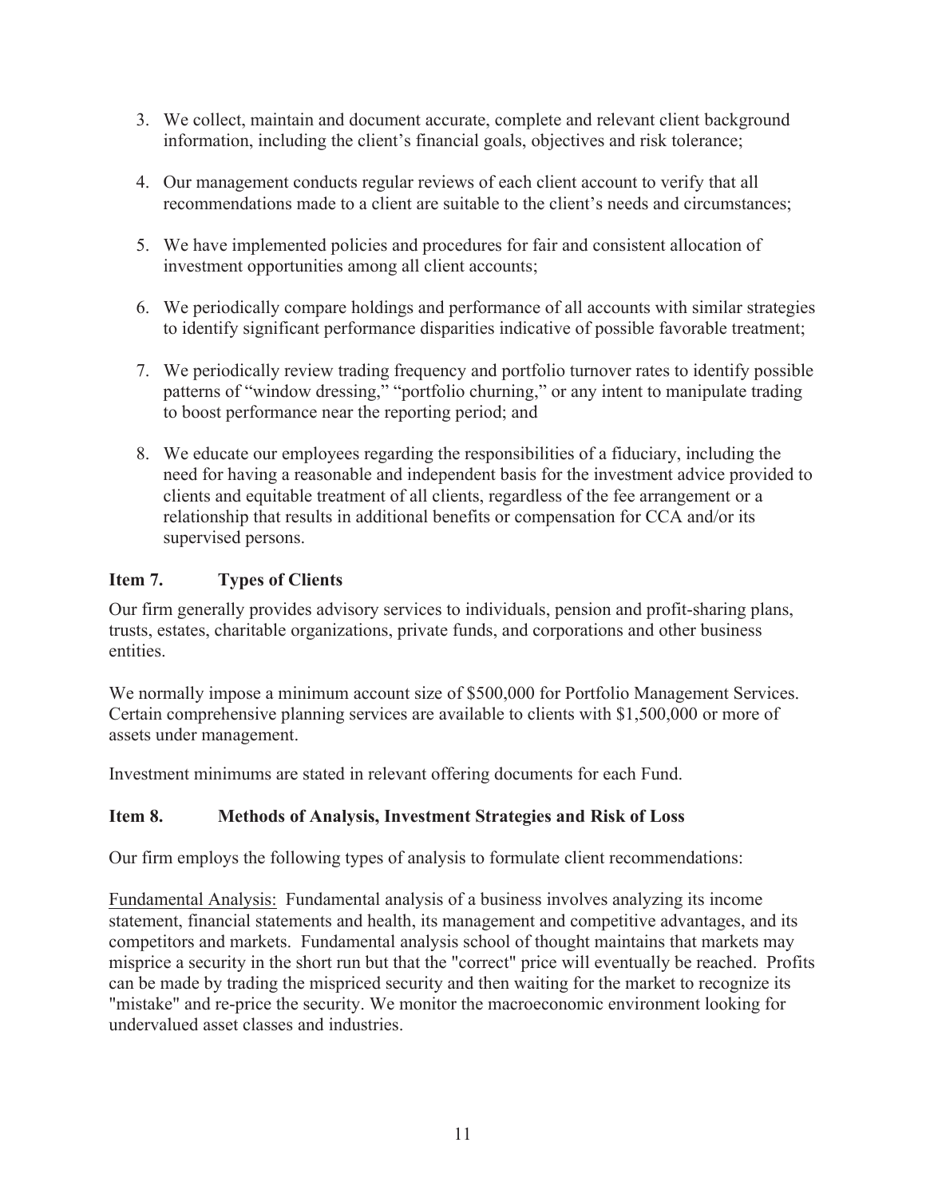3. We collect, maintain and document accurate, complete and relevant client background information, including the client's financial goals, objectives and risk tolerance;

4. Our management conducts regular reviews of each client account to verify that all recommendations made to a client are suitable to the client's needs and circumstances;

5. We have implemented policies and procedures for fair and consistent allocation of investment opportunities among all client accounts;

6. We periodically compare holdings and performance of all accounts with similar strategies to identify significant performance disparities indicative of possible favorable treatment;

7. We periodically review trading frequency and portfolio turnover rates to identify possible patterns of "window dressing," "portfolio churning," or any intent to manipulate trading to boost performance near the reporting period; and

8. We educate our employees regarding the responsibilities of a fiduciary, including the need for having a reasonable and independent basis for the investment advice provided to clients and equitable treatment of all clients, regardless of the fee arrangement or a relationship that results in additional benefits or compensation for CCA and/or its supervised persons.

## Item 7. Types of Clients

Our firm generally provides advisory services to individuals, pension and profit-sharing plans, trusts, estates, charitable organizations, private funds, and corporations and other business entities.

We normally impose a minimum account size of $500,000 for Portfolio Management Services. Certain comprehensive planning services are available to clients with $1,500,000 or more of assets under management.

Investment minimums are stated in relevant offering documents for each Fund.

## Item 8. Methods of Analysis, Investment Strategies and Risk of Loss

Our firm employs the following types of analysis to formulate client recommendations:

Fundamental Analysis: Fundamental analysis of a business involves analyzing its income statement, financial statements and health, its management and competitive advantages, and its competitors and markets. Fundamental analysis school of thought maintains that markets may misprice a security in the short run but that the "correct" price will eventually be reached. Profits can be made by trading the mispriced security and then waiting for the market to recognize its "mistake" and re-price the security. We monitor the macroeconomic environment looking for undervalued asset classes and industries.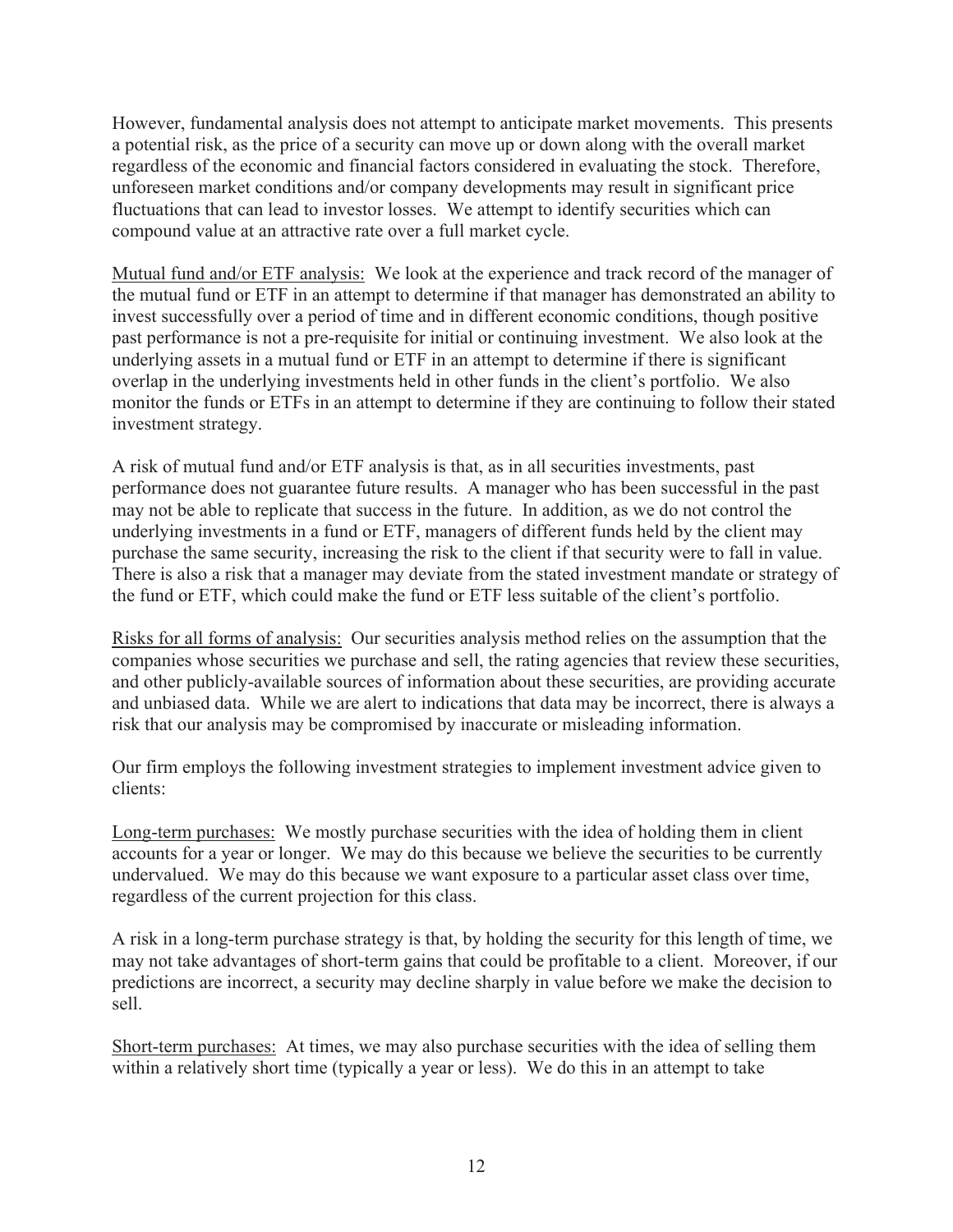However, fundamental analysis does not attempt to anticipate market movements. This presents a potential risk, as the price of a security can move up or down along with the overall market regardless of the economic and financial factors considered in evaluating the stock. Therefore, unforeseen market conditions and/or company developments may result in significant price fluctuations that can lead to investor losses. We attempt to identify securities which can compound value at an attractive rate over a full market cycle.

<u>Mutual fund and/or ETF analysis:</u> We look at the experience and track record of the manager of the mutual fund or ETF in an attempt to determine if that manager has demonstrated an ability to invest successfully over a period of time and in different economic conditions, though positive past performance is not a pre-requisite for initial or continuing investment. We also look at the underlying assets in a mutual fund or ETF in an attempt to determine if there is significant overlap in the underlying investments held in other funds in the client's portfolio. We also monitor the funds or ETFs in an attempt to determine if they are continuing to follow their stated investment strategy.

A risk of mutual fund and/or ETF analysis is that, as in all securities investments, past performance does not guarantee future results. A manager who has been successful in the past may not be able to replicate that success in the future. In addition, as we do not control the underlying investments in a fund or ETF, managers of different funds held by the client may purchase the same security, increasing the risk to the client if that security were to fall in value. There is also a risk that a manager may deviate from the stated investment mandate or strategy of the fund or ETF, which could make the fund or ETF less suitable of the client's portfolio.

<u>Risks for all forms of analysis:</u> Our securities analysis method relies on the assumption that the companies whose securities we purchase and sell, the rating agencies that review these securities, and other publicly-available sources of information about these securities, are providing accurate and unbiased data. While we are alert to indications that data may be incorrect, there is always a risk that our analysis may be compromised by inaccurate or misleading information.

Our firm employs the following investment strategies to implement investment advice given to clients:

<u>Long-term purchases:</u> We mostly purchase securities with the idea of holding them in client accounts for a year or longer. We may do this because we believe the securities to be currently undervalued. We may do this because we want exposure to a particular asset class over time, regardless of the current projection for this class.

A risk in a long-term purchase strategy is that, by holding the security for this length of time, we may not take advantages of short-term gains that could be profitable to a client. Moreover, if our predictions are incorrect, a security may decline sharply in value before we make the decision to sell.

<u>Short-term purchases:</u> At times, we may also purchase securities with the idea of selling them within a relatively short time (typically a year or less). We do this in an attempt to take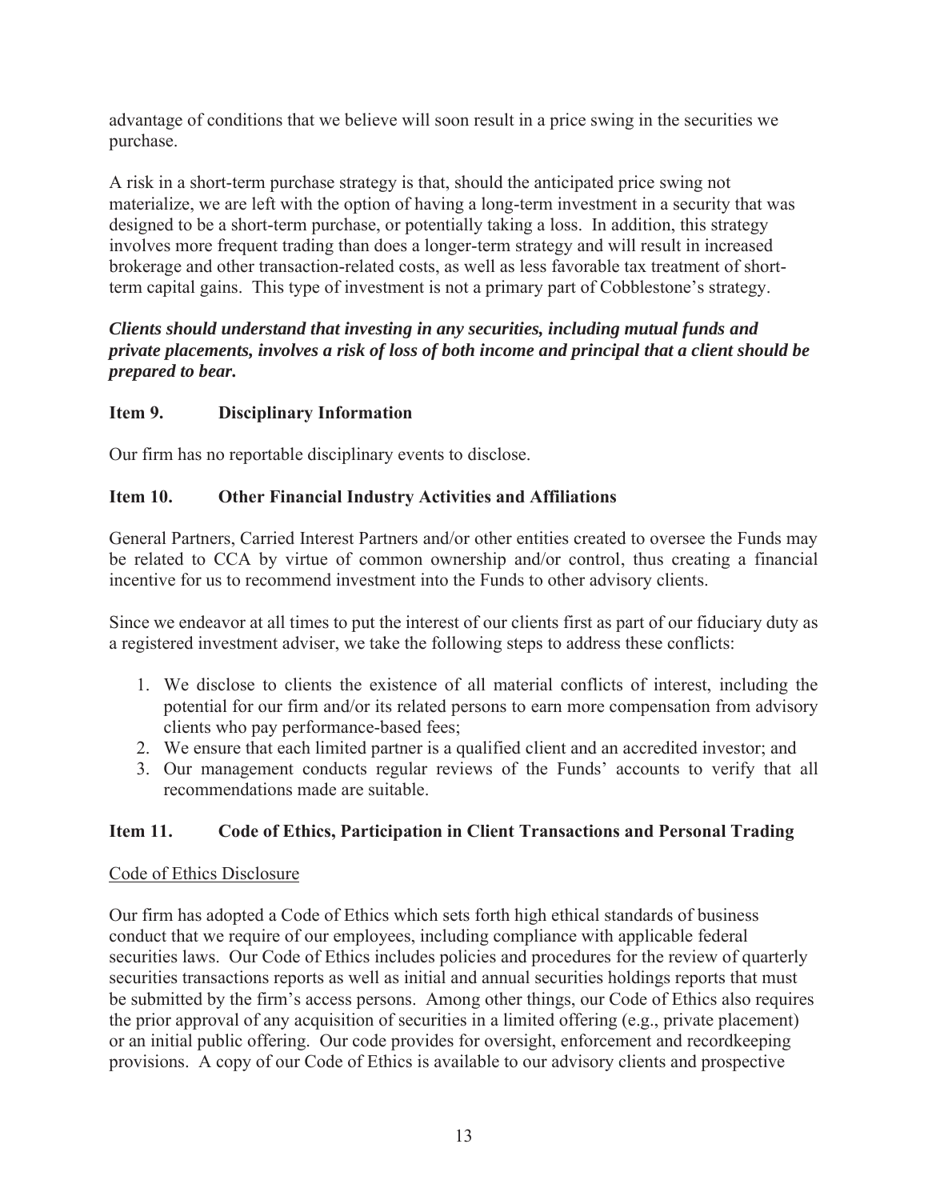advantage of conditions that we believe will soon result in a price swing in the securities we purchase.

A risk in a short-term purchase strategy is that, should the anticipated price swing not materialize, we are left with the option of having a long-term investment in a security that was designed to be a short-term purchase, or potentially taking a loss. In addition, this strategy involves more frequent trading than does a longer-term strategy and will result in increased brokerage and other transaction-related costs, as well as less favorable tax treatment of short-term capital gains. This type of investment is not a primary part of Cobblestone's strategy.

***Clients should understand that investing in any securities, including mutual funds and private placements, involves a risk of loss of both income and principal that a client should be prepared to bear.***

## Item 9. Disciplinary Information

Our firm has no reportable disciplinary events to disclose.

## Item 10. Other Financial Industry Activities and Affiliations

General Partners, Carried Interest Partners and/or other entities created to oversee the Funds may be related to CCA by virtue of common ownership and/or control, thus creating a financial incentive for us to recommend investment into the Funds to other advisory clients.

Since we endeavor at all times to put the interest of our clients first as part of our fiduciary duty as a registered investment adviser, we take the following steps to address these conflicts:

1. We disclose to clients the existence of all material conflicts of interest, including the potential for our firm and/or its related persons to earn more compensation from advisory clients who pay performance-based fees;
2. We ensure that each limited partner is a qualified client and an accredited investor; and
3. Our management conducts regular reviews of the Funds' accounts to verify that all recommendations made are suitable.

## Item 11. Code of Ethics, Participation in Client Transactions and Personal Trading

Code of Ethics Disclosure

Our firm has adopted a Code of Ethics which sets forth high ethical standards of business conduct that we require of our employees, including compliance with applicable federal securities laws. Our Code of Ethics includes policies and procedures for the review of quarterly securities transactions reports as well as initial and annual securities holdings reports that must be submitted by the firm's access persons. Among other things, our Code of Ethics also requires the prior approval of any acquisition of securities in a limited offering (e.g., private placement) or an initial public offering. Our code provides for oversight, enforcement and recordkeeping provisions. A copy of our Code of Ethics is available to our advisory clients and prospective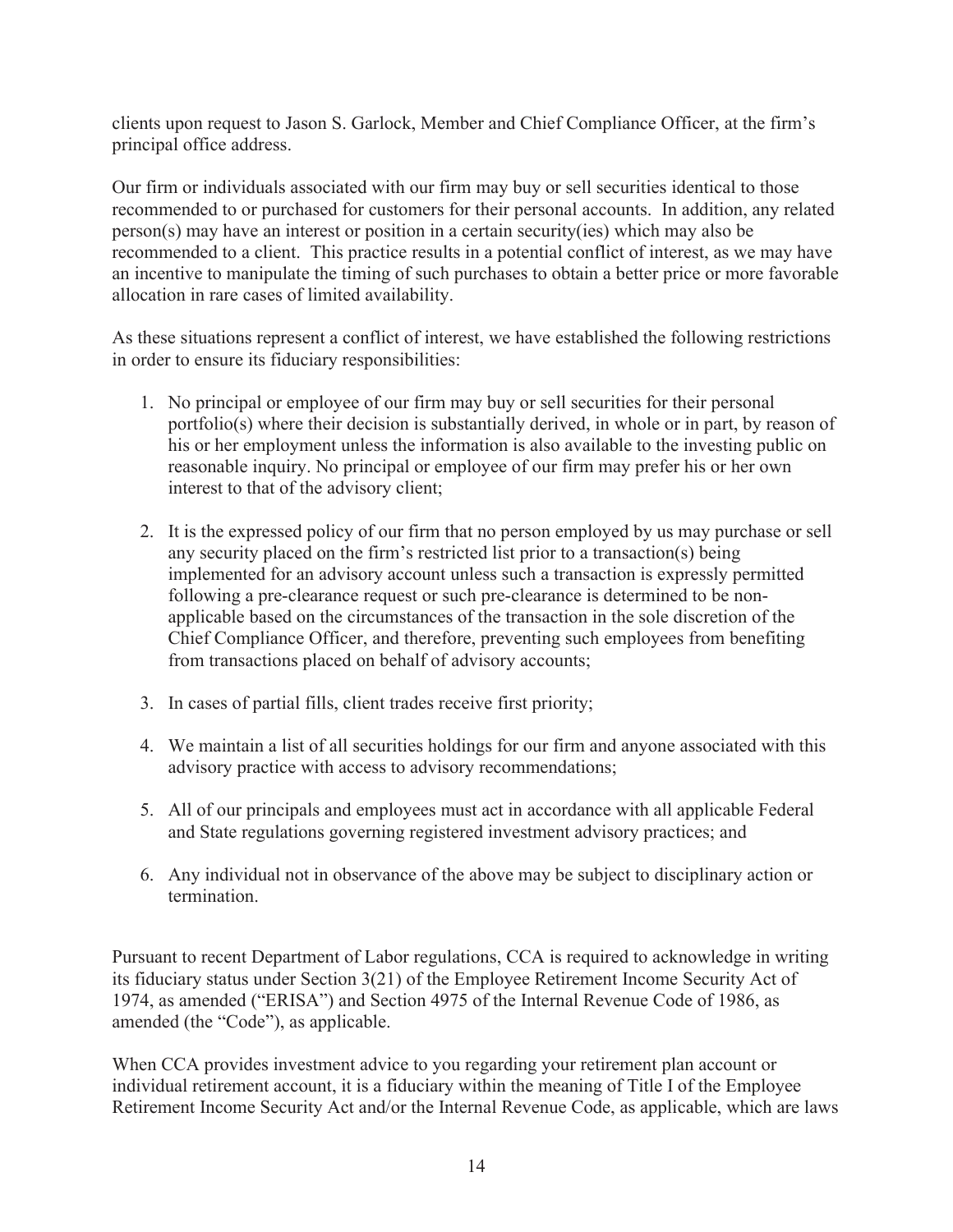clients upon request to Jason S. Garlock, Member and Chief Compliance Officer, at the firm's principal office address.

Our firm or individuals associated with our firm may buy or sell securities identical to those recommended to or purchased for customers for their personal accounts. In addition, any related person(s) may have an interest or position in a certain security(ies) which may also be recommended to a client. This practice results in a potential conflict of interest, as we may have an incentive to manipulate the timing of such purchases to obtain a better price or more favorable allocation in rare cases of limited availability.

As these situations represent a conflict of interest, we have established the following restrictions in order to ensure its fiduciary responsibilities:

1. No principal or employee of our firm may buy or sell securities for their personal portfolio(s) where their decision is substantially derived, in whole or in part, by reason of his or her employment unless the information is also available to the investing public on reasonable inquiry. No principal or employee of our firm may prefer his or her own interest to that of the advisory client;

2. It is the expressed policy of our firm that no person employed by us may purchase or sell any security placed on the firm's restricted list prior to a transaction(s) being implemented for an advisory account unless such a transaction is expressly permitted following a pre-clearance request or such pre-clearance is determined to be non-applicable based on the circumstances of the transaction in the sole discretion of the Chief Compliance Officer, and therefore, preventing such employees from benefiting from transactions placed on behalf of advisory accounts;

3. In cases of partial fills, client trades receive first priority;

4. We maintain a list of all securities holdings for our firm and anyone associated with this advisory practice with access to advisory recommendations;

5. All of our principals and employees must act in accordance with all applicable Federal and State regulations governing registered investment advisory practices; and

6. Any individual not in observance of the above may be subject to disciplinary action or termination.

Pursuant to recent Department of Labor regulations, CCA is required to acknowledge in writing its fiduciary status under Section 3(21) of the Employee Retirement Income Security Act of 1974, as amended ("ERISA") and Section 4975 of the Internal Revenue Code of 1986, as amended (the "Code"), as applicable.

When CCA provides investment advice to you regarding your retirement plan account or individual retirement account, it is a fiduciary within the meaning of Title I of the Employee Retirement Income Security Act and/or the Internal Revenue Code, as applicable, which are laws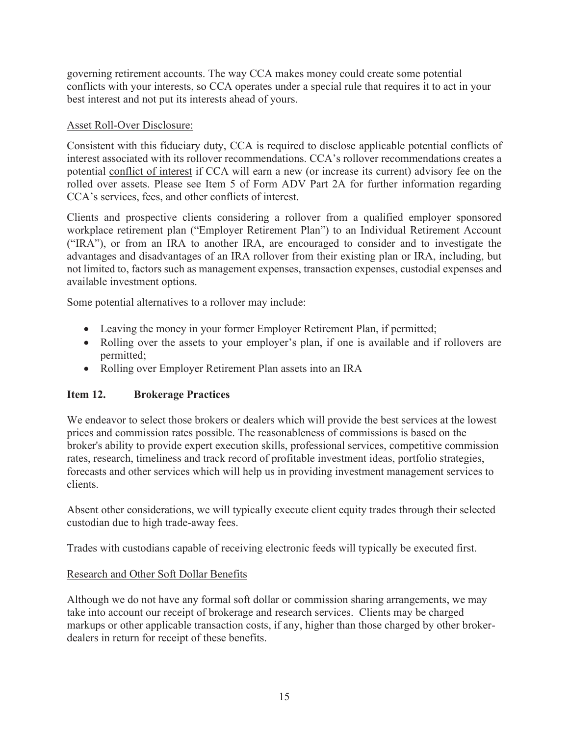governing retirement accounts. The way CCA makes money could create some potential conflicts with your interests, so CCA operates under a special rule that requires it to act in your best interest and not put its interests ahead of yours.

Asset Roll-Over Disclosure:

Consistent with this fiduciary duty, CCA is required to disclose applicable potential conflicts of interest associated with its rollover recommendations. CCA's rollover recommendations creates a potential conflict of interest if CCA will earn a new (or increase its current) advisory fee on the rolled over assets. Please see Item 5 of Form ADV Part 2A for further information regarding CCA's services, fees, and other conflicts of interest.

Clients and prospective clients considering a rollover from a qualified employer sponsored workplace retirement plan ("Employer Retirement Plan") to an Individual Retirement Account ("IRA"), or from an IRA to another IRA, are encouraged to consider and to investigate the advantages and disadvantages of an IRA rollover from their existing plan or IRA, including, but not limited to, factors such as management expenses, transaction expenses, custodial expenses and available investment options.

Some potential alternatives to a rollover may include:

- Leaving the money in your former Employer Retirement Plan, if permitted;
- Rolling over the assets to your employer's plan, if one is available and if rollovers are permitted;
- Rolling over Employer Retirement Plan assets into an IRA

## Item 12. Brokerage Practices

We endeavor to select those brokers or dealers which will provide the best services at the lowest prices and commission rates possible. The reasonableness of commissions is based on the broker's ability to provide expert execution skills, professional services, competitive commission rates, research, timeliness and track record of profitable investment ideas, portfolio strategies, forecasts and other services which will help us in providing investment management services to clients.

Absent other considerations, we will typically execute client equity trades through their selected custodian due to high trade-away fees.

Trades with custodians capable of receiving electronic feeds will typically be executed first.

Research and Other Soft Dollar Benefits

Although we do not have any formal soft dollar or commission sharing arrangements, we may take into account our receipt of brokerage and research services. Clients may be charged markups or other applicable transaction costs, if any, higher than those charged by other broker-dealers in return for receipt of these benefits.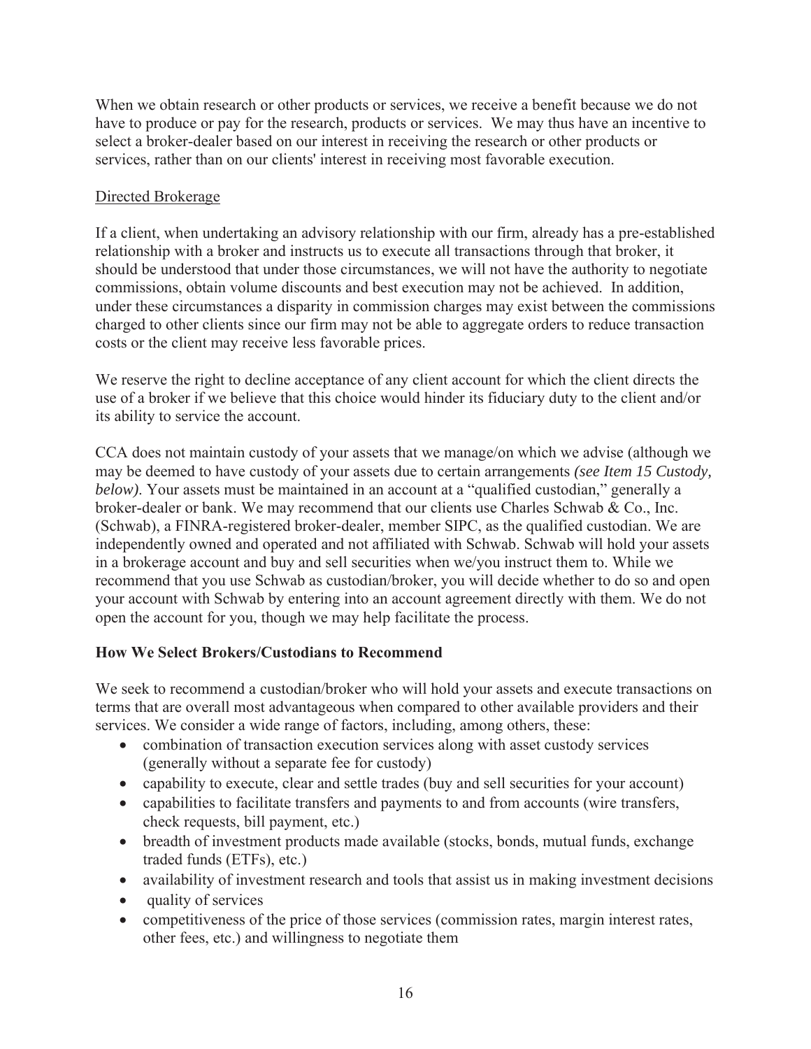When we obtain research or other products or services, we receive a benefit because we do not have to produce or pay for the research, products or services. We may thus have an incentive to select a broker-dealer based on our interest in receiving the research or other products or services, rather than on our clients' interest in receiving most favorable execution.

Directed Brokerage

If a client, when undertaking an advisory relationship with our firm, already has a pre-established relationship with a broker and instructs us to execute all transactions through that broker, it should be understood that under those circumstances, we will not have the authority to negotiate commissions, obtain volume discounts and best execution may not be achieved. In addition, under these circumstances a disparity in commission charges may exist between the commissions charged to other clients since our firm may not be able to aggregate orders to reduce transaction costs or the client may receive less favorable prices.

We reserve the right to decline acceptance of any client account for which the client directs the use of a broker if we believe that this choice would hinder its fiduciary duty to the client and/or its ability to service the account.

CCA does not maintain custody of your assets that we manage/on which we advise (although we may be deemed to have custody of your assets due to certain arrangements *(see Item 15 Custody, below)*. Your assets must be maintained in an account at a "qualified custodian," generally a broker-dealer or bank. We may recommend that our clients use Charles Schwab & Co., Inc. (Schwab), a FINRA-registered broker-dealer, member SIPC, as the qualified custodian. We are independently owned and operated and not affiliated with Schwab. Schwab will hold your assets in a brokerage account and buy and sell securities when we/you instruct them to. While we recommend that you use Schwab as custodian/broker, you will decide whether to do so and open your account with Schwab by entering into an account agreement directly with them. We do not open the account for you, though we may help facilitate the process.

**How We Select Brokers/Custodians to Recommend**

We seek to recommend a custodian/broker who will hold your assets and execute transactions on terms that are overall most advantageous when compared to other available providers and their services. We consider a wide range of factors, including, among others, these:

- combination of transaction execution services along with asset custody services (generally without a separate fee for custody)
- capability to execute, clear and settle trades (buy and sell securities for your account)
- capabilities to facilitate transfers and payments to and from accounts (wire transfers, check requests, bill payment, etc.)
- breadth of investment products made available (stocks, bonds, mutual funds, exchange traded funds (ETFs), etc.)
- availability of investment research and tools that assist us in making investment decisions
- quality of services
- competitiveness of the price of those services (commission rates, margin interest rates, other fees, etc.) and willingness to negotiate them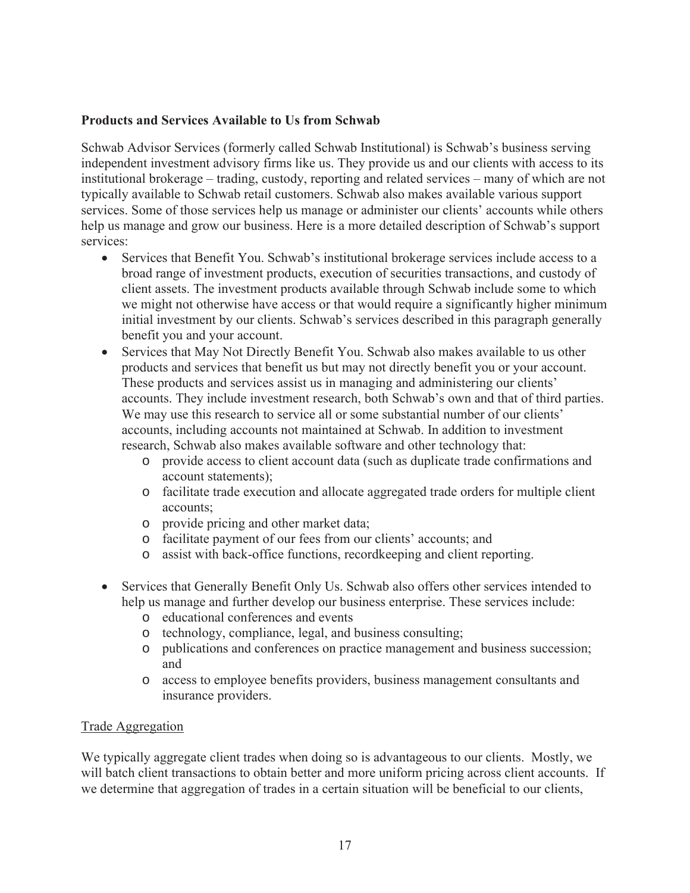**Products and Services Available to Us from Schwab**

Schwab Advisor Services (formerly called Schwab Institutional) is Schwab's business serving independent investment advisory firms like us. They provide us and our clients with access to its institutional brokerage – trading, custody, reporting and related services – many of which are not typically available to Schwab retail customers. Schwab also makes available various support services. Some of those services help us manage or administer our clients' accounts while others help us manage and grow our business. Here is a more detailed description of Schwab's support services:

- Services that Benefit You. Schwab's institutional brokerage services include access to a broad range of investment products, execution of securities transactions, and custody of client assets. The investment products available through Schwab include some to which we might not otherwise have access or that would require a significantly higher minimum initial investment by our clients. Schwab's services described in this paragraph generally benefit you and your account.
- Services that May Not Directly Benefit You. Schwab also makes available to us other products and services that benefit us but may not directly benefit you or your account. These products and services assist us in managing and administering our clients' accounts. They include investment research, both Schwab's own and that of third parties. We may use this research to service all or some substantial number of our clients' accounts, including accounts not maintained at Schwab. In addition to investment research, Schwab also makes available software and other technology that:
  - provide access to client account data (such as duplicate trade confirmations and account statements);
  - facilitate trade execution and allocate aggregated trade orders for multiple client accounts;
  - provide pricing and other market data;
  - facilitate payment of our fees from our clients' accounts; and
  - assist with back-office functions, recordkeeping and client reporting.
- Services that Generally Benefit Only Us. Schwab also offers other services intended to help us manage and further develop our business enterprise. These services include:
  - educational conferences and events
  - technology, compliance, legal, and business consulting;
  - publications and conferences on practice management and business succession; and
  - access to employee benefits providers, business management consultants and insurance providers.

Trade Aggregation

We typically aggregate client trades when doing so is advantageous to our clients. Mostly, we will batch client transactions to obtain better and more uniform pricing across client accounts. If we determine that aggregation of trades in a certain situation will be beneficial to our clients,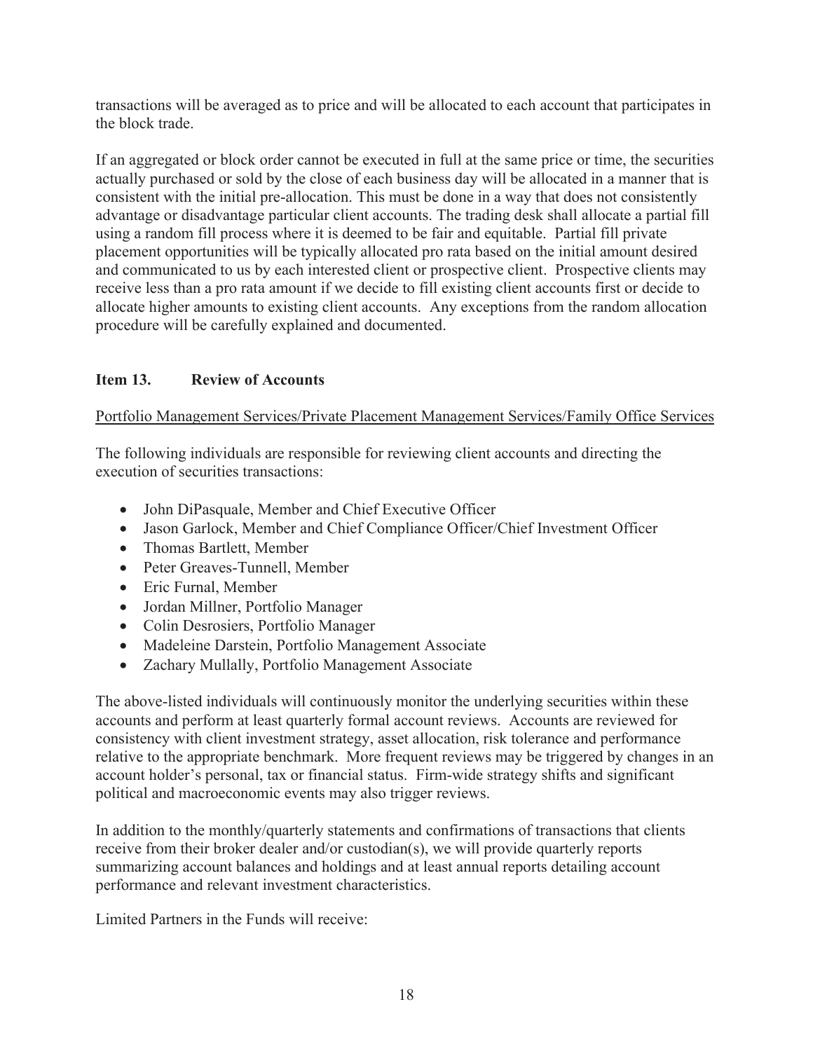transactions will be averaged as to price and will be allocated to each account that participates in the block trade.

If an aggregated or block order cannot be executed in full at the same price or time, the securities actually purchased or sold by the close of each business day will be allocated in a manner that is consistent with the initial pre-allocation. This must be done in a way that does not consistently advantage or disadvantage particular client accounts. The trading desk shall allocate a partial fill using a random fill process where it is deemed to be fair and equitable. Partial fill private placement opportunities will be typically allocated pro rata based on the initial amount desired and communicated to us by each interested client or prospective client. Prospective clients may receive less than a pro rata amount if we decide to fill existing client accounts first or decide to allocate higher amounts to existing client accounts. Any exceptions from the random allocation procedure will be carefully explained and documented.

## Item 13. Review of Accounts

Portfolio Management Services/Private Placement Management Services/Family Office Services

The following individuals are responsible for reviewing client accounts and directing the execution of securities transactions:

- John DiPasquale, Member and Chief Executive Officer
- Jason Garlock, Member and Chief Compliance Officer/Chief Investment Officer
- Thomas Bartlett, Member
- Peter Greaves-Tunnell, Member
- Eric Furnal, Member
- Jordan Millner, Portfolio Manager
- Colin Desrosiers, Portfolio Manager
- Madeleine Darstein, Portfolio Management Associate
- Zachary Mullally, Portfolio Management Associate

The above-listed individuals will continuously monitor the underlying securities within these accounts and perform at least quarterly formal account reviews. Accounts are reviewed for consistency with client investment strategy, asset allocation, risk tolerance and performance relative to the appropriate benchmark. More frequent reviews may be triggered by changes in an account holder's personal, tax or financial status. Firm-wide strategy shifts and significant political and macroeconomic events may also trigger reviews.

In addition to the monthly/quarterly statements and confirmations of transactions that clients receive from their broker dealer and/or custodian(s), we will provide quarterly reports summarizing account balances and holdings and at least annual reports detailing account performance and relevant investment characteristics.

Limited Partners in the Funds will receive: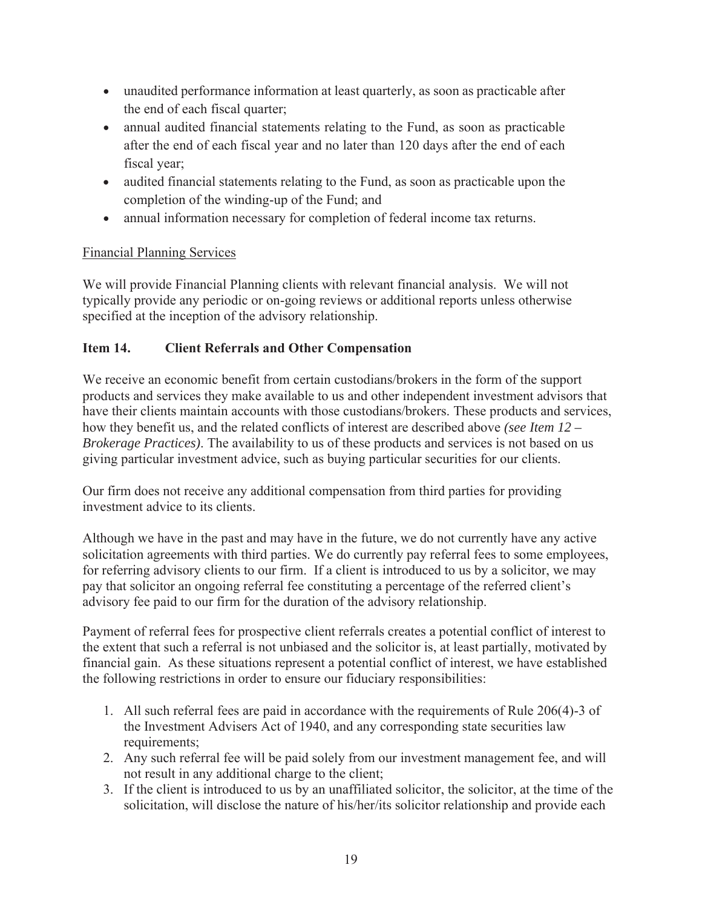- unaudited performance information at least quarterly, as soon as practicable after the end of each fiscal quarter;
- annual audited financial statements relating to the Fund, as soon as practicable after the end of each fiscal year and no later than 120 days after the end of each fiscal year;
- audited financial statements relating to the Fund, as soon as practicable upon the completion of the winding-up of the Fund; and
- annual information necessary for completion of federal income tax returns.

Financial Planning Services

We will provide Financial Planning clients with relevant financial analysis. We will not typically provide any periodic or on-going reviews or additional reports unless otherwise specified at the inception of the advisory relationship.

## Item 14. Client Referrals and Other Compensation

We receive an economic benefit from certain custodians/brokers in the form of the support products and services they make available to us and other independent investment advisors that have their clients maintain accounts with those custodians/brokers. These products and services, how they benefit us, and the related conflicts of interest are described above *(see Item 12 – Brokerage Practices)*. The availability to us of these products and services is not based on us giving particular investment advice, such as buying particular securities for our clients.

Our firm does not receive any additional compensation from third parties for providing investment advice to its clients.

Although we have in the past and may have in the future, we do not currently have any active solicitation agreements with third parties. We do currently pay referral fees to some employees, for referring advisory clients to our firm. If a client is introduced to us by a solicitor, we may pay that solicitor an ongoing referral fee constituting a percentage of the referred client's advisory fee paid to our firm for the duration of the advisory relationship.

Payment of referral fees for prospective client referrals creates a potential conflict of interest to the extent that such a referral is not unbiased and the solicitor is, at least partially, motivated by financial gain. As these situations represent a potential conflict of interest, we have established the following restrictions in order to ensure our fiduciary responsibilities:

1. All such referral fees are paid in accordance with the requirements of Rule 206(4)-3 of the Investment Advisers Act of 1940, and any corresponding state securities law requirements;
2. Any such referral fee will be paid solely from our investment management fee, and will not result in any additional charge to the client;
3. If the client is introduced to us by an unaffiliated solicitor, the solicitor, at the time of the solicitation, will disclose the nature of his/her/its solicitor relationship and provide each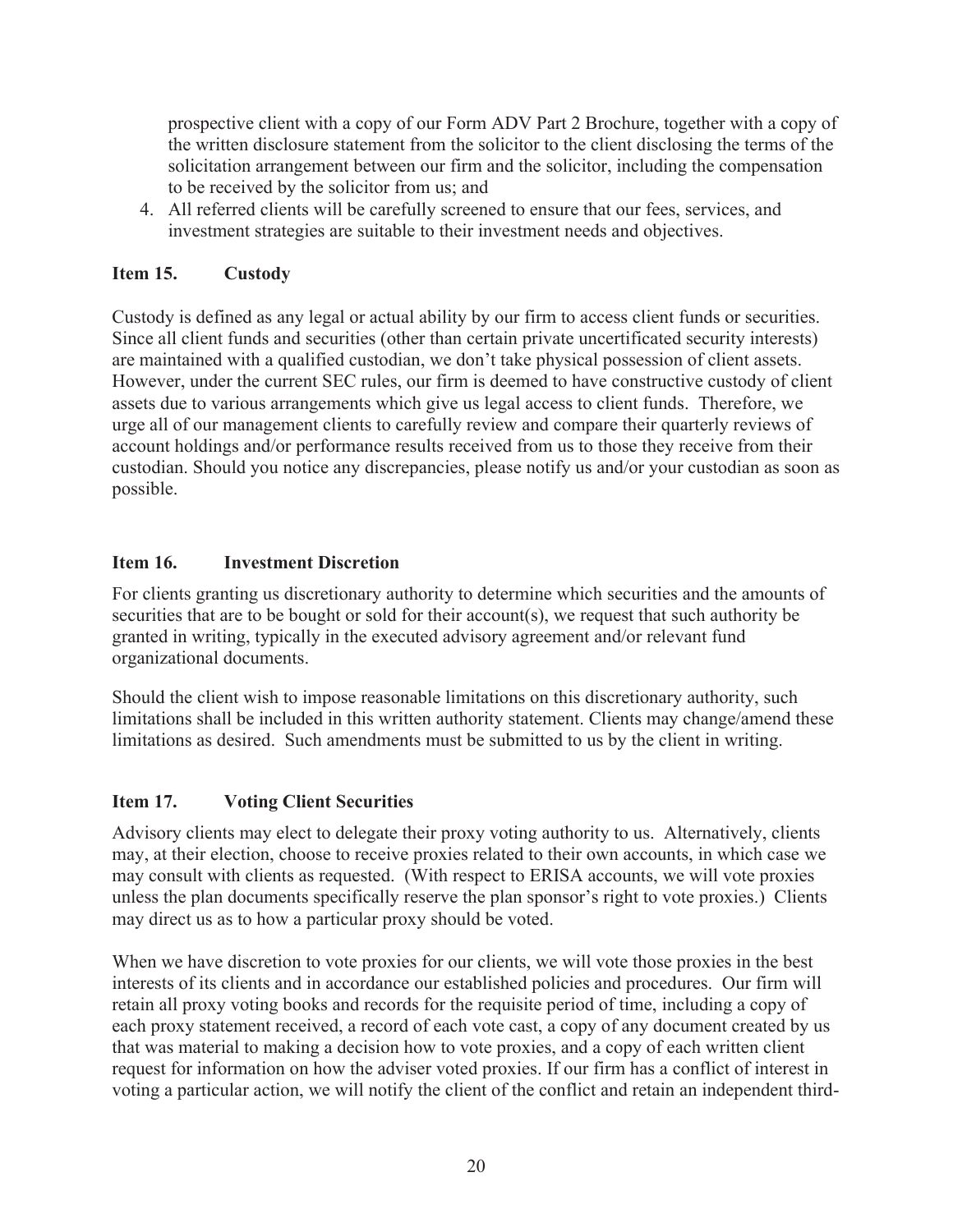prospective client with a copy of our Form ADV Part 2 Brochure, together with a copy of the written disclosure statement from the solicitor to the client disclosing the terms of the solicitation arrangement between our firm and the solicitor, including the compensation to be received by the solicitor from us; and

4. All referred clients will be carefully screened to ensure that our fees, services, and investment strategies are suitable to their investment needs and objectives.

## Item 15. Custody

Custody is defined as any legal or actual ability by our firm to access client funds or securities. Since all client funds and securities (other than certain private uncertificated security interests) are maintained with a qualified custodian, we don't take physical possession of client assets. However, under the current SEC rules, our firm is deemed to have constructive custody of client assets due to various arrangements which give us legal access to client funds. Therefore, we urge all of our management clients to carefully review and compare their quarterly reviews of account holdings and/or performance results received from us to those they receive from their custodian. Should you notice any discrepancies, please notify us and/or your custodian as soon as possible.

## Item 16. Investment Discretion

For clients granting us discretionary authority to determine which securities and the amounts of securities that are to be bought or sold for their account(s), we request that such authority be granted in writing, typically in the executed advisory agreement and/or relevant fund organizational documents.

Should the client wish to impose reasonable limitations on this discretionary authority, such limitations shall be included in this written authority statement. Clients may change/amend these limitations as desired. Such amendments must be submitted to us by the client in writing.

## Item 17. Voting Client Securities

Advisory clients may elect to delegate their proxy voting authority to us. Alternatively, clients may, at their election, choose to receive proxies related to their own accounts, in which case we may consult with clients as requested. (With respect to ERISA accounts, we will vote proxies unless the plan documents specifically reserve the plan sponsor's right to vote proxies.) Clients may direct us as to how a particular proxy should be voted.

When we have discretion to vote proxies for our clients, we will vote those proxies in the best interests of its clients and in accordance our established policies and procedures. Our firm will retain all proxy voting books and records for the requisite period of time, including a copy of each proxy statement received, a record of each vote cast, a copy of any document created by us that was material to making a decision how to vote proxies, and a copy of each written client request for information on how the adviser voted proxies. If our firm has a conflict of interest in voting a particular action, we will notify the client of the conflict and retain an independent third-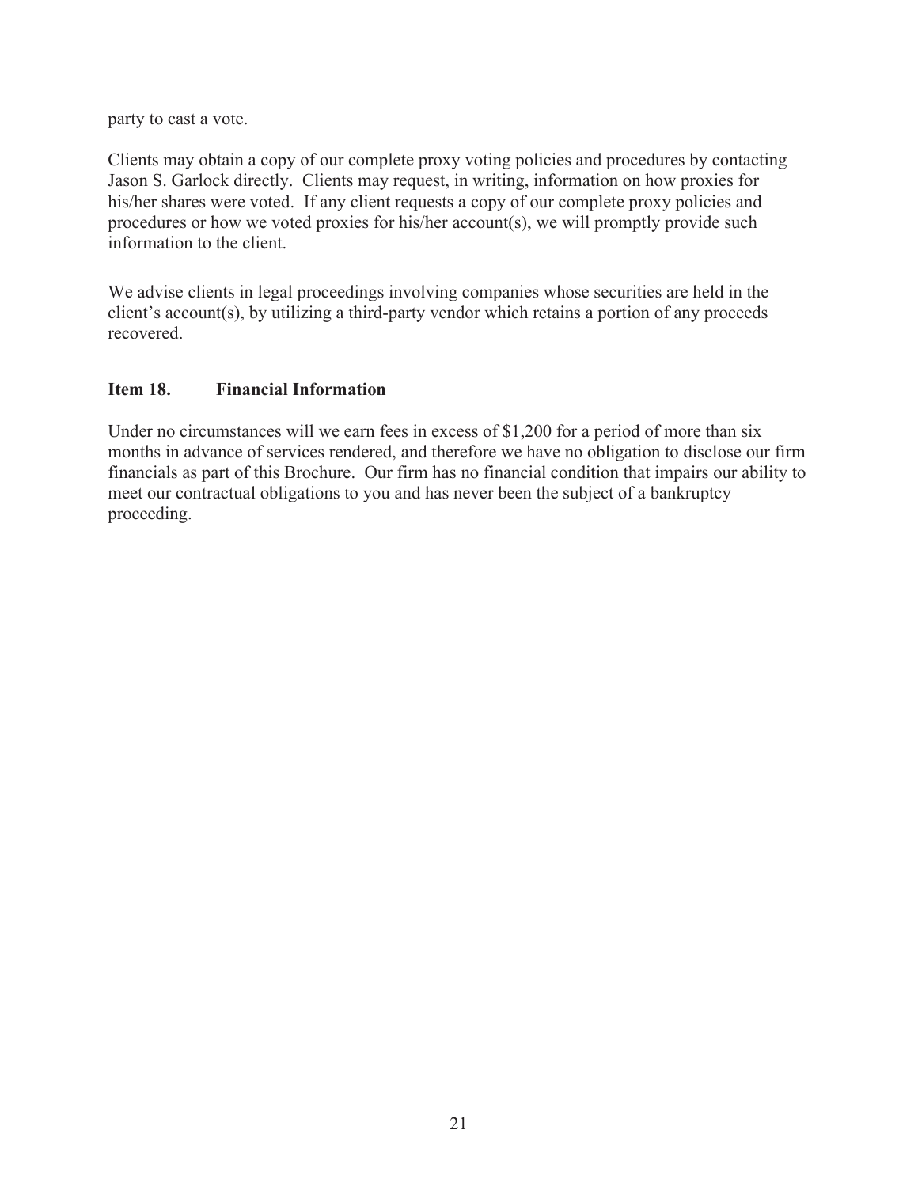party to cast a vote.

Clients may obtain a copy of our complete proxy voting policies and procedures by contacting Jason S. Garlock directly. Clients may request, in writing, information on how proxies for his/her shares were voted. If any client requests a copy of our complete proxy policies and procedures or how we voted proxies for his/her account(s), we will promptly provide such information to the client.

We advise clients in legal proceedings involving companies whose securities are held in the client's account(s), by utilizing a third-party vendor which retains a portion of any proceeds recovered.

## Item 18. Financial Information

Under no circumstances will we earn fees in excess of $1,200 for a period of more than six months in advance of services rendered, and therefore we have no obligation to disclose our firm financials as part of this Brochure. Our firm has no financial condition that impairs our ability to meet our contractual obligations to you and has never been the subject of a bankruptcy proceeding.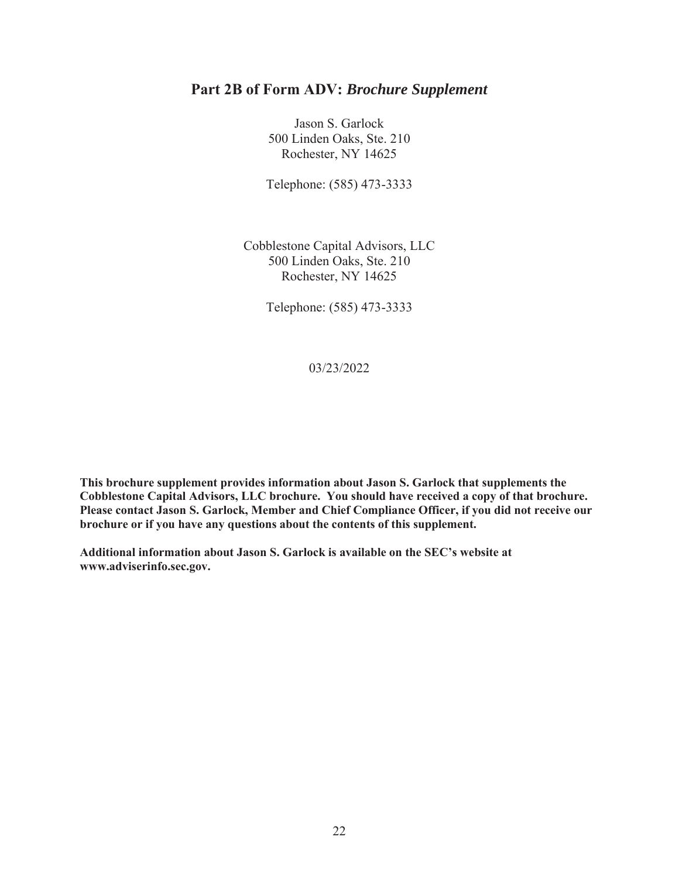# Part 2B of Form ADV: *Brochure Supplement*

Jason S. Garlock
500 Linden Oaks, Ste. 210
Rochester, NY 14625

Telephone: (585) 473-3333

Cobblestone Capital Advisors, LLC
500 Linden Oaks, Ste. 210
Rochester, NY 14625

Telephone: (585) 473-3333

03/23/2022

**This brochure supplement provides information about Jason S. Garlock that supplements the Cobblestone Capital Advisors, LLC brochure. You should have received a copy of that brochure. Please contact Jason S. Garlock, Member and Chief Compliance Officer, if you did not receive our brochure or if you have any questions about the contents of this supplement.**

**Additional information about Jason S. Garlock is available on the SEC's website at www.adviserinfo.sec.gov.**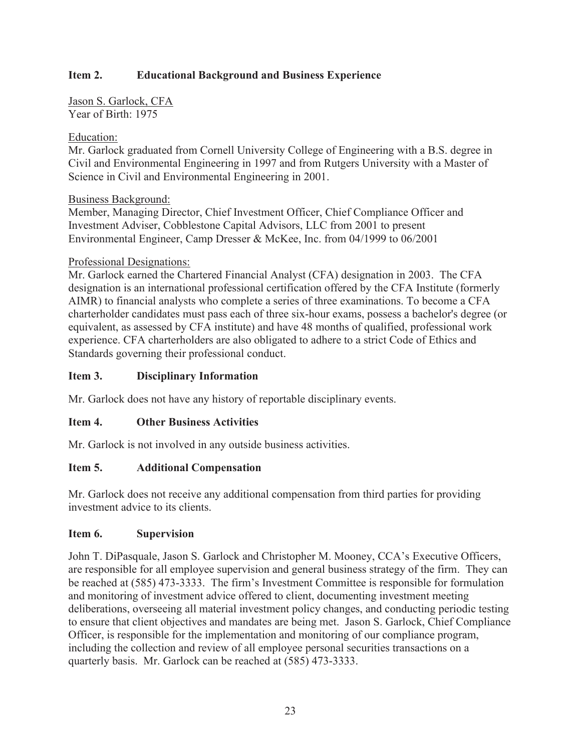## Item 2. Educational Background and Business Experience

Jason S. Garlock, CFA
Year of Birth: 1975

Education:
Mr. Garlock graduated from Cornell University College of Engineering with a B.S. degree in Civil and Environmental Engineering in 1997 and from Rutgers University with a Master of Science in Civil and Environmental Engineering in 2001.

Business Background:
Member, Managing Director, Chief Investment Officer, Chief Compliance Officer and Investment Adviser, Cobblestone Capital Advisors, LLC from 2001 to present
Environmental Engineer, Camp Dresser & McKee, Inc. from 04/1999 to 06/2001

Professional Designations:
Mr. Garlock earned the Chartered Financial Analyst (CFA) designation in 2003. The CFA designation is an international professional certification offered by the CFA Institute (formerly AIMR) to financial analysts who complete a series of three examinations. To become a CFA charterholder candidates must pass each of three six-hour exams, possess a bachelor's degree (or equivalent, as assessed by CFA institute) and have 48 months of qualified, professional work experience. CFA charterholders are also obligated to adhere to a strict Code of Ethics and Standards governing their professional conduct.

## Item 3. Disciplinary Information

Mr. Garlock does not have any history of reportable disciplinary events.

## Item 4. Other Business Activities

Mr. Garlock is not involved in any outside business activities.

## Item 5. Additional Compensation

Mr. Garlock does not receive any additional compensation from third parties for providing investment advice to its clients.

## Item 6. Supervision

John T. DiPasquale, Jason S. Garlock and Christopher M. Mooney, CCA's Executive Officers, are responsible for all employee supervision and general business strategy of the firm. They can be reached at (585) 473-3333. The firm's Investment Committee is responsible for formulation and monitoring of investment advice offered to client, documenting investment meeting deliberations, overseeing all material investment policy changes, and conducting periodic testing to ensure that client objectives and mandates are being met. Jason S. Garlock, Chief Compliance Officer, is responsible for the implementation and monitoring of our compliance program, including the collection and review of all employee personal securities transactions on a quarterly basis. Mr. Garlock can be reached at (585) 473-3333.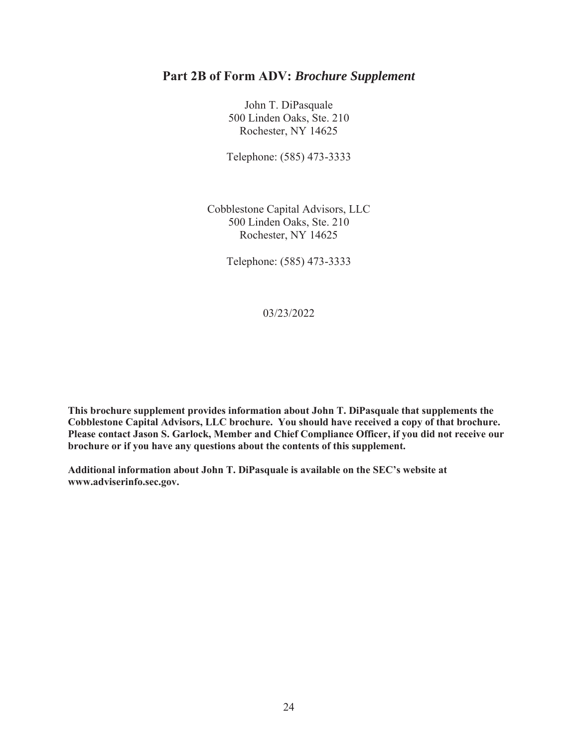# Part 2B of Form ADV: *Brochure Supplement*

John T. DiPasquale
500 Linden Oaks, Ste. 210
Rochester, NY 14625

Telephone: (585) 473-3333

Cobblestone Capital Advisors, LLC
500 Linden Oaks, Ste. 210
Rochester, NY 14625

Telephone: (585) 473-3333

03/23/2022

**This brochure supplement provides information about John T. DiPasquale that supplements the Cobblestone Capital Advisors, LLC brochure. You should have received a copy of that brochure. Please contact Jason S. Garlock, Member and Chief Compliance Officer, if you did not receive our brochure or if you have any questions about the contents of this supplement.**

**Additional information about John T. DiPasquale is available on the SEC's website at www.adviserinfo.sec.gov.**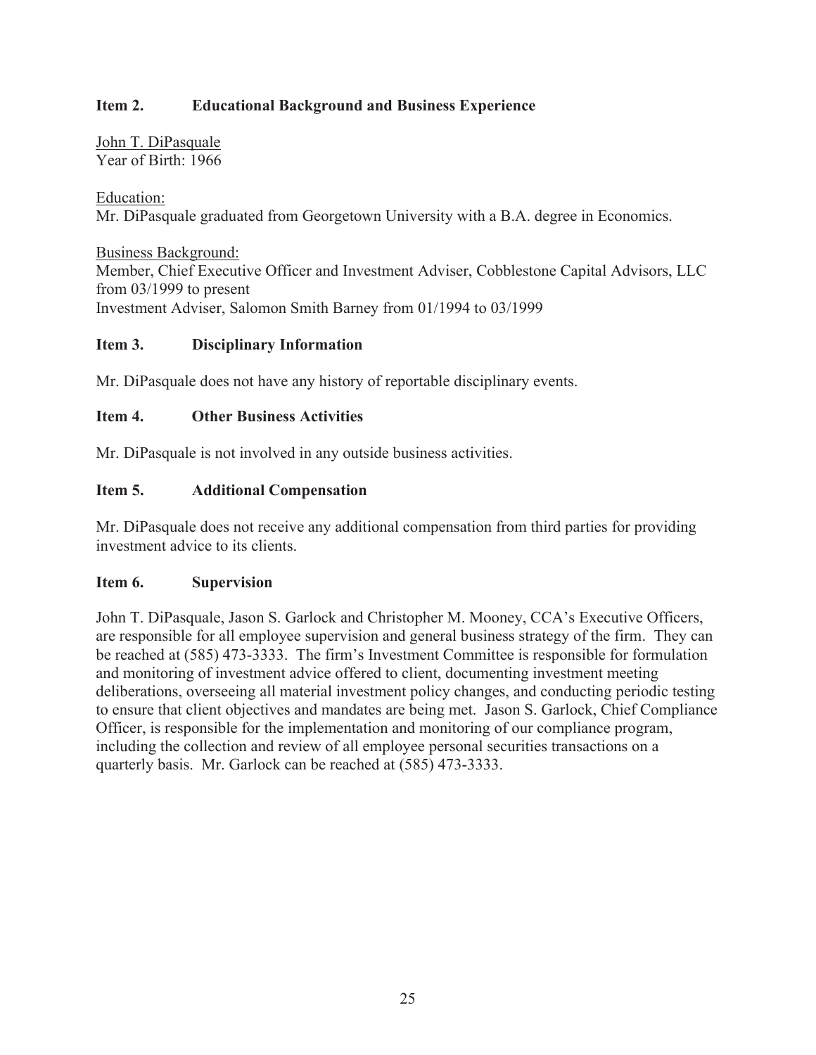## Item 2. Educational Background and Business Experience

John T. DiPasquale
Year of Birth: 1966

Education:
Mr. DiPasquale graduated from Georgetown University with a B.A. degree in Economics.

Business Background:
Member, Chief Executive Officer and Investment Adviser, Cobblestone Capital Advisors, LLC from 03/1999 to present
Investment Adviser, Salomon Smith Barney from 01/1994 to 03/1999

## Item 3. Disciplinary Information

Mr. DiPasquale does not have any history of reportable disciplinary events.

## Item 4. Other Business Activities

Mr. DiPasquale is not involved in any outside business activities.

## Item 5. Additional Compensation

Mr. DiPasquale does not receive any additional compensation from third parties for providing investment advice to its clients.

## Item 6. Supervision

John T. DiPasquale, Jason S. Garlock and Christopher M. Mooney, CCA's Executive Officers, are responsible for all employee supervision and general business strategy of the firm. They can be reached at (585) 473-3333. The firm's Investment Committee is responsible for formulation and monitoring of investment advice offered to client, documenting investment meeting deliberations, overseeing all material investment policy changes, and conducting periodic testing to ensure that client objectives and mandates are being met. Jason S. Garlock, Chief Compliance Officer, is responsible for the implementation and monitoring of our compliance program, including the collection and review of all employee personal securities transactions on a quarterly basis. Mr. Garlock can be reached at (585) 473-3333.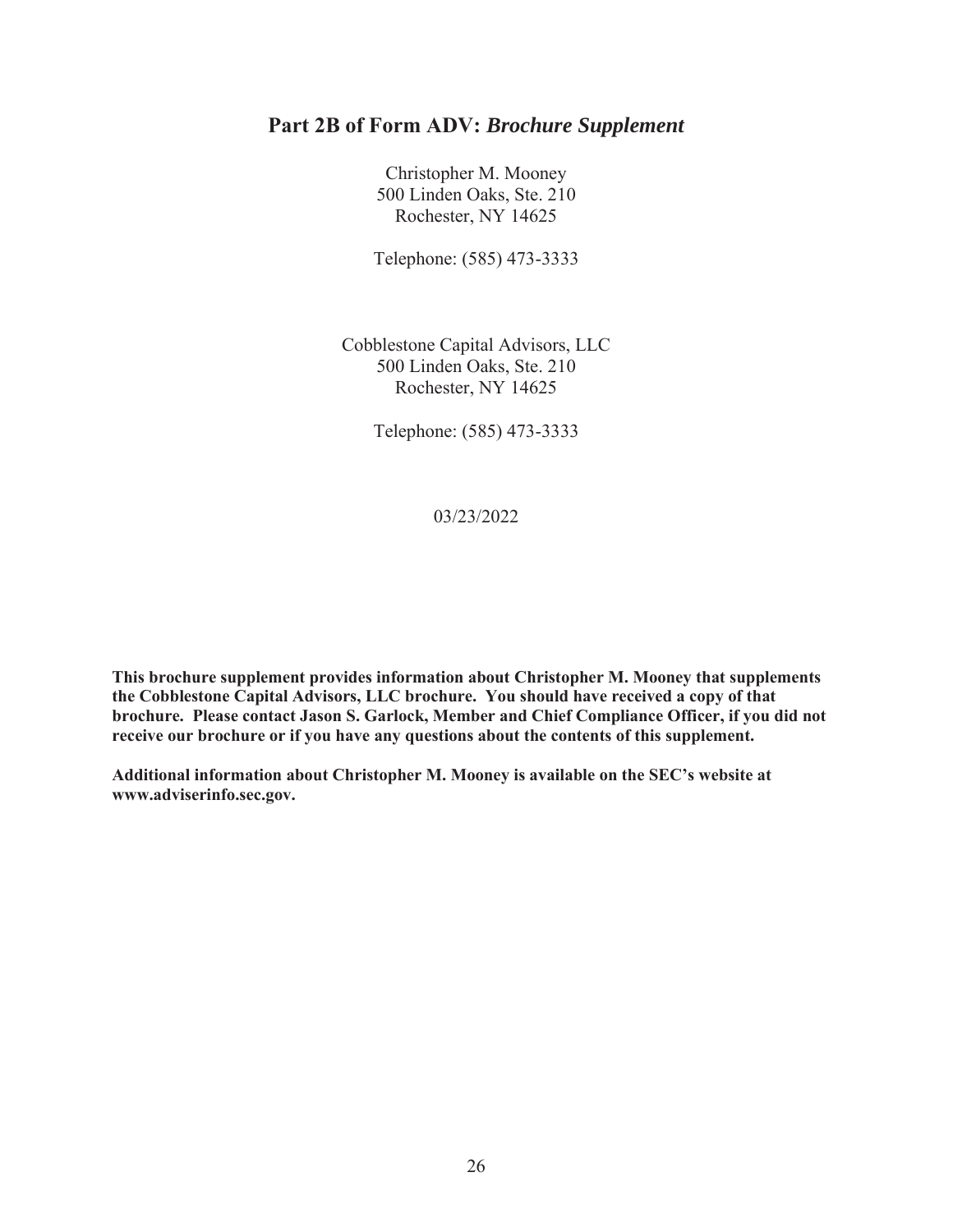## Part 2B of Form ADV: *Brochure Supplement*

Christopher M. Mooney
500 Linden Oaks, Ste. 210
Rochester, NY 14625

Telephone: (585) 473-3333

Cobblestone Capital Advisors, LLC
500 Linden Oaks, Ste. 210
Rochester, NY 14625

Telephone: (585) 473-3333

03/23/2022

**This brochure supplement provides information about Christopher M. Mooney that supplements the Cobblestone Capital Advisors, LLC brochure. You should have received a copy of that brochure. Please contact Jason S. Garlock, Member and Chief Compliance Officer, if you did not receive our brochure or if you have any questions about the contents of this supplement.**

**Additional information about Christopher M. Mooney is available on the SEC's website at www.adviserinfo.sec.gov.**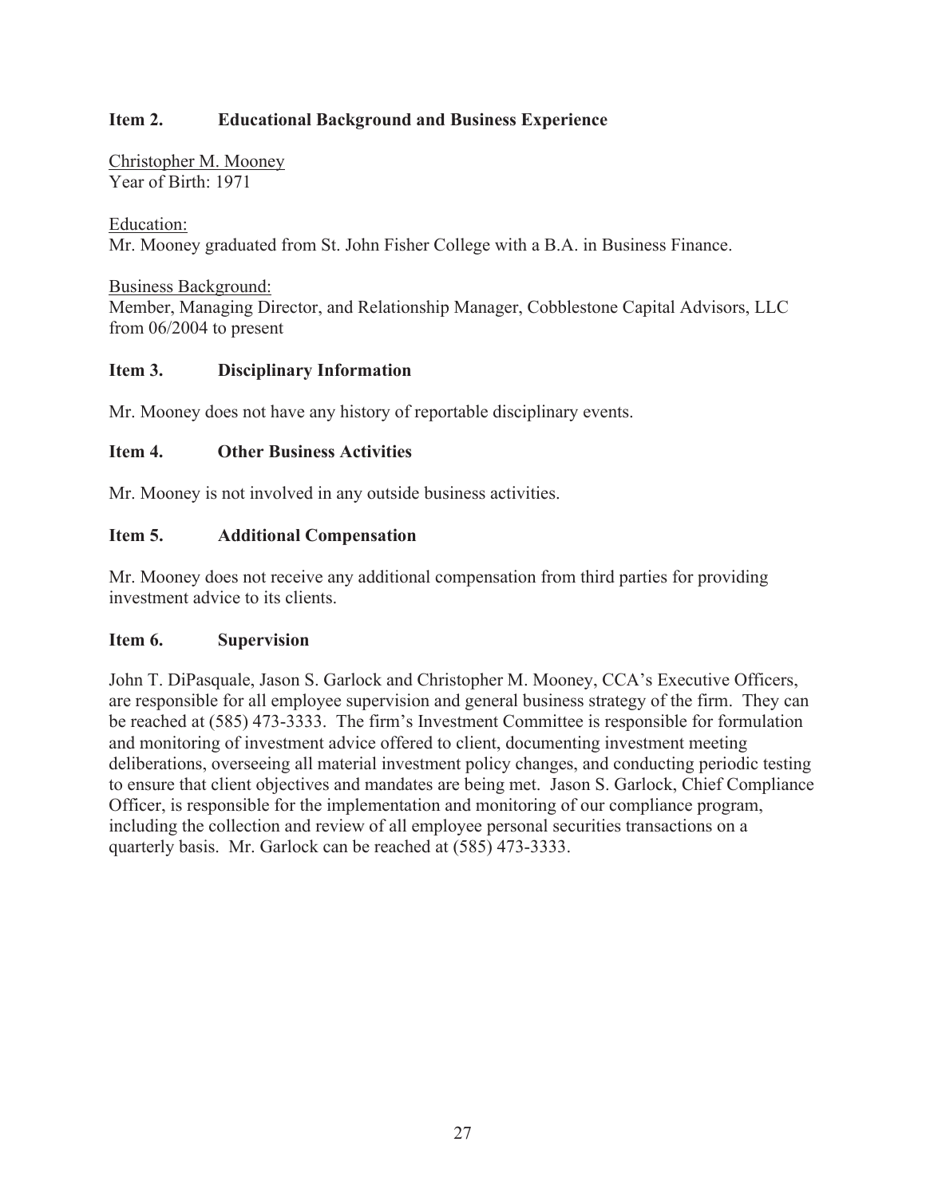## Item 2. Educational Background and Business Experience

Christopher M. Mooney
Year of Birth: 1971

Education:
Mr. Mooney graduated from St. John Fisher College with a B.A. in Business Finance.

Business Background:
Member, Managing Director, and Relationship Manager, Cobblestone Capital Advisors, LLC from 06/2004 to present

## Item 3. Disciplinary Information

Mr. Mooney does not have any history of reportable disciplinary events.

## Item 4. Other Business Activities

Mr. Mooney is not involved in any outside business activities.

## Item 5. Additional Compensation

Mr. Mooney does not receive any additional compensation from third parties for providing investment advice to its clients.

## Item 6. Supervision

John T. DiPasquale, Jason S. Garlock and Christopher M. Mooney, CCA's Executive Officers, are responsible for all employee supervision and general business strategy of the firm. They can be reached at (585) 473-3333. The firm's Investment Committee is responsible for formulation and monitoring of investment advice offered to client, documenting investment meeting deliberations, overseeing all material investment policy changes, and conducting periodic testing to ensure that client objectives and mandates are being met. Jason S. Garlock, Chief Compliance Officer, is responsible for the implementation and monitoring of our compliance program, including the collection and review of all employee personal securities transactions on a quarterly basis. Mr. Garlock can be reached at (585) 473-3333.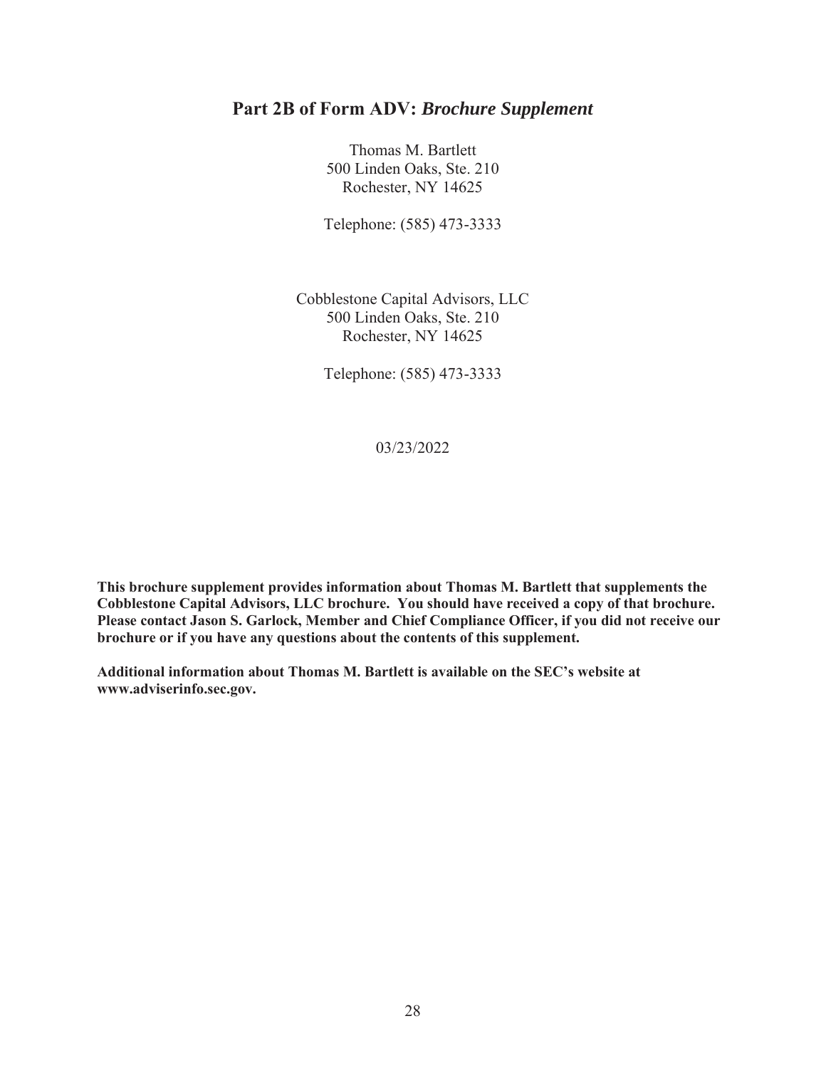## Part 2B of Form ADV: *Brochure Supplement*

Thomas M. Bartlett
500 Linden Oaks, Ste. 210
Rochester, NY 14625

Telephone: (585) 473-3333

Cobblestone Capital Advisors, LLC
500 Linden Oaks, Ste. 210
Rochester, NY 14625

Telephone: (585) 473-3333

03/23/2022

**This brochure supplement provides information about Thomas M. Bartlett that supplements the Cobblestone Capital Advisors, LLC brochure. You should have received a copy of that brochure. Please contact Jason S. Garlock, Member and Chief Compliance Officer, if you did not receive our brochure or if you have any questions about the contents of this supplement.**

**Additional information about Thomas M. Bartlett is available on the SEC's website at www.adviserinfo.sec.gov.**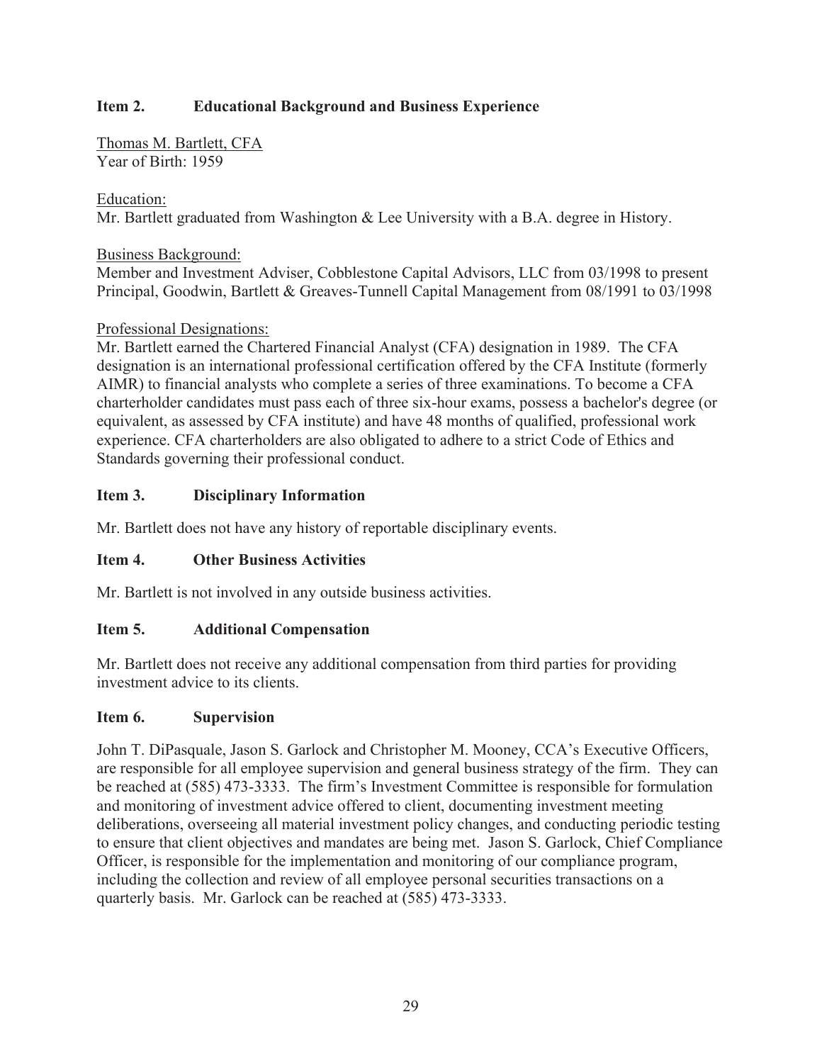## Item 2. Educational Background and Business Experience

Thomas M. Bartlett, CFA
Year of Birth: 1959

Education:
Mr. Bartlett graduated from Washington & Lee University with a B.A. degree in History.

Business Background:
Member and Investment Adviser, Cobblestone Capital Advisors, LLC from 03/1998 to present
Principal, Goodwin, Bartlett & Greaves-Tunnell Capital Management from 08/1991 to 03/1998

Professional Designations:
Mr. Bartlett earned the Chartered Financial Analyst (CFA) designation in 1989. The CFA designation is an international professional certification offered by the CFA Institute (formerly AIMR) to financial analysts who complete a series of three examinations. To become a CFA charterholder candidates must pass each of three six-hour exams, possess a bachelor's degree (or equivalent, as assessed by CFA institute) and have 48 months of qualified, professional work experience. CFA charterholders are also obligated to adhere to a strict Code of Ethics and Standards governing their professional conduct.

## Item 3. Disciplinary Information

Mr. Bartlett does not have any history of reportable disciplinary events.

## Item 4. Other Business Activities

Mr. Bartlett is not involved in any outside business activities.

## Item 5. Additional Compensation

Mr. Bartlett does not receive any additional compensation from third parties for providing investment advice to its clients.

## Item 6. Supervision

John T. DiPasquale, Jason S. Garlock and Christopher M. Mooney, CCA's Executive Officers, are responsible for all employee supervision and general business strategy of the firm. They can be reached at (585) 473-3333. The firm's Investment Committee is responsible for formulation and monitoring of investment advice offered to client, documenting investment meeting deliberations, overseeing all material investment policy changes, and conducting periodic testing to ensure that client objectives and mandates are being met. Jason S. Garlock, Chief Compliance Officer, is responsible for the implementation and monitoring of our compliance program, including the collection and review of all employee personal securities transactions on a quarterly basis. Mr. Garlock can be reached at (585) 473-3333.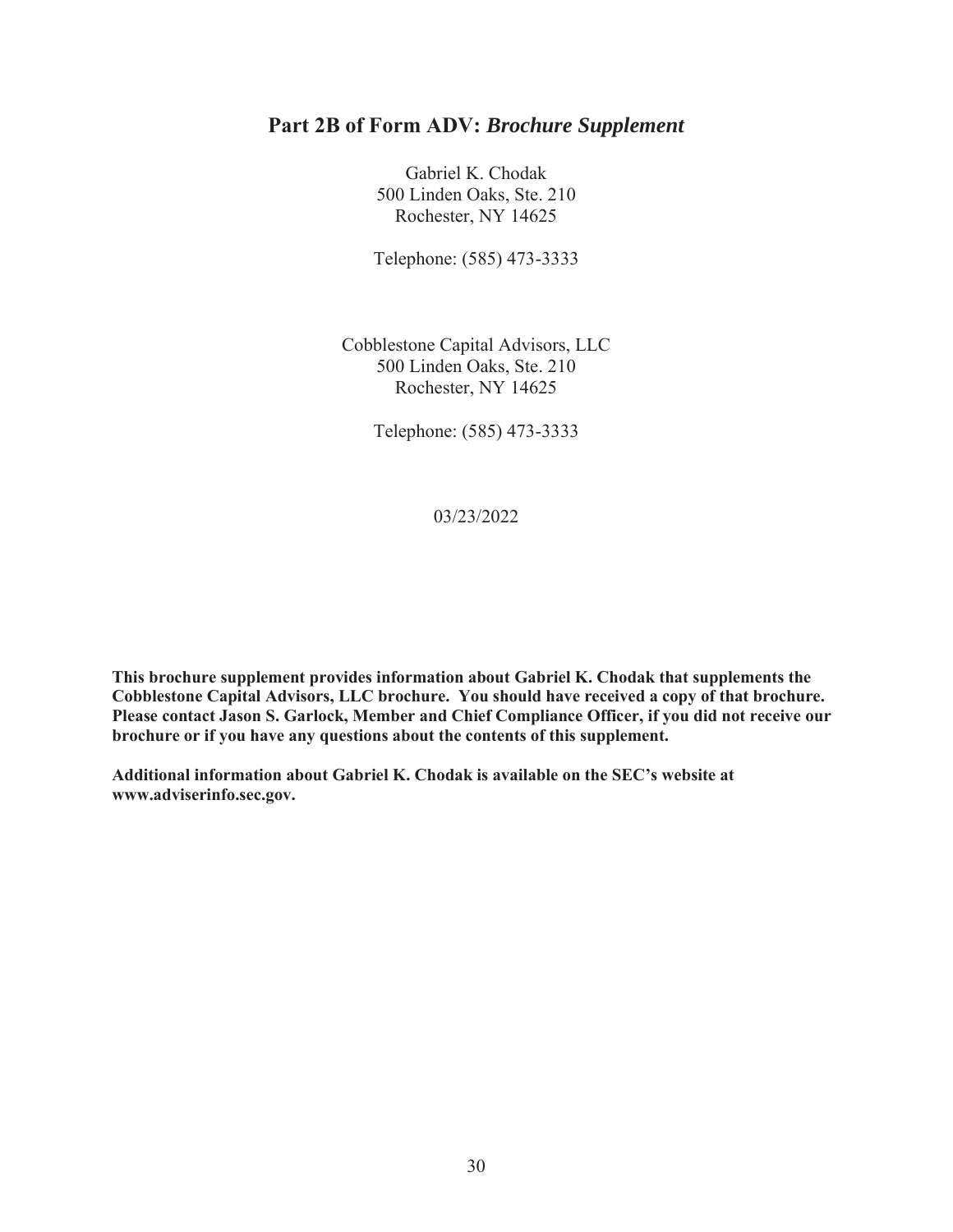## Part 2B of Form ADV: *Brochure Supplement*

Gabriel K. Chodak
500 Linden Oaks, Ste. 210
Rochester, NY 14625

Telephone: (585) 473-3333

Cobblestone Capital Advisors, LLC
500 Linden Oaks, Ste. 210
Rochester, NY 14625

Telephone: (585) 473-3333

03/23/2022

**This brochure supplement provides information about Gabriel K. Chodak that supplements the Cobblestone Capital Advisors, LLC brochure. You should have received a copy of that brochure. Please contact Jason S. Garlock, Member and Chief Compliance Officer, if you did not receive our brochure or if you have any questions about the contents of this supplement.**

**Additional information about Gabriel K. Chodak is available on the SEC's website at www.adviserinfo.sec.gov.**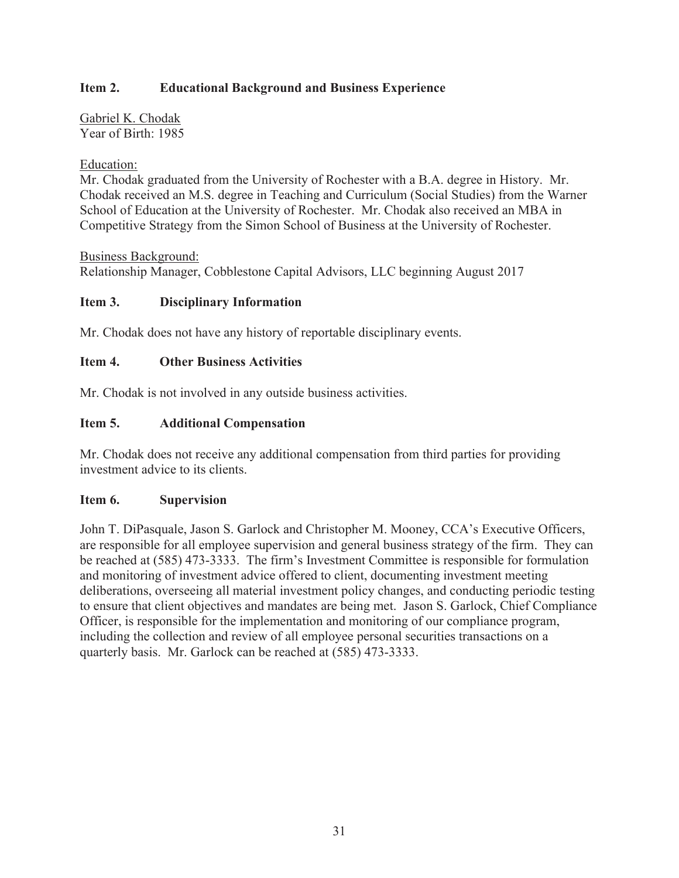## Item 2. Educational Background and Business Experience

Gabriel K. Chodak
Year of Birth: 1985

Education:
Mr. Chodak graduated from the University of Rochester with a B.A. degree in History. Mr. Chodak received an M.S. degree in Teaching and Curriculum (Social Studies) from the Warner School of Education at the University of Rochester. Mr. Chodak also received an MBA in Competitive Strategy from the Simon School of Business at the University of Rochester.

Business Background:
Relationship Manager, Cobblestone Capital Advisors, LLC beginning August 2017

## Item 3. Disciplinary Information

Mr. Chodak does not have any history of reportable disciplinary events.

## Item 4. Other Business Activities

Mr. Chodak is not involved in any outside business activities.

## Item 5. Additional Compensation

Mr. Chodak does not receive any additional compensation from third parties for providing investment advice to its clients.

## Item 6. Supervision

John T. DiPasquale, Jason S. Garlock and Christopher M. Mooney, CCA's Executive Officers, are responsible for all employee supervision and general business strategy of the firm. They can be reached at (585) 473-3333. The firm's Investment Committee is responsible for formulation and monitoring of investment advice offered to client, documenting investment meeting deliberations, overseeing all material investment policy changes, and conducting periodic testing to ensure that client objectives and mandates are being met. Jason S. Garlock, Chief Compliance Officer, is responsible for the implementation and monitoring of our compliance program, including the collection and review of all employee personal securities transactions on a quarterly basis. Mr. Garlock can be reached at (585) 473-3333.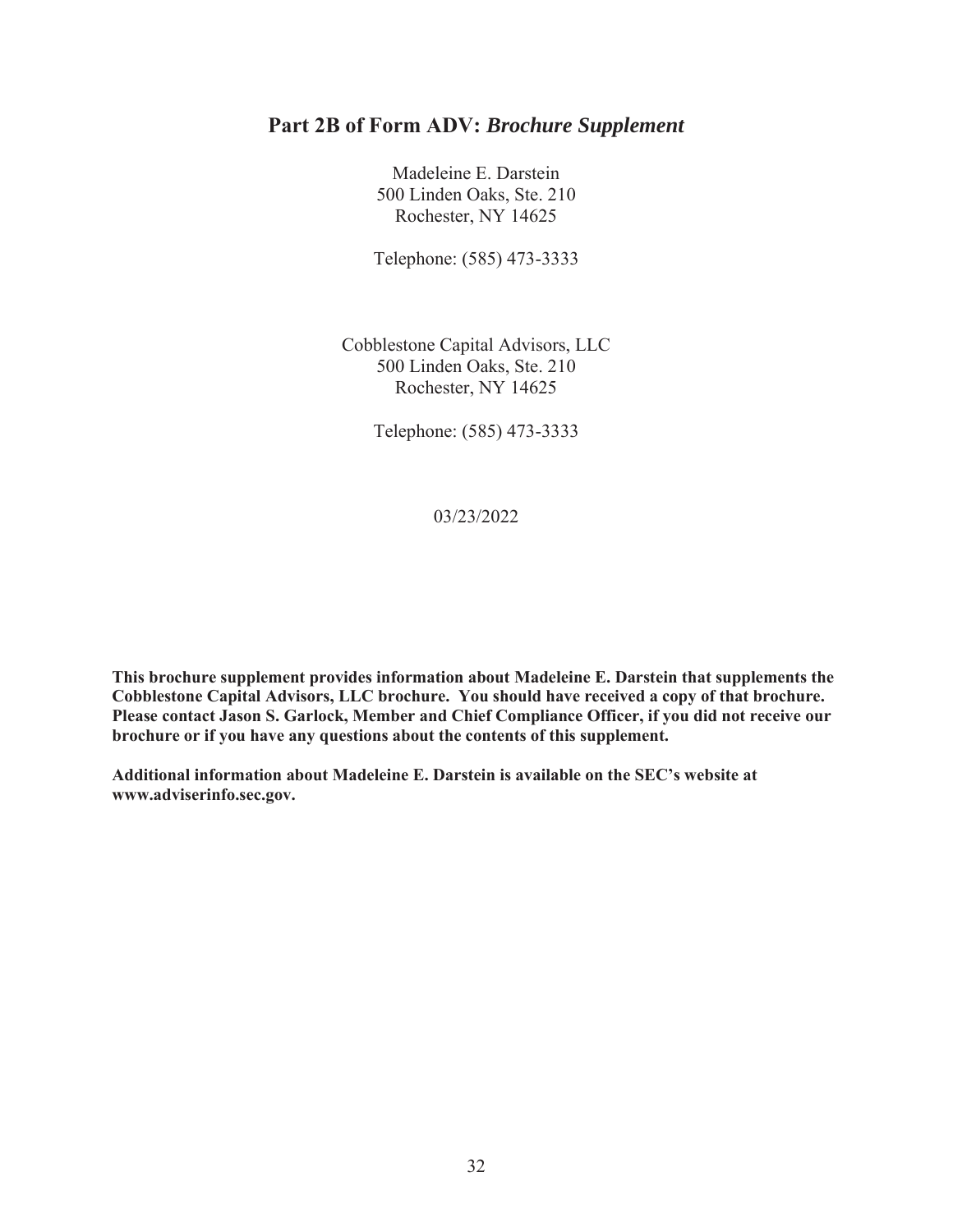# Part 2B of Form ADV: *Brochure Supplement*

Madeleine E. Darstein
500 Linden Oaks, Ste. 210
Rochester, NY 14625

Telephone: (585) 473-3333

Cobblestone Capital Advisors, LLC
500 Linden Oaks, Ste. 210
Rochester, NY 14625

Telephone: (585) 473-3333

03/23/2022

**This brochure supplement provides information about Madeleine E. Darstein that supplements the Cobblestone Capital Advisors, LLC brochure. You should have received a copy of that brochure. Please contact Jason S. Garlock, Member and Chief Compliance Officer, if you did not receive our brochure or if you have any questions about the contents of this supplement.**

**Additional information about Madeleine E. Darstein is available on the SEC's website at www.adviserinfo.sec.gov.**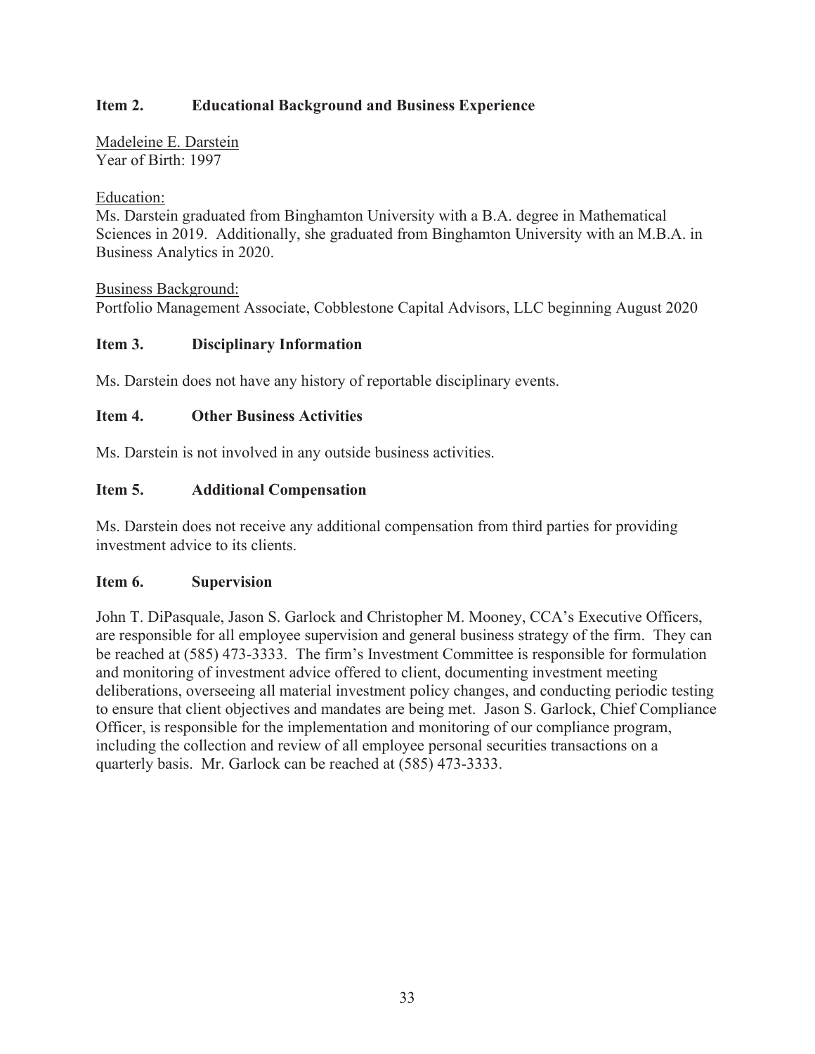## Item 2. Educational Background and Business Experience

Madeleine E. Darstein
Year of Birth: 1997

Education:
Ms. Darstein graduated from Binghamton University with a B.A. degree in Mathematical Sciences in 2019. Additionally, she graduated from Binghamton University with an M.B.A. in Business Analytics in 2020.

Business Background:
Portfolio Management Associate, Cobblestone Capital Advisors, LLC beginning August 2020

## Item 3. Disciplinary Information

Ms. Darstein does not have any history of reportable disciplinary events.

## Item 4. Other Business Activities

Ms. Darstein is not involved in any outside business activities.

## Item 5. Additional Compensation

Ms. Darstein does not receive any additional compensation from third parties for providing investment advice to its clients.

## Item 6. Supervision

John T. DiPasquale, Jason S. Garlock and Christopher M. Mooney, CCA's Executive Officers, are responsible for all employee supervision and general business strategy of the firm. They can be reached at (585) 473-3333. The firm's Investment Committee is responsible for formulation and monitoring of investment advice offered to client, documenting investment meeting deliberations, overseeing all material investment policy changes, and conducting periodic testing to ensure that client objectives and mandates are being met. Jason S. Garlock, Chief Compliance Officer, is responsible for the implementation and monitoring of our compliance program, including the collection and review of all employee personal securities transactions on a quarterly basis. Mr. Garlock can be reached at (585) 473-3333.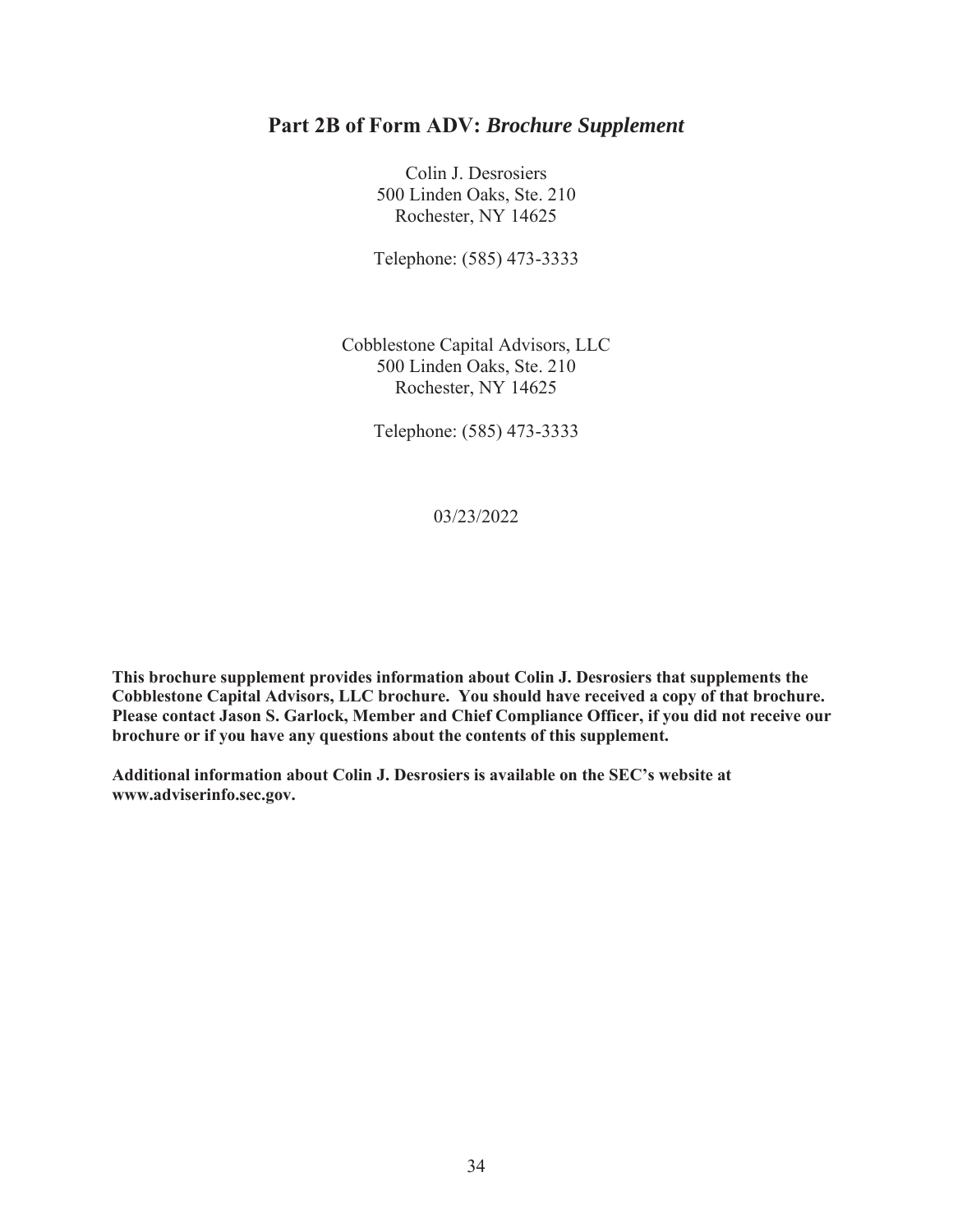# Part 2B of Form ADV: *Brochure Supplement*

Colin J. Desrosiers
500 Linden Oaks, Ste. 210
Rochester, NY 14625

Telephone: (585) 473-3333

Cobblestone Capital Advisors, LLC
500 Linden Oaks, Ste. 210
Rochester, NY 14625

Telephone: (585) 473-3333

03/23/2022

**This brochure supplement provides information about Colin J. Desrosiers that supplements the Cobblestone Capital Advisors, LLC brochure. You should have received a copy of that brochure. Please contact Jason S. Garlock, Member and Chief Compliance Officer, if you did not receive our brochure or if you have any questions about the contents of this supplement.**

**Additional information about Colin J. Desrosiers is available on the SEC's website at www.adviserinfo.sec.gov.**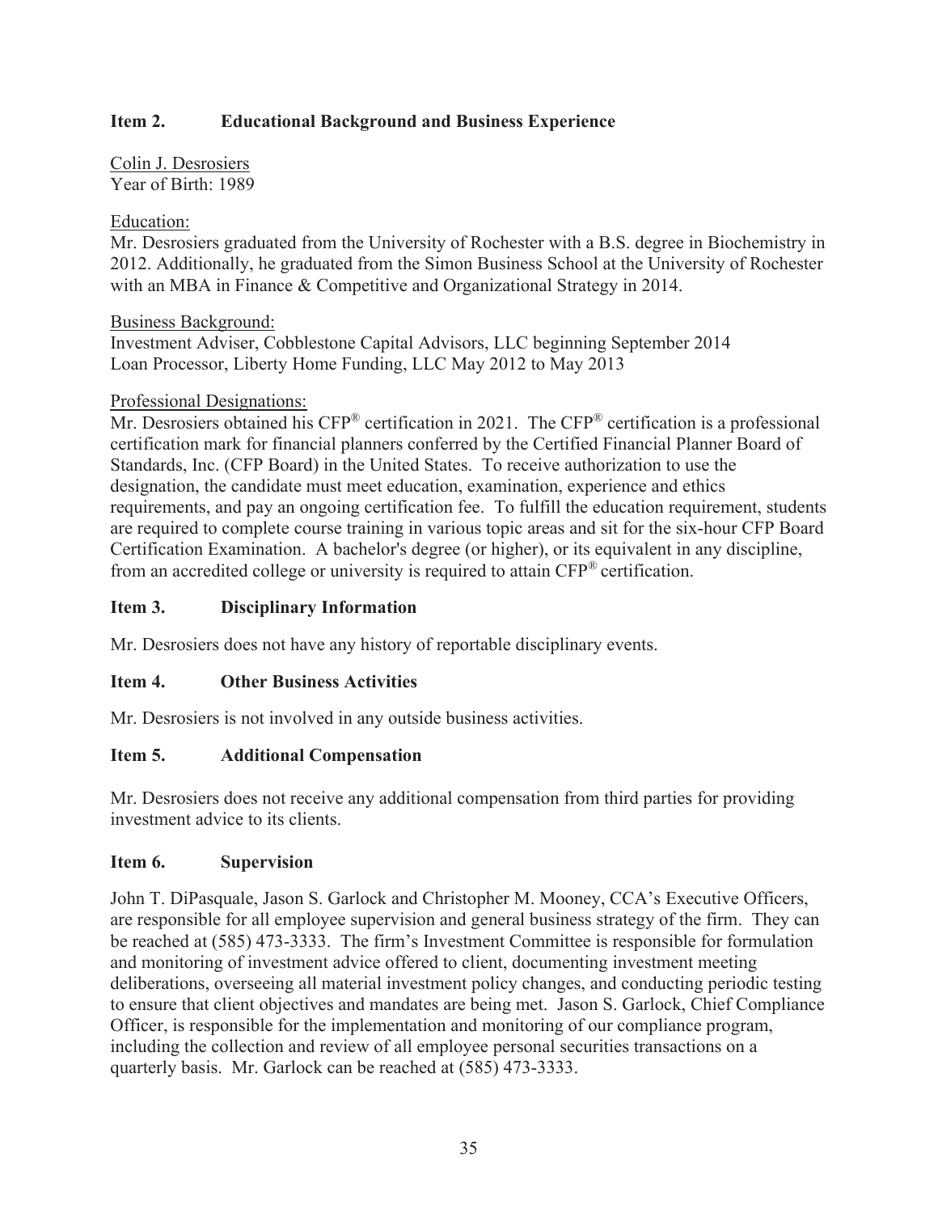## Item 2. Educational Background and Business Experience

Colin J. Desrosiers
Year of Birth: 1989

Education:
Mr. Desrosiers graduated from the University of Rochester with a B.S. degree in Biochemistry in 2012. Additionally, he graduated from the Simon Business School at the University of Rochester with an MBA in Finance & Competitive and Organizational Strategy in 2014.

Business Background:
Investment Adviser, Cobblestone Capital Advisors, LLC beginning September 2014
Loan Processor, Liberty Home Funding, LLC May 2012 to May 2013

Professional Designations:
Mr. Desrosiers obtained his CFP® certification in 2021. The CFP® certification is a professional certification mark for financial planners conferred by the Certified Financial Planner Board of Standards, Inc. (CFP Board) in the United States. To receive authorization to use the designation, the candidate must meet education, examination, experience and ethics requirements, and pay an ongoing certification fee. To fulfill the education requirement, students are required to complete course training in various topic areas and sit for the six-hour CFP Board Certification Examination. A bachelor's degree (or higher), or its equivalent in any discipline, from an accredited college or university is required to attain CFP® certification.

## Item 3. Disciplinary Information

Mr. Desrosiers does not have any history of reportable disciplinary events.

## Item 4. Other Business Activities

Mr. Desrosiers is not involved in any outside business activities.

## Item 5. Additional Compensation

Mr. Desrosiers does not receive any additional compensation from third parties for providing investment advice to its clients.

## Item 6. Supervision

John T. DiPasquale, Jason S. Garlock and Christopher M. Mooney, CCA's Executive Officers, are responsible for all employee supervision and general business strategy of the firm. They can be reached at (585) 473-3333. The firm's Investment Committee is responsible for formulation and monitoring of investment advice offered to client, documenting investment meeting deliberations, overseeing all material investment policy changes, and conducting periodic testing to ensure that client objectives and mandates are being met. Jason S. Garlock, Chief Compliance Officer, is responsible for the implementation and monitoring of our compliance program, including the collection and review of all employee personal securities transactions on a quarterly basis. Mr. Garlock can be reached at (585) 473-3333.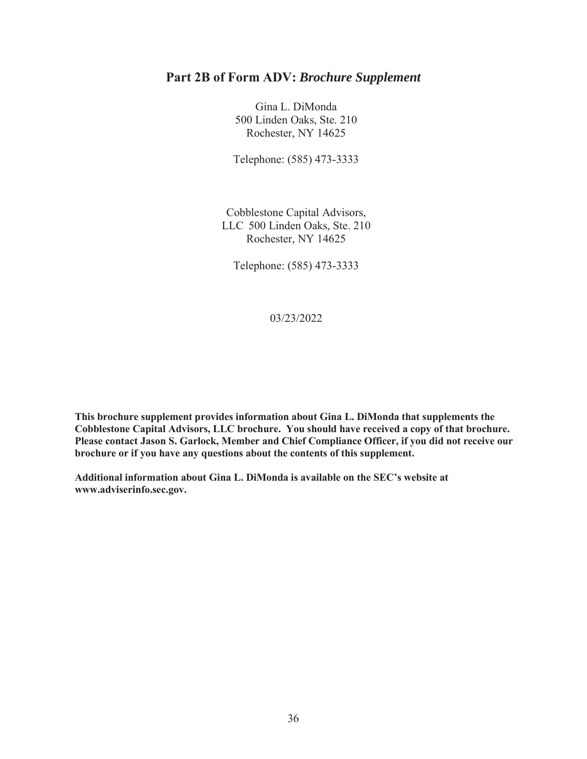# Part 2B of Form ADV: *Brochure Supplement*

Gina L. DiMonda
500 Linden Oaks, Ste. 210
Rochester, NY 14625

Telephone: (585) 473-3333

Cobblestone Capital Advisors,
LLC 500 Linden Oaks, Ste. 210
Rochester, NY 14625

Telephone: (585) 473-3333

03/23/2022

**This brochure supplement provides information about Gina L. DiMonda that supplements the Cobblestone Capital Advisors, LLC brochure. You should have received a copy of that brochure. Please contact Jason S. Garlock, Member and Chief Compliance Officer, if you did not receive our brochure or if you have any questions about the contents of this supplement.**

**Additional information about Gina L. DiMonda is available on the SEC's website at www.adviserinfo.sec.gov.**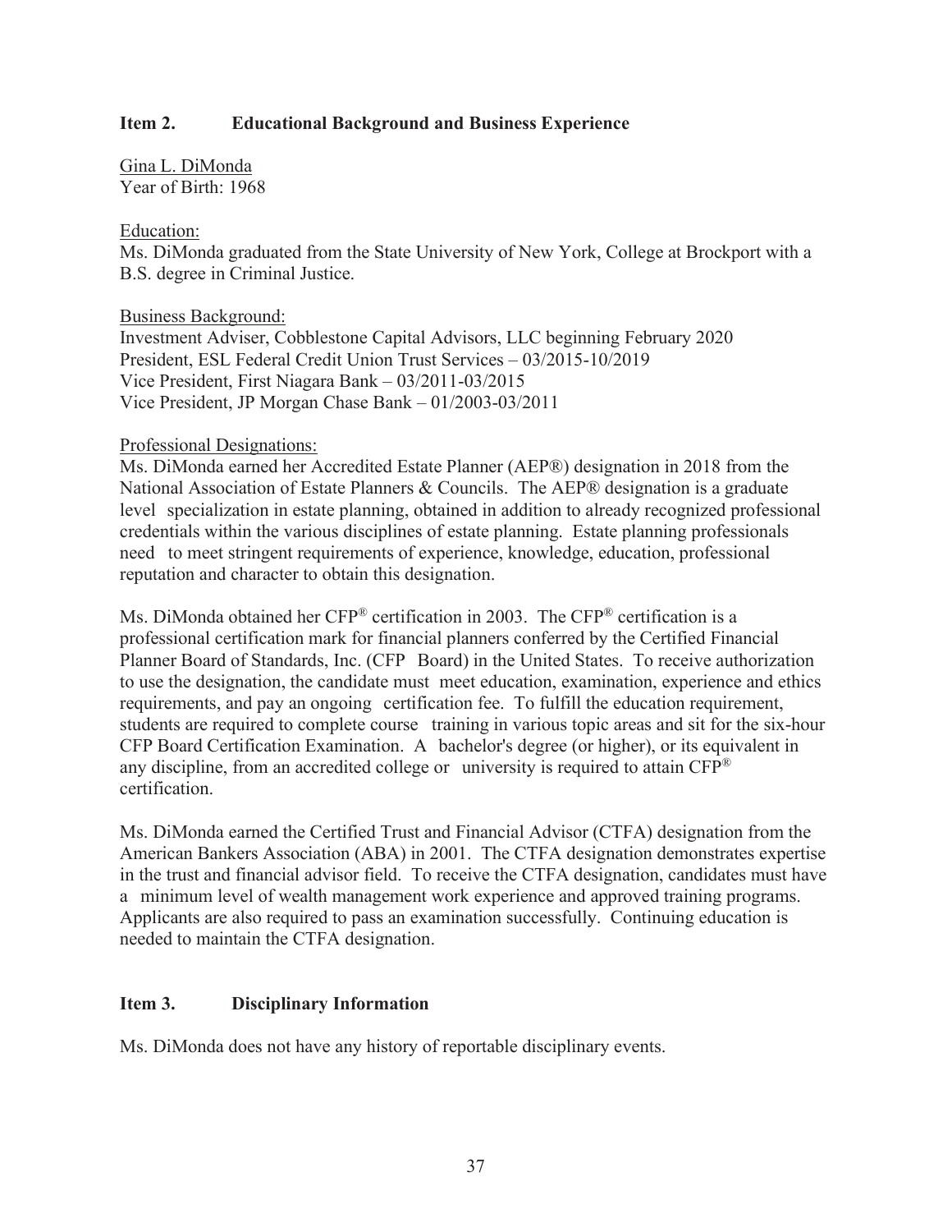## Item 2. Educational Background and Business Experience

Gina L. DiMonda
Year of Birth: 1968

Education:
Ms. DiMonda graduated from the State University of New York, College at Brockport with a B.S. degree in Criminal Justice.

Business Background:
Investment Adviser, Cobblestone Capital Advisors, LLC beginning February 2020
President, ESL Federal Credit Union Trust Services – 03/2015-10/2019
Vice President, First Niagara Bank – 03/2011-03/2015
Vice President, JP Morgan Chase Bank – 01/2003-03/2011

Professional Designations:
Ms. DiMonda earned her Accredited Estate Planner (AEP®) designation in 2018 from the National Association of Estate Planners & Councils. The AEP® designation is a graduate level specialization in estate planning, obtained in addition to already recognized professional credentials within the various disciplines of estate planning. Estate planning professionals need to meet stringent requirements of experience, knowledge, education, professional reputation and character to obtain this designation.

Ms. DiMonda obtained her CFP® certification in 2003. The CFP® certification is a professional certification mark for financial planners conferred by the Certified Financial Planner Board of Standards, Inc. (CFP Board) in the United States. To receive authorization to use the designation, the candidate must meet education, examination, experience and ethics requirements, and pay an ongoing certification fee. To fulfill the education requirement, students are required to complete course training in various topic areas and sit for the six-hour CFP Board Certification Examination. A bachelor's degree (or higher), or its equivalent in any discipline, from an accredited college or university is required to attain CFP® certification.

Ms. DiMonda earned the Certified Trust and Financial Advisor (CTFA) designation from the American Bankers Association (ABA) in 2001. The CTFA designation demonstrates expertise in the trust and financial advisor field. To receive the CTFA designation, candidates must have a minimum level of wealth management work experience and approved training programs. Applicants are also required to pass an examination successfully. Continuing education is needed to maintain the CTFA designation.

## Item 3. Disciplinary Information

Ms. DiMonda does not have any history of reportable disciplinary events.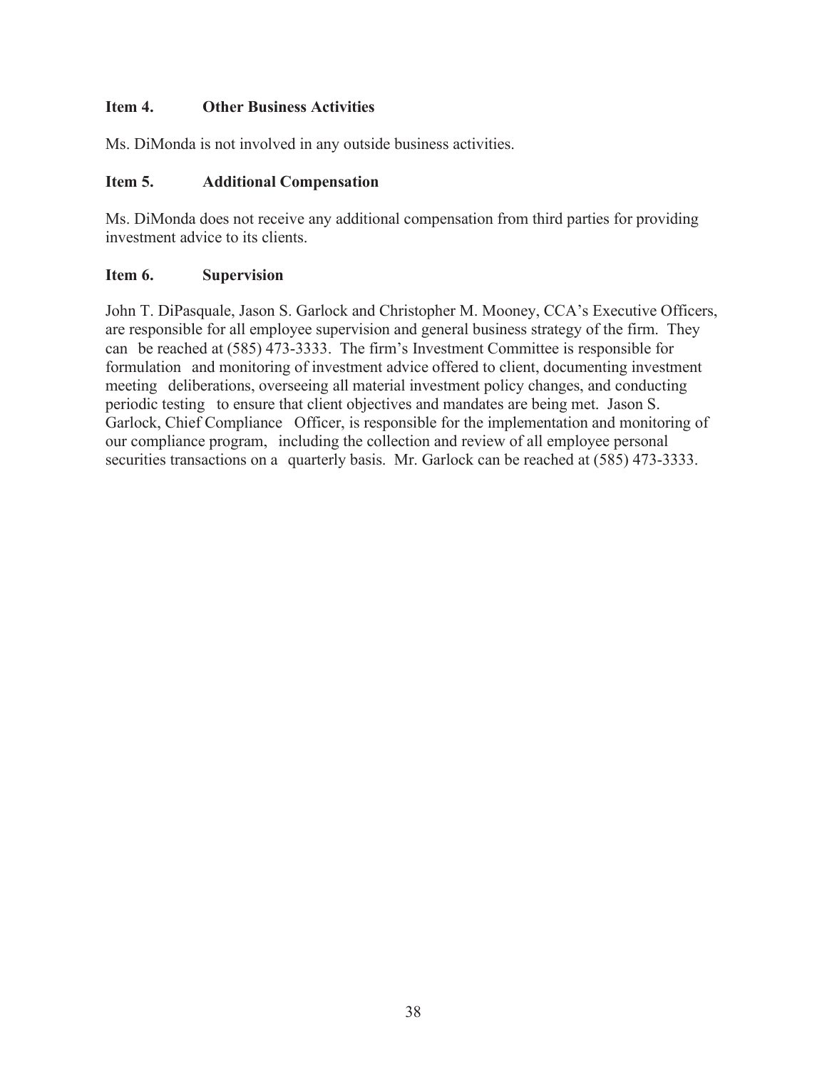### Item 4. Other Business Activities

Ms. DiMonda is not involved in any outside business activities.

### Item 5. Additional Compensation

Ms. DiMonda does not receive any additional compensation from third parties for providing investment advice to its clients.

### Item 6. Supervision

John T. DiPasquale, Jason S. Garlock and Christopher M. Mooney, CCA's Executive Officers, are responsible for all employee supervision and general business strategy of the firm. They can be reached at (585) 473-3333. The firm's Investment Committee is responsible for formulation and monitoring of investment advice offered to client, documenting investment meeting deliberations, overseeing all material investment policy changes, and conducting periodic testing to ensure that client objectives and mandates are being met. Jason S. Garlock, Chief Compliance Officer, is responsible for the implementation and monitoring of our compliance program, including the collection and review of all employee personal securities transactions on a quarterly basis. Mr. Garlock can be reached at (585) 473-3333.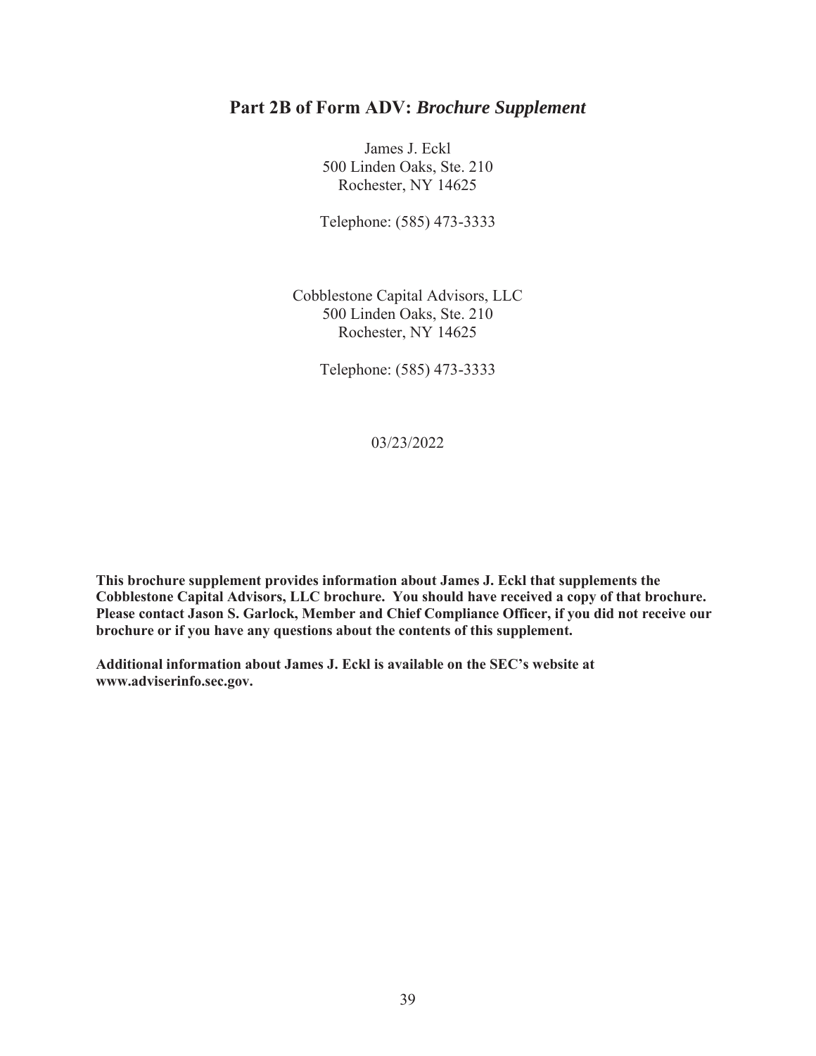# Part 2B of Form ADV: *Brochure Supplement*

James J. Eckl
500 Linden Oaks, Ste. 210
Rochester, NY 14625

Telephone: (585) 473-3333

Cobblestone Capital Advisors, LLC
500 Linden Oaks, Ste. 210
Rochester, NY 14625

Telephone: (585) 473-3333

03/23/2022

**This brochure supplement provides information about James J. Eckl that supplements the Cobblestone Capital Advisors, LLC brochure. You should have received a copy of that brochure. Please contact Jason S. Garlock, Member and Chief Compliance Officer, if you did not receive our brochure or if you have any questions about the contents of this supplement.**

**Additional information about James J. Eckl is available on the SEC's website at www.adviserinfo.sec.gov.**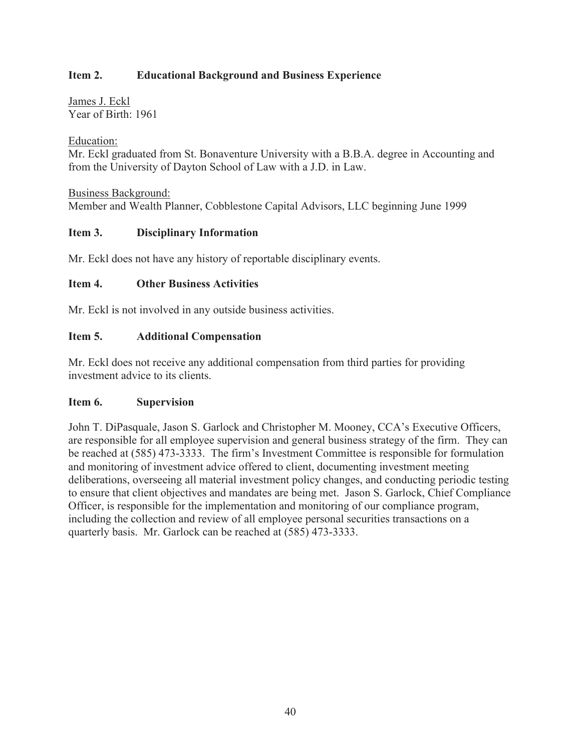## Item 2. Educational Background and Business Experience

James J. Eckl
Year of Birth: 1961

Education:
Mr. Eckl graduated from St. Bonaventure University with a B.B.A. degree in Accounting and from the University of Dayton School of Law with a J.D. in Law.

Business Background:
Member and Wealth Planner, Cobblestone Capital Advisors, LLC beginning June 1999

## Item 3. Disciplinary Information

Mr. Eckl does not have any history of reportable disciplinary events.

## Item 4. Other Business Activities

Mr. Eckl is not involved in any outside business activities.

## Item 5. Additional Compensation

Mr. Eckl does not receive any additional compensation from third parties for providing investment advice to its clients.

## Item 6. Supervision

John T. DiPasquale, Jason S. Garlock and Christopher M. Mooney, CCA's Executive Officers, are responsible for all employee supervision and general business strategy of the firm. They can be reached at (585) 473-3333. The firm's Investment Committee is responsible for formulation and monitoring of investment advice offered to client, documenting investment meeting deliberations, overseeing all material investment policy changes, and conducting periodic testing to ensure that client objectives and mandates are being met. Jason S. Garlock, Chief Compliance Officer, is responsible for the implementation and monitoring of our compliance program, including the collection and review of all employee personal securities transactions on a quarterly basis. Mr. Garlock can be reached at (585) 473-3333.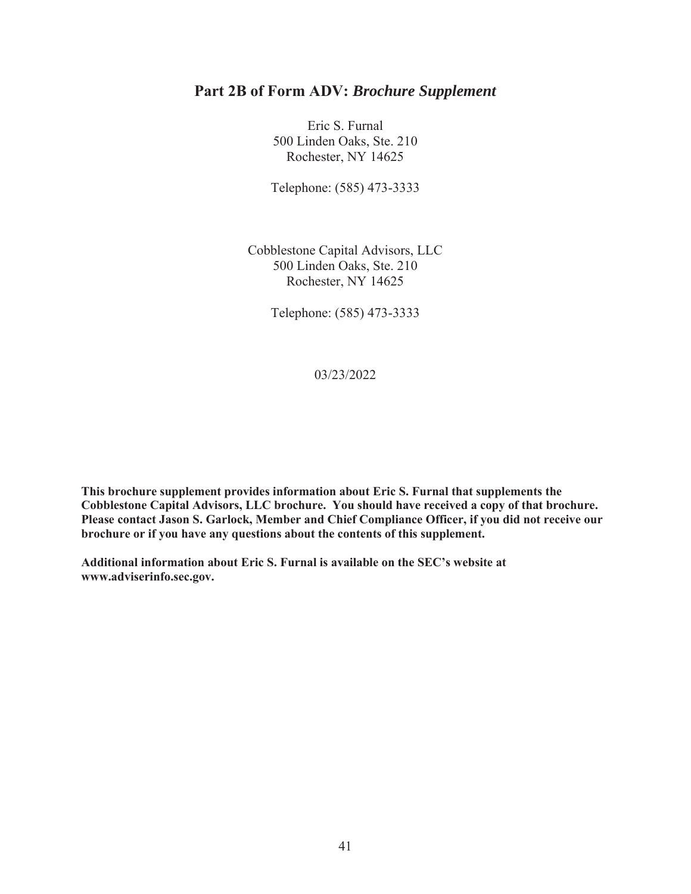## Part 2B of Form ADV: *Brochure Supplement*

Eric S. Furnal
500 Linden Oaks, Ste. 210
Rochester, NY 14625

Telephone: (585) 473-3333

Cobblestone Capital Advisors, LLC
500 Linden Oaks, Ste. 210
Rochester, NY 14625

Telephone: (585) 473-3333

03/23/2022

**This brochure supplement provides information about Eric S. Furnal that supplements the Cobblestone Capital Advisors, LLC brochure. You should have received a copy of that brochure. Please contact Jason S. Garlock, Member and Chief Compliance Officer, if you did not receive our brochure or if you have any questions about the contents of this supplement.**

**Additional information about Eric S. Furnal is available on the SEC's website at www.adviserinfo.sec.gov.**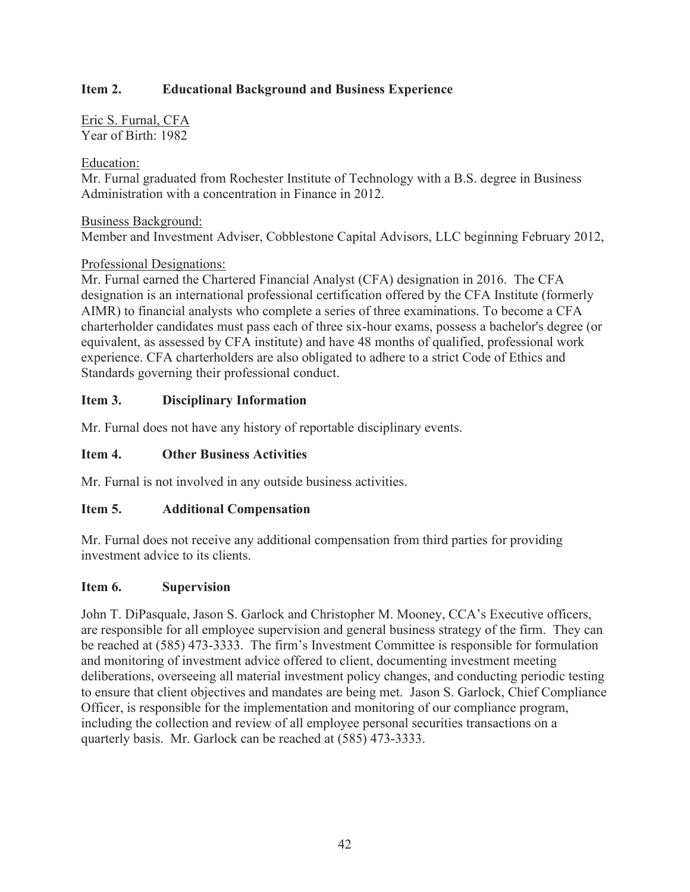## Item 2. Educational Background and Business Experience

Eric S. Furnal, CFA
Year of Birth: 1982

Education:
Mr. Furnal graduated from Rochester Institute of Technology with a B.S. degree in Business Administration with a concentration in Finance in 2012.

Business Background:
Member and Investment Adviser, Cobblestone Capital Advisors, LLC beginning February 2012,

Professional Designations:
Mr. Furnal earned the Chartered Financial Analyst (CFA) designation in 2016. The CFA designation is an international professional certification offered by the CFA Institute (formerly AIMR) to financial analysts who complete a series of three examinations. To become a CFA charterholder candidates must pass each of three six-hour exams, possess a bachelor's degree (or equivalent, as assessed by CFA institute) and have 48 months of qualified, professional work experience. CFA charterholders are also obligated to adhere to a strict Code of Ethics and Standards governing their professional conduct.

## Item 3. Disciplinary Information

Mr. Furnal does not have any history of reportable disciplinary events.

## Item 4. Other Business Activities

Mr. Furnal is not involved in any outside business activities.

## Item 5. Additional Compensation

Mr. Furnal does not receive any additional compensation from third parties for providing investment advice to its clients.

## Item 6. Supervision

John T. DiPasquale, Jason S. Garlock and Christopher M. Mooney, CCA's Executive officers, are responsible for all employee supervision and general business strategy of the firm. They can be reached at (585) 473-3333. The firm's Investment Committee is responsible for formulation and monitoring of investment advice offered to client, documenting investment meeting deliberations, overseeing all material investment policy changes, and conducting periodic testing to ensure that client objectives and mandates are being met. Jason S. Garlock, Chief Compliance Officer, is responsible for the implementation and monitoring of our compliance program, including the collection and review of all employee personal securities transactions on a quarterly basis. Mr. Garlock can be reached at (585) 473-3333.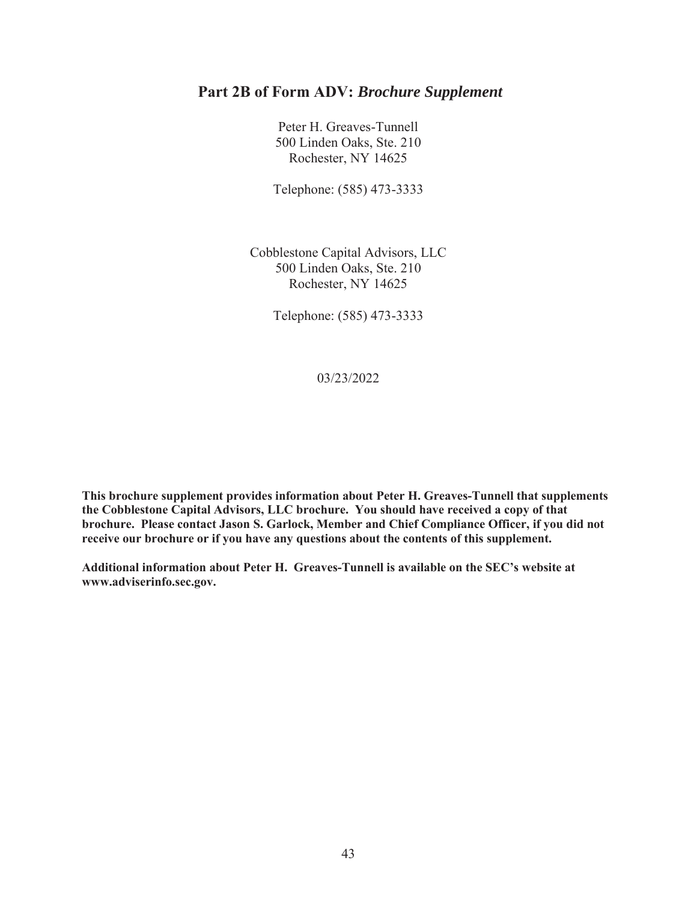# Part 2B of Form ADV: *Brochure Supplement*

Peter H. Greaves-Tunnell
500 Linden Oaks, Ste. 210
Rochester, NY 14625

Telephone: (585) 473-3333

Cobblestone Capital Advisors, LLC
500 Linden Oaks, Ste. 210
Rochester, NY 14625

Telephone: (585) 473-3333

03/23/2022

**This brochure supplement provides information about Peter H. Greaves-Tunnell that supplements the Cobblestone Capital Advisors, LLC brochure. You should have received a copy of that brochure. Please contact Jason S. Garlock, Member and Chief Compliance Officer, if you did not receive our brochure or if you have any questions about the contents of this supplement.**

**Additional information about Peter H. Greaves-Tunnell is available on the SEC's website at www.adviserinfo.sec.gov.**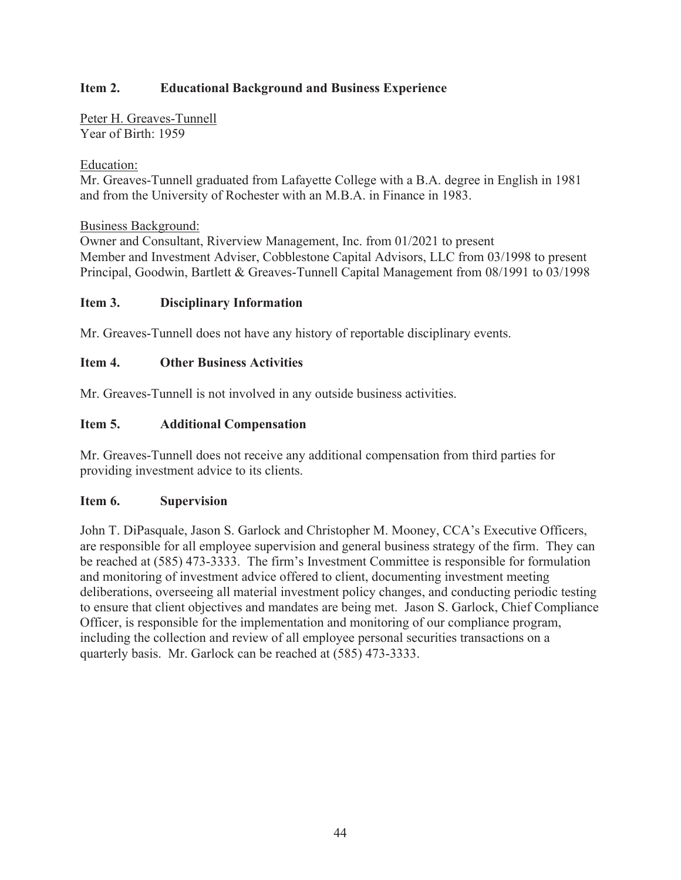## Item 2. Educational Background and Business Experience

Peter H. Greaves-Tunnell
Year of Birth: 1959

Education:
Mr. Greaves-Tunnell graduated from Lafayette College with a B.A. degree in English in 1981 and from the University of Rochester with an M.B.A. in Finance in 1983.

Business Background:
Owner and Consultant, Riverview Management, Inc. from 01/2021 to present
Member and Investment Adviser, Cobblestone Capital Advisors, LLC from 03/1998 to present
Principal, Goodwin, Bartlett & Greaves-Tunnell Capital Management from 08/1991 to 03/1998

## Item 3. Disciplinary Information

Mr. Greaves-Tunnell does not have any history of reportable disciplinary events.

## Item 4. Other Business Activities

Mr. Greaves-Tunnell is not involved in any outside business activities.

## Item 5. Additional Compensation

Mr. Greaves-Tunnell does not receive any additional compensation from third parties for providing investment advice to its clients.

## Item 6. Supervision

John T. DiPasquale, Jason S. Garlock and Christopher M. Mooney, CCA's Executive Officers, are responsible for all employee supervision and general business strategy of the firm. They can be reached at (585) 473-3333. The firm's Investment Committee is responsible for formulation and monitoring of investment advice offered to client, documenting investment meeting deliberations, overseeing all material investment policy changes, and conducting periodic testing to ensure that client objectives and mandates are being met. Jason S. Garlock, Chief Compliance Officer, is responsible for the implementation and monitoring of our compliance program, including the collection and review of all employee personal securities transactions on a quarterly basis. Mr. Garlock can be reached at (585) 473-3333.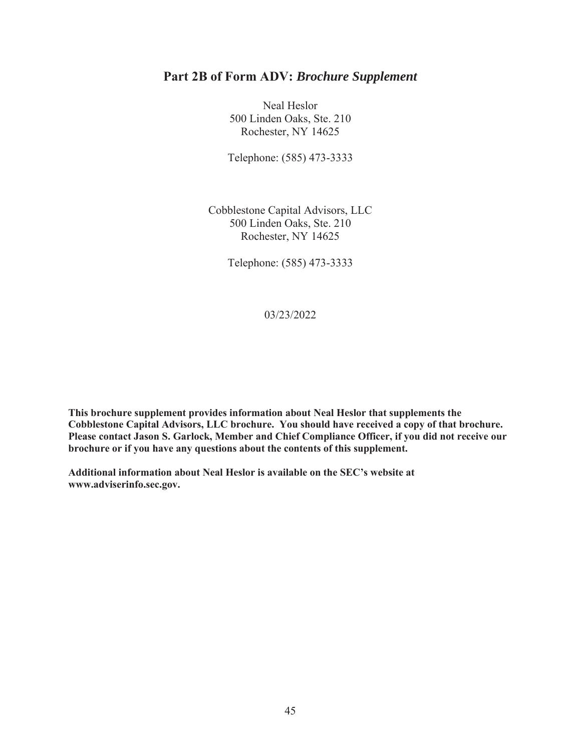## Part 2B of Form ADV: *Brochure Supplement*

Neal Heslor
500 Linden Oaks, Ste. 210
Rochester, NY 14625

Telephone: (585) 473-3333

Cobblestone Capital Advisors, LLC
500 Linden Oaks, Ste. 210
Rochester, NY 14625

Telephone: (585) 473-3333

03/23/2022

**This brochure supplement provides information about Neal Heslor that supplements the Cobblestone Capital Advisors, LLC brochure. You should have received a copy of that brochure. Please contact Jason S. Garlock, Member and Chief Compliance Officer, if you did not receive our brochure or if you have any questions about the contents of this supplement.**

**Additional information about Neal Heslor is available on the SEC's website at www.adviserinfo.sec.gov.**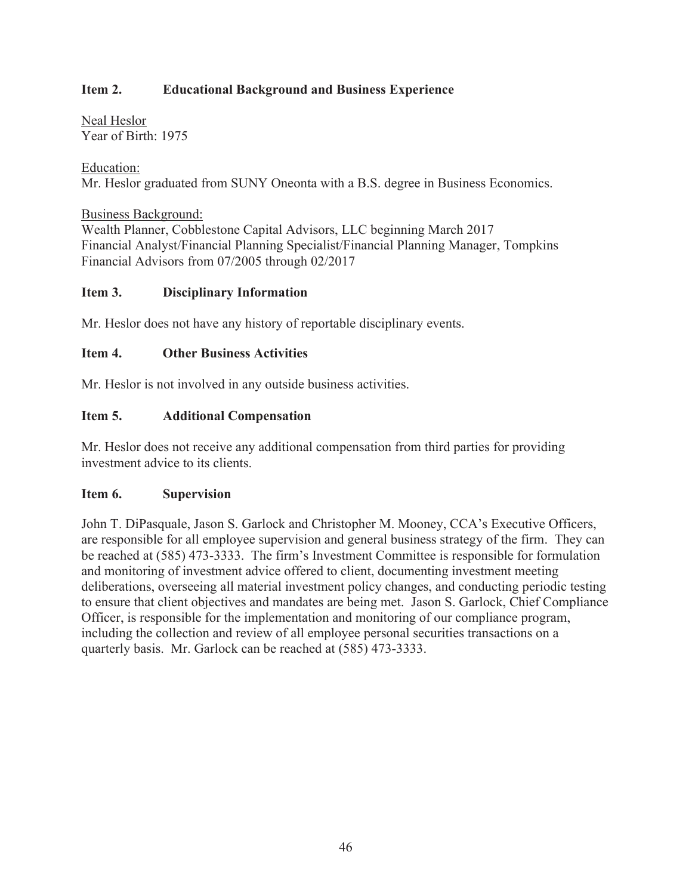## Item 2. Educational Background and Business Experience

Neal Heslor
Year of Birth: 1975

Education:
Mr. Heslor graduated from SUNY Oneonta with a B.S. degree in Business Economics.

Business Background:
Wealth Planner, Cobblestone Capital Advisors, LLC beginning March 2017
Financial Analyst/Financial Planning Specialist/Financial Planning Manager, Tompkins Financial Advisors from 07/2005 through 02/2017

## Item 3. Disciplinary Information

Mr. Heslor does not have any history of reportable disciplinary events.

## Item 4. Other Business Activities

Mr. Heslor is not involved in any outside business activities.

## Item 5. Additional Compensation

Mr. Heslor does not receive any additional compensation from third parties for providing investment advice to its clients.

## Item 6. Supervision

John T. DiPasquale, Jason S. Garlock and Christopher M. Mooney, CCA's Executive Officers, are responsible for all employee supervision and general business strategy of the firm. They can be reached at (585) 473-3333. The firm's Investment Committee is responsible for formulation and monitoring of investment advice offered to client, documenting investment meeting deliberations, overseeing all material investment policy changes, and conducting periodic testing to ensure that client objectives and mandates are being met. Jason S. Garlock, Chief Compliance Officer, is responsible for the implementation and monitoring of our compliance program, including the collection and review of all employee personal securities transactions on a quarterly basis. Mr. Garlock can be reached at (585) 473-3333.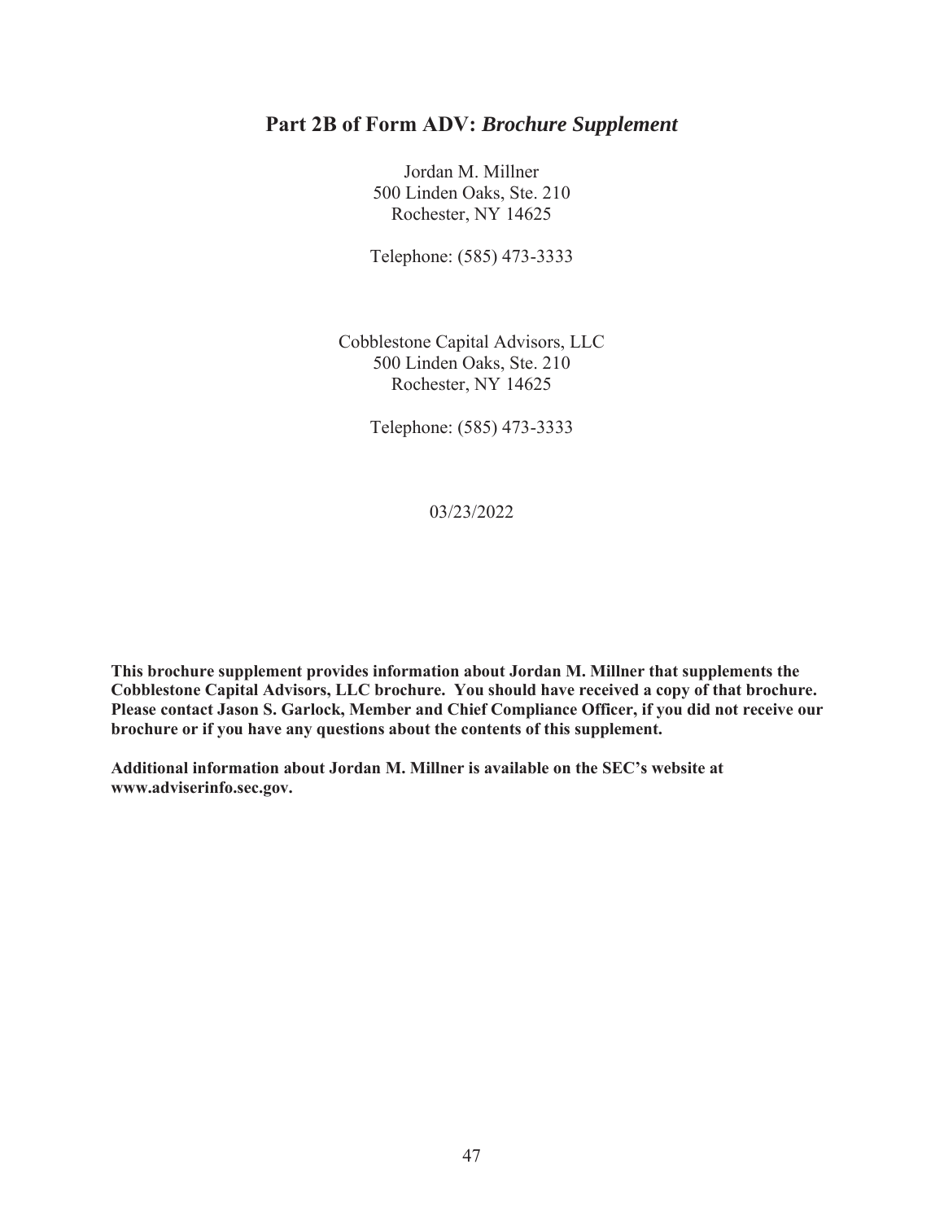# Part 2B of Form ADV: *Brochure Supplement*

Jordan M. Millner
500 Linden Oaks, Ste. 210
Rochester, NY 14625

Telephone: (585) 473-3333

Cobblestone Capital Advisors, LLC
500 Linden Oaks, Ste. 210
Rochester, NY 14625

Telephone: (585) 473-3333

03/23/2022

**This brochure supplement provides information about Jordan M. Millner that supplements the Cobblestone Capital Advisors, LLC brochure. You should have received a copy of that brochure. Please contact Jason S. Garlock, Member and Chief Compliance Officer, if you did not receive our brochure or if you have any questions about the contents of this supplement.**

**Additional information about Jordan M. Millner is available on the SEC's website at www.adviserinfo.sec.gov.**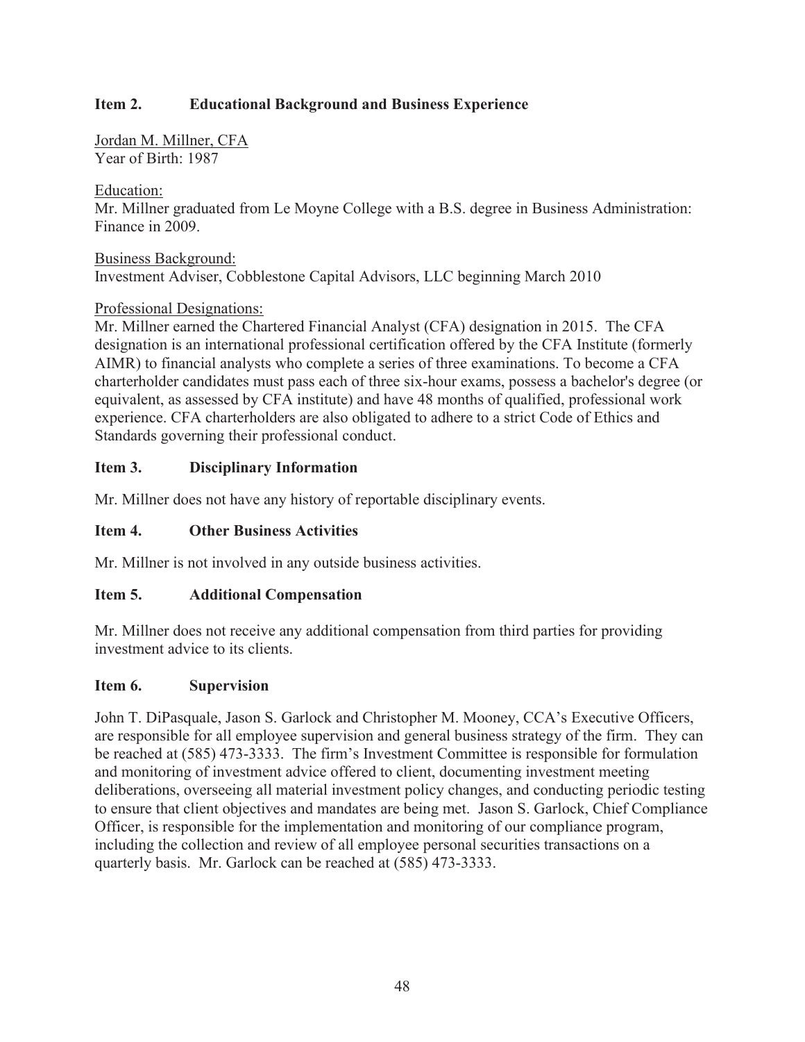## Item 2. Educational Background and Business Experience

Jordan M. Millner, CFA
Year of Birth: 1987

Education:
Mr. Millner graduated from Le Moyne College with a B.S. degree in Business Administration: Finance in 2009.

Business Background:
Investment Adviser, Cobblestone Capital Advisors, LLC beginning March 2010

Professional Designations:
Mr. Millner earned the Chartered Financial Analyst (CFA) designation in 2015. The CFA designation is an international professional certification offered by the CFA Institute (formerly AIMR) to financial analysts who complete a series of three examinations. To become a CFA charterholder candidates must pass each of three six-hour exams, possess a bachelor's degree (or equivalent, as assessed by CFA institute) and have 48 months of qualified, professional work experience. CFA charterholders are also obligated to adhere to a strict Code of Ethics and Standards governing their professional conduct.

## Item 3. Disciplinary Information

Mr. Millner does not have any history of reportable disciplinary events.

## Item 4. Other Business Activities

Mr. Millner is not involved in any outside business activities.

## Item 5. Additional Compensation

Mr. Millner does not receive any additional compensation from third parties for providing investment advice to its clients.

## Item 6. Supervision

John T. DiPasquale, Jason S. Garlock and Christopher M. Mooney, CCA's Executive Officers, are responsible for all employee supervision and general business strategy of the firm. They can be reached at (585) 473-3333. The firm's Investment Committee is responsible for formulation and monitoring of investment advice offered to client, documenting investment meeting deliberations, overseeing all material investment policy changes, and conducting periodic testing to ensure that client objectives and mandates are being met. Jason S. Garlock, Chief Compliance Officer, is responsible for the implementation and monitoring of our compliance program, including the collection and review of all employee personal securities transactions on a quarterly basis. Mr. Garlock can be reached at (585) 473-3333.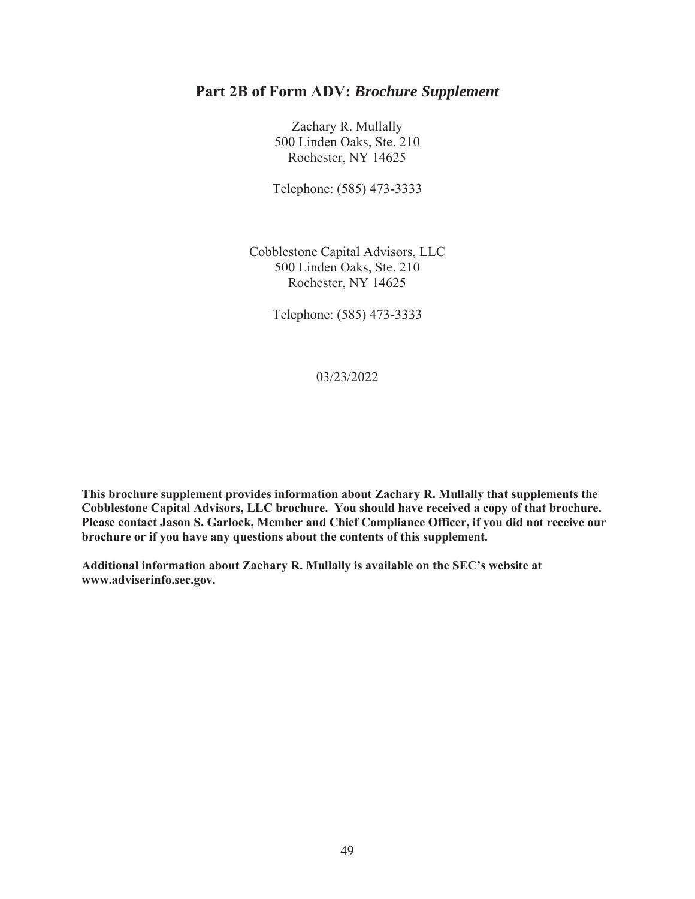## Part 2B of Form ADV: *Brochure Supplement*

Zachary R. Mullally
500 Linden Oaks, Ste. 210
Rochester, NY 14625

Telephone: (585) 473-3333

Cobblestone Capital Advisors, LLC
500 Linden Oaks, Ste. 210
Rochester, NY 14625

Telephone: (585) 473-3333

03/23/2022

**This brochure supplement provides information about Zachary R. Mullally that supplements the Cobblestone Capital Advisors, LLC brochure. You should have received a copy of that brochure. Please contact Jason S. Garlock, Member and Chief Compliance Officer, if you did not receive our brochure or if you have any questions about the contents of this supplement.**

**Additional information about Zachary R. Mullally is available on the SEC's website at www.adviserinfo.sec.gov.**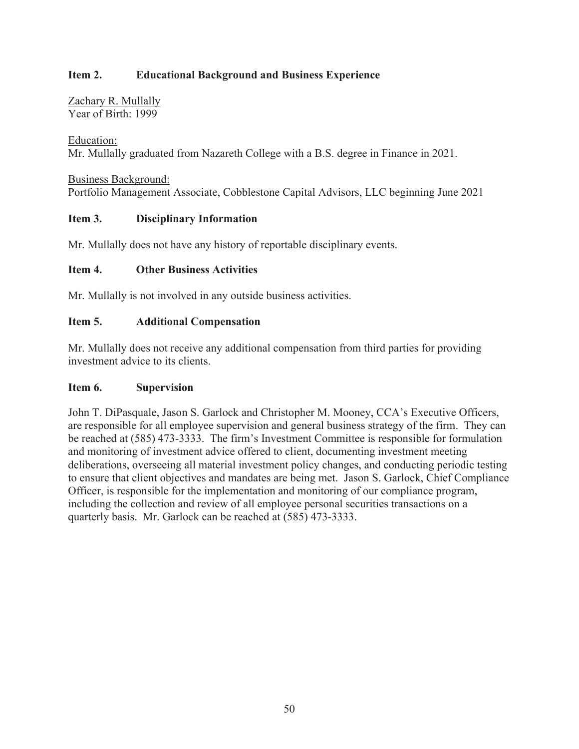## Item 2. Educational Background and Business Experience

Zachary R. Mullally
Year of Birth: 1999

Education:
Mr. Mullally graduated from Nazareth College with a B.S. degree in Finance in 2021.

Business Background:
Portfolio Management Associate, Cobblestone Capital Advisors, LLC beginning June 2021

## Item 3. Disciplinary Information

Mr. Mullally does not have any history of reportable disciplinary events.

## Item 4. Other Business Activities

Mr. Mullally is not involved in any outside business activities.

## Item 5. Additional Compensation

Mr. Mullally does not receive any additional compensation from third parties for providing investment advice to its clients.

## Item 6. Supervision

John T. DiPasquale, Jason S. Garlock and Christopher M. Mooney, CCA's Executive Officers, are responsible for all employee supervision and general business strategy of the firm. They can be reached at (585) 473-3333. The firm's Investment Committee is responsible for formulation and monitoring of investment advice offered to client, documenting investment meeting deliberations, overseeing all material investment policy changes, and conducting periodic testing to ensure that client objectives and mandates are being met. Jason S. Garlock, Chief Compliance Officer, is responsible for the implementation and monitoring of our compliance program, including the collection and review of all employee personal securities transactions on a quarterly basis. Mr. Garlock can be reached at (585) 473-3333.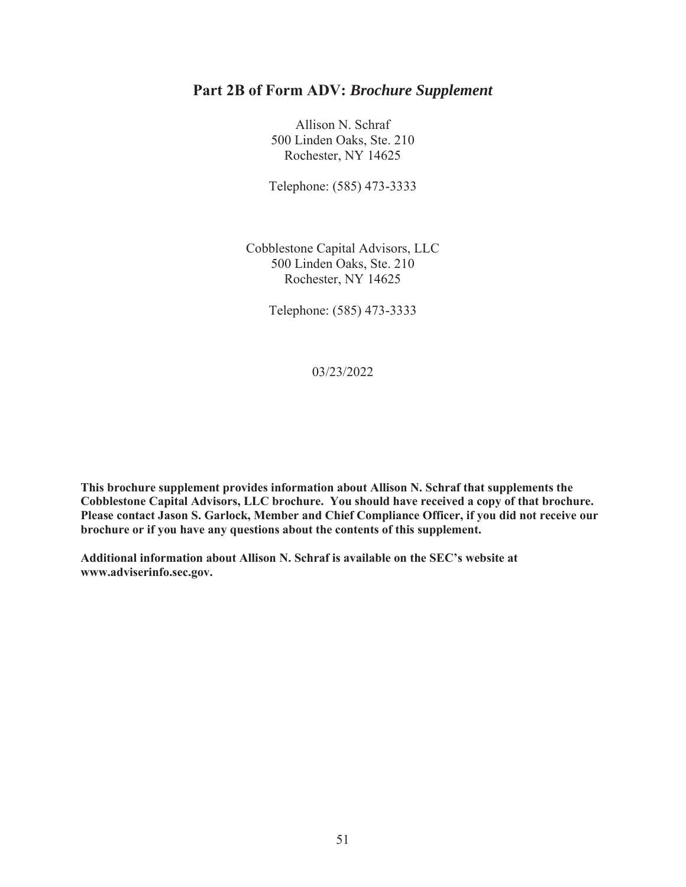## Part 2B of Form ADV: *Brochure Supplement*

Allison N. Schraf
500 Linden Oaks, Ste. 210
Rochester, NY 14625

Telephone: (585) 473-3333

Cobblestone Capital Advisors, LLC
500 Linden Oaks, Ste. 210
Rochester, NY 14625

Telephone: (585) 473-3333

03/23/2022

**This brochure supplement provides information about Allison N. Schraf that supplements the Cobblestone Capital Advisors, LLC brochure. You should have received a copy of that brochure. Please contact Jason S. Garlock, Member and Chief Compliance Officer, if you did not receive our brochure or if you have any questions about the contents of this supplement.**

**Additional information about Allison N. Schraf is available on the SEC's website at www.adviserinfo.sec.gov.**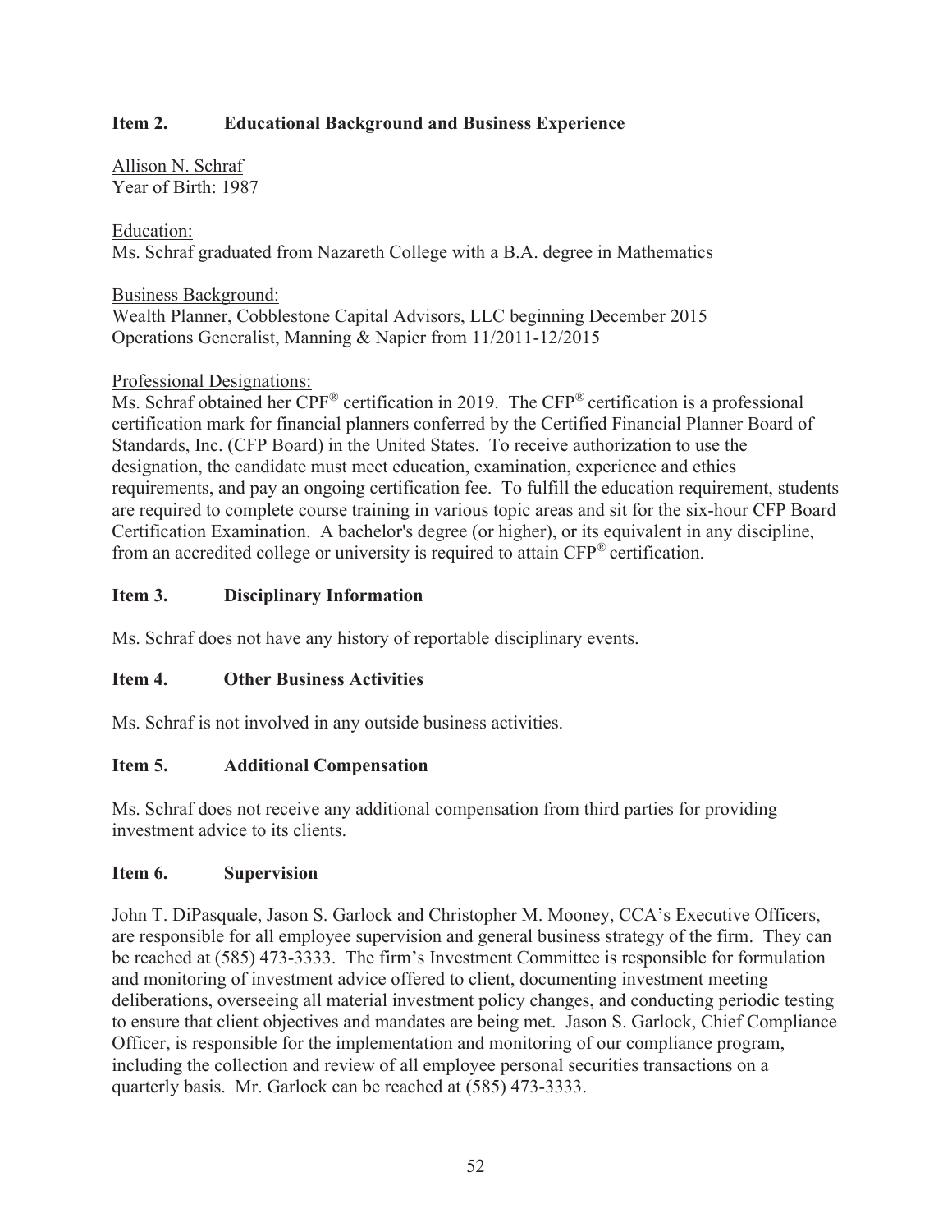## Item 2. Educational Background and Business Experience

Allison N. Schraf
Year of Birth: 1987

Education:
Ms. Schraf graduated from Nazareth College with a B.A. degree in Mathematics

Business Background:
Wealth Planner, Cobblestone Capital Advisors, LLC beginning December 2015
Operations Generalist, Manning & Napier from 11/2011-12/2015

Professional Designations:
Ms. Schraf obtained her CPF® certification in 2019. The CFP® certification is a professional certification mark for financial planners conferred by the Certified Financial Planner Board of Standards, Inc. (CFP Board) in the United States. To receive authorization to use the designation, the candidate must meet education, examination, experience and ethics requirements, and pay an ongoing certification fee. To fulfill the education requirement, students are required to complete course training in various topic areas and sit for the six-hour CFP Board Certification Examination. A bachelor's degree (or higher), or its equivalent in any discipline, from an accredited college or university is required to attain CFP® certification.

## Item 3. Disciplinary Information

Ms. Schraf does not have any history of reportable disciplinary events.

## Item 4. Other Business Activities

Ms. Schraf is not involved in any outside business activities.

## Item 5. Additional Compensation

Ms. Schraf does not receive any additional compensation from third parties for providing investment advice to its clients.

## Item 6. Supervision

John T. DiPasquale, Jason S. Garlock and Christopher M. Mooney, CCA's Executive Officers, are responsible for all employee supervision and general business strategy of the firm. They can be reached at (585) 473-3333. The firm's Investment Committee is responsible for formulation and monitoring of investment advice offered to client, documenting investment meeting deliberations, overseeing all material investment policy changes, and conducting periodic testing to ensure that client objectives and mandates are being met. Jason S. Garlock, Chief Compliance Officer, is responsible for the implementation and monitoring of our compliance program, including the collection and review of all employee personal securities transactions on a quarterly basis. Mr. Garlock can be reached at (585) 473-3333.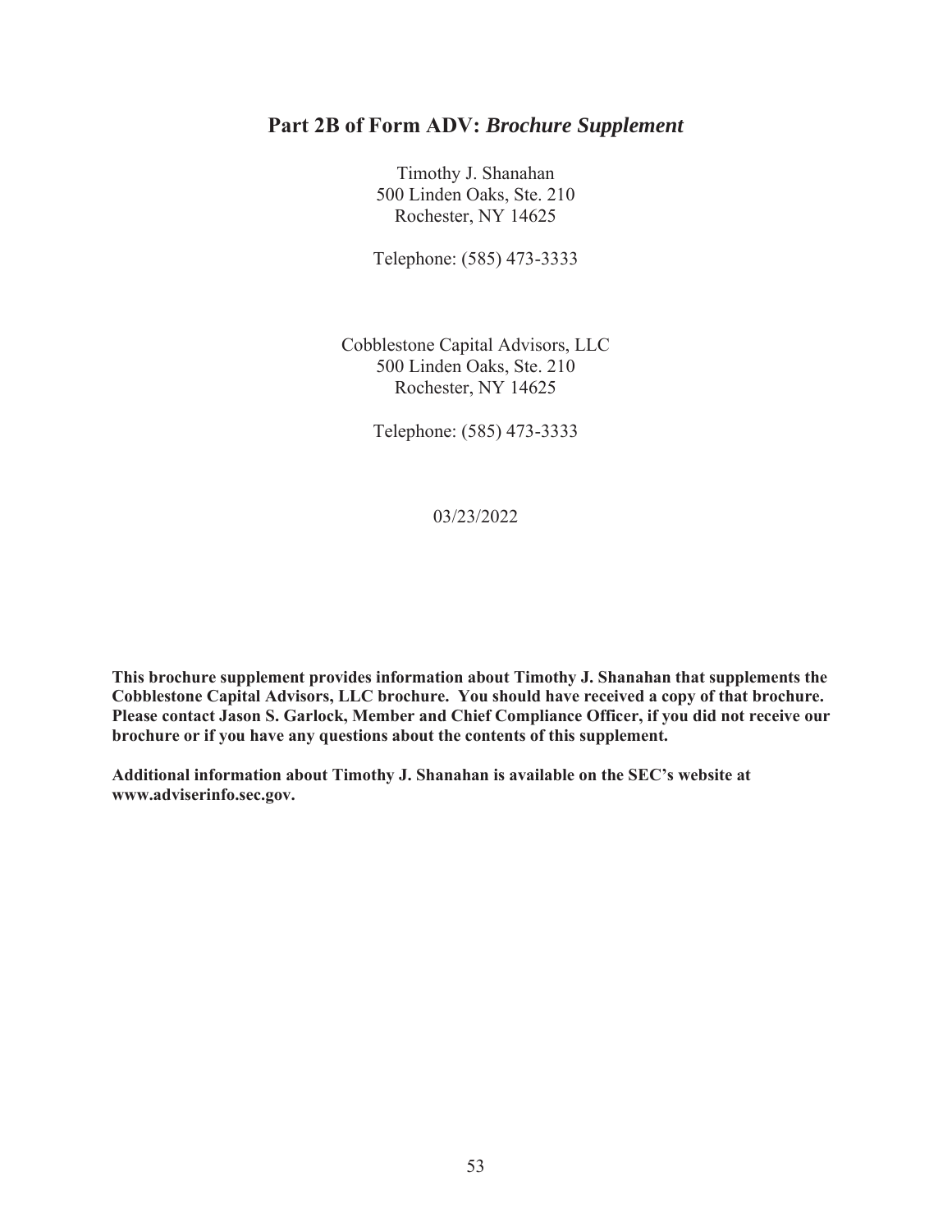# Part 2B of Form ADV: *Brochure Supplement*

Timothy J. Shanahan
500 Linden Oaks, Ste. 210
Rochester, NY 14625

Telephone: (585) 473-3333

Cobblestone Capital Advisors, LLC
500 Linden Oaks, Ste. 210
Rochester, NY 14625

Telephone: (585) 473-3333

03/23/2022

**This brochure supplement provides information about Timothy J. Shanahan that supplements the Cobblestone Capital Advisors, LLC brochure. You should have received a copy of that brochure. Please contact Jason S. Garlock, Member and Chief Compliance Officer, if you did not receive our brochure or if you have any questions about the contents of this supplement.**

**Additional information about Timothy J. Shanahan is available on the SEC's website at www.adviserinfo.sec.gov.**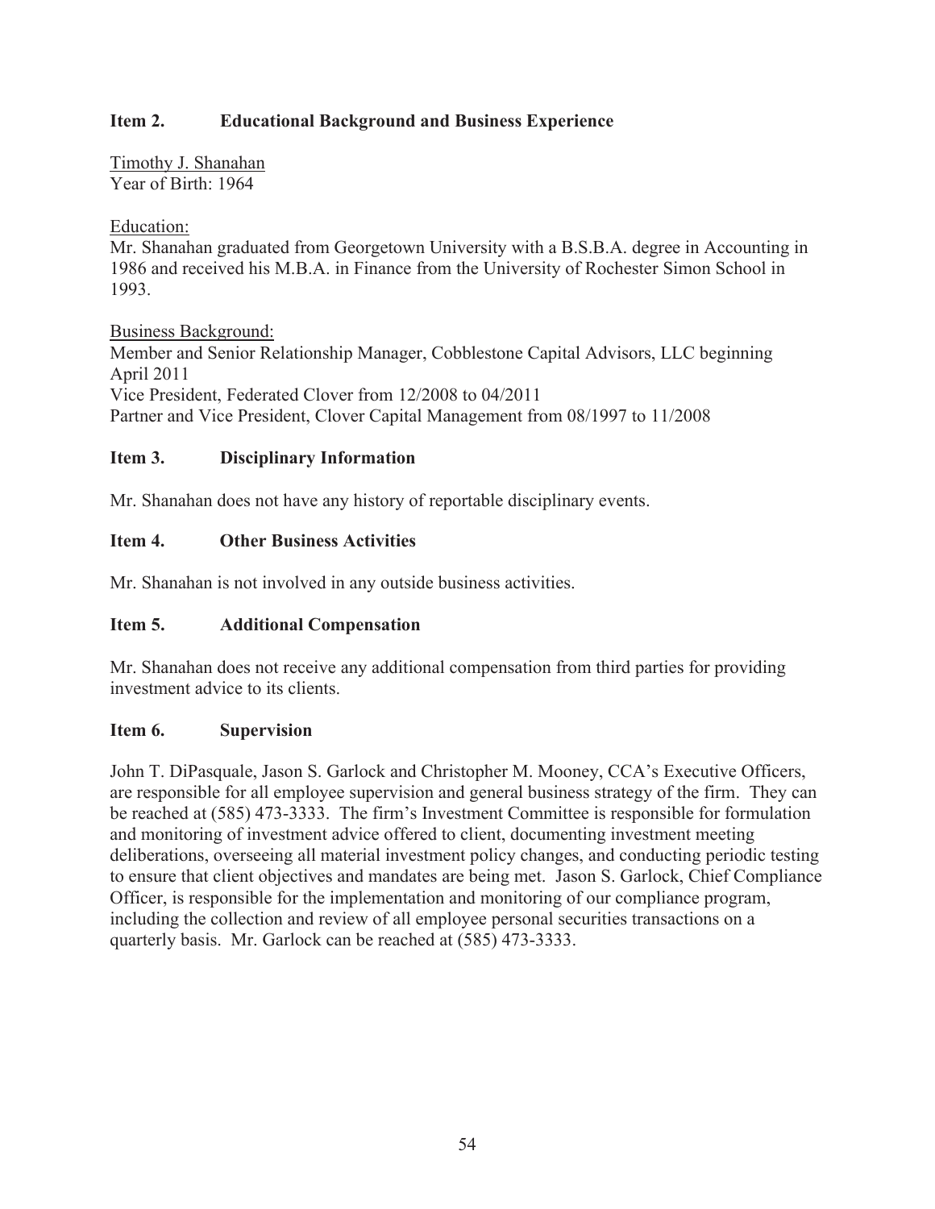## Item 2. Educational Background and Business Experience

Timothy J. Shanahan
Year of Birth: 1964

Education:
Mr. Shanahan graduated from Georgetown University with a B.S.B.A. degree in Accounting in 1986 and received his M.B.A. in Finance from the University of Rochester Simon School in 1993.

Business Background:
Member and Senior Relationship Manager, Cobblestone Capital Advisors, LLC beginning April 2011
Vice President, Federated Clover from 12/2008 to 04/2011
Partner and Vice President, Clover Capital Management from 08/1997 to 11/2008

## Item 3. Disciplinary Information

Mr. Shanahan does not have any history of reportable disciplinary events.

## Item 4. Other Business Activities

Mr. Shanahan is not involved in any outside business activities.

## Item 5. Additional Compensation

Mr. Shanahan does not receive any additional compensation from third parties for providing investment advice to its clients.

## Item 6. Supervision

John T. DiPasquale, Jason S. Garlock and Christopher M. Mooney, CCA's Executive Officers, are responsible for all employee supervision and general business strategy of the firm. They can be reached at (585) 473-3333. The firm's Investment Committee is responsible for formulation and monitoring of investment advice offered to client, documenting investment meeting deliberations, overseeing all material investment policy changes, and conducting periodic testing to ensure that client objectives and mandates are being met. Jason S. Garlock, Chief Compliance Officer, is responsible for the implementation and monitoring of our compliance program, including the collection and review of all employee personal securities transactions on a quarterly basis. Mr. Garlock can be reached at (585) 473-3333.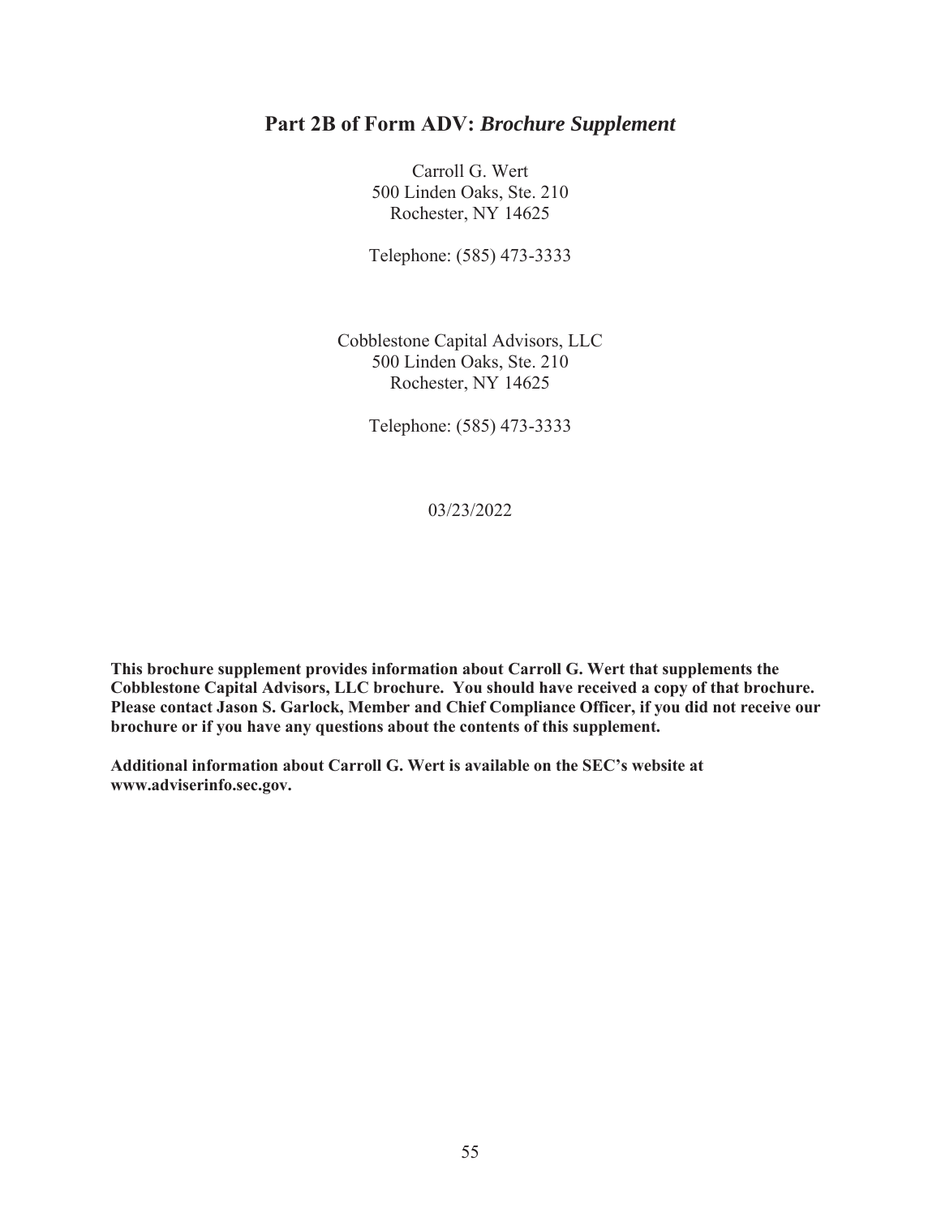## Part 2B of Form ADV: *Brochure Supplement*

Carroll G. Wert
500 Linden Oaks, Ste. 210
Rochester, NY 14625

Telephone: (585) 473-3333

Cobblestone Capital Advisors, LLC
500 Linden Oaks, Ste. 210
Rochester, NY 14625

Telephone: (585) 473-3333

03/23/2022

**This brochure supplement provides information about Carroll G. Wert that supplements the Cobblestone Capital Advisors, LLC brochure. You should have received a copy of that brochure. Please contact Jason S. Garlock, Member and Chief Compliance Officer, if you did not receive our brochure or if you have any questions about the contents of this supplement.**

**Additional information about Carroll G. Wert is available on the SEC's website at www.adviserinfo.sec.gov.**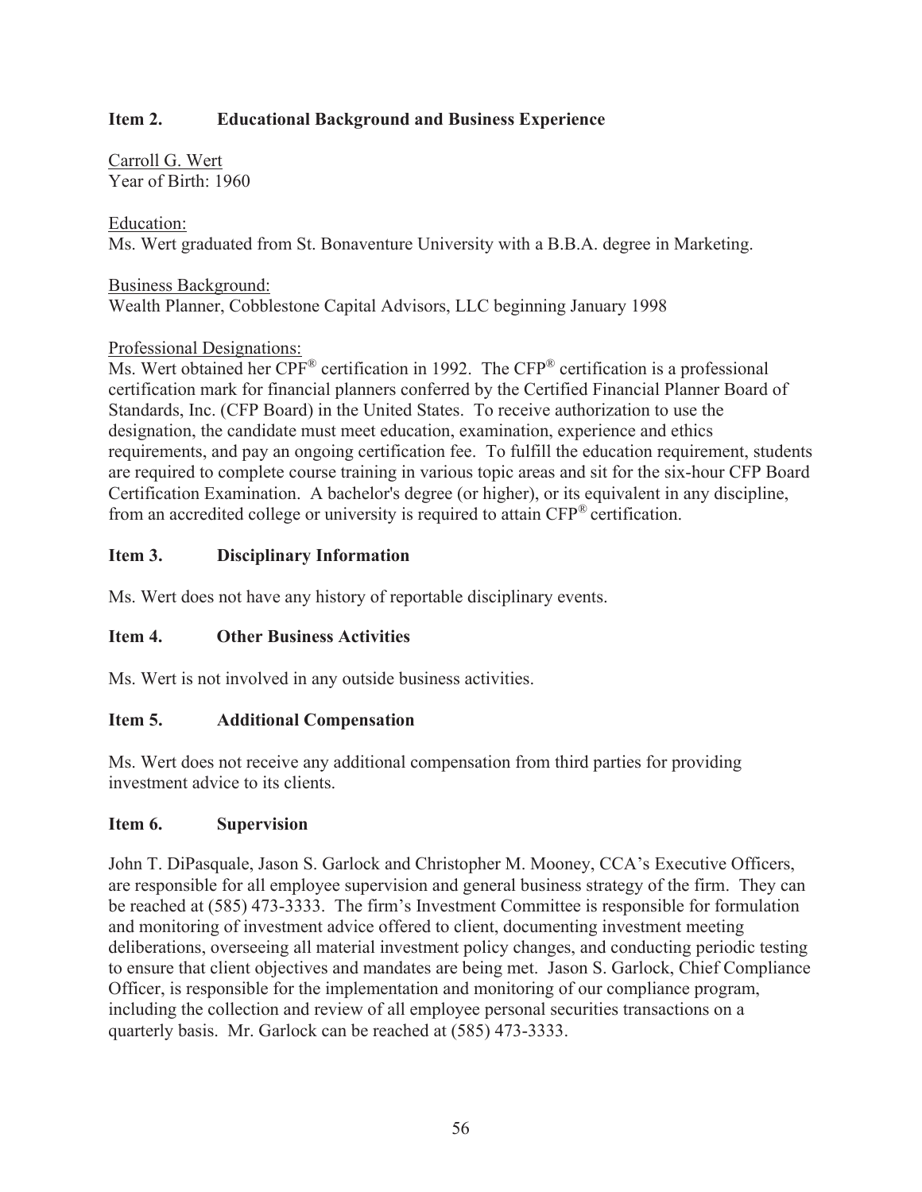## Item 2. Educational Background and Business Experience

Carroll G. Wert
Year of Birth: 1960

Education:
Ms. Wert graduated from St. Bonaventure University with a B.B.A. degree in Marketing.

Business Background:
Wealth Planner, Cobblestone Capital Advisors, LLC beginning January 1998

Professional Designations:
Ms. Wert obtained her CPF® certification in 1992. The CFP® certification is a professional certification mark for financial planners conferred by the Certified Financial Planner Board of Standards, Inc. (CFP Board) in the United States. To receive authorization to use the designation, the candidate must meet education, examination, experience and ethics requirements, and pay an ongoing certification fee. To fulfill the education requirement, students are required to complete course training in various topic areas and sit for the six-hour CFP Board Certification Examination. A bachelor's degree (or higher), or its equivalent in any discipline, from an accredited college or university is required to attain CFP® certification.

## Item 3. Disciplinary Information

Ms. Wert does not have any history of reportable disciplinary events.

## Item 4. Other Business Activities

Ms. Wert is not involved in any outside business activities.

## Item 5. Additional Compensation

Ms. Wert does not receive any additional compensation from third parties for providing investment advice to its clients.

## Item 6. Supervision

John T. DiPasquale, Jason S. Garlock and Christopher M. Mooney, CCA's Executive Officers, are responsible for all employee supervision and general business strategy of the firm. They can be reached at (585) 473-3333. The firm's Investment Committee is responsible for formulation and monitoring of investment advice offered to client, documenting investment meeting deliberations, overseeing all material investment policy changes, and conducting periodic testing to ensure that client objectives and mandates are being met. Jason S. Garlock, Chief Compliance Officer, is responsible for the implementation and monitoring of our compliance program, including the collection and review of all employee personal securities transactions on a quarterly basis. Mr. Garlock can be reached at (585) 473-3333.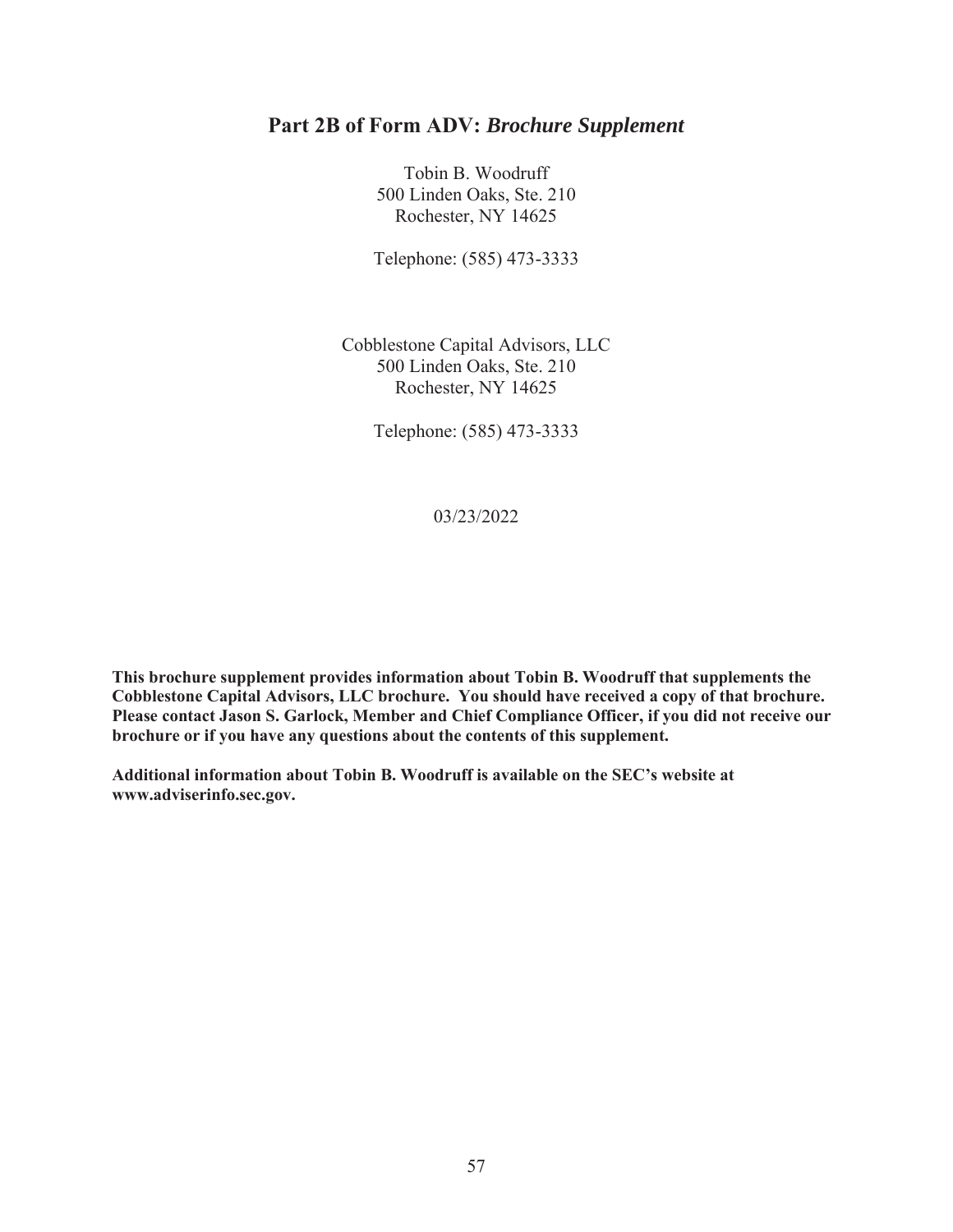## Part 2B of Form ADV: *Brochure Supplement*

Tobin B. Woodruff
500 Linden Oaks, Ste. 210
Rochester, NY 14625

Telephone: (585) 473-3333

Cobblestone Capital Advisors, LLC
500 Linden Oaks, Ste. 210
Rochester, NY 14625

Telephone: (585) 473-3333

03/23/2022

**This brochure supplement provides information about Tobin B. Woodruff that supplements the Cobblestone Capital Advisors, LLC brochure. You should have received a copy of that brochure. Please contact Jason S. Garlock, Member and Chief Compliance Officer, if you did not receive our brochure or if you have any questions about the contents of this supplement.**

**Additional information about Tobin B. Woodruff is available on the SEC's website at www.adviserinfo.sec.gov.**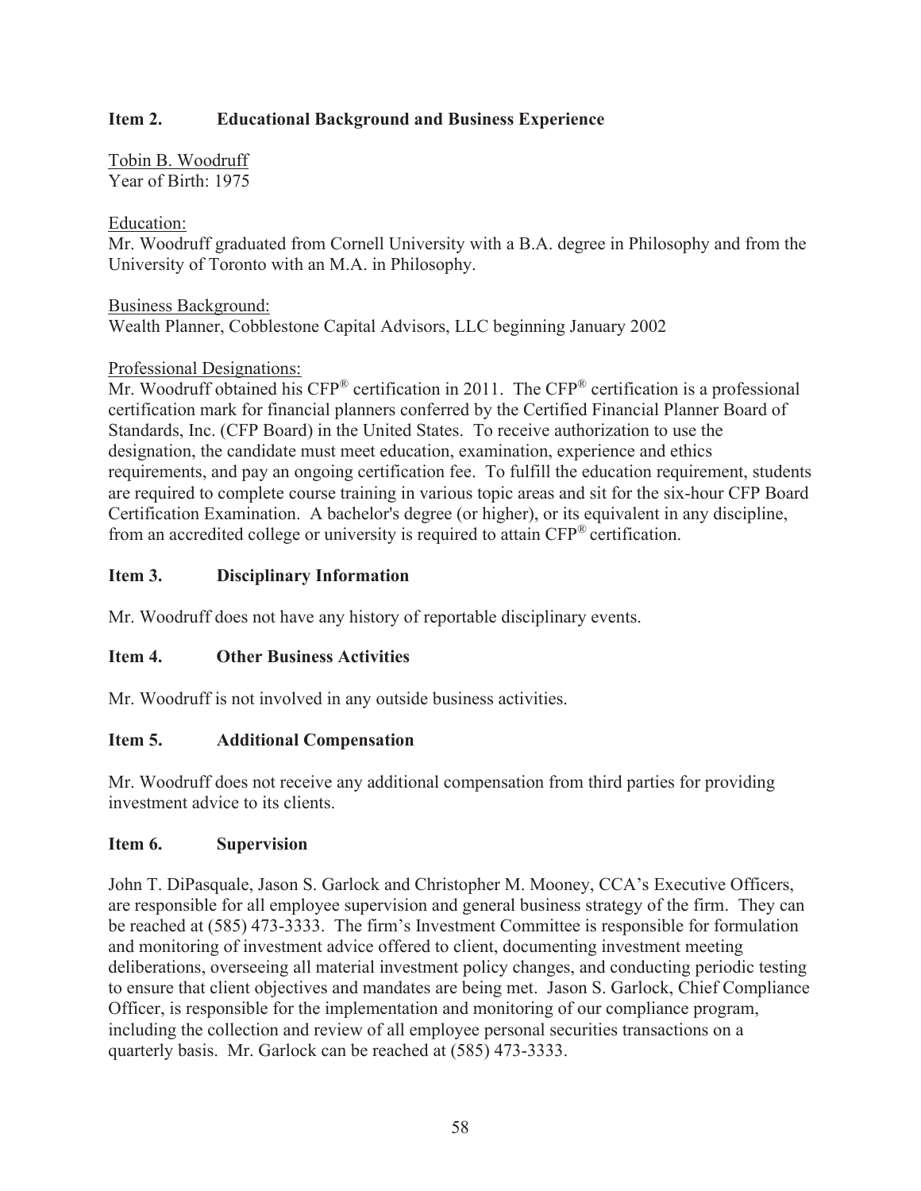## Item 2. Educational Background and Business Experience

Tobin B. Woodruff
Year of Birth: 1975

Education:
Mr. Woodruff graduated from Cornell University with a B.A. degree in Philosophy and from the University of Toronto with an M.A. in Philosophy.

Business Background:
Wealth Planner, Cobblestone Capital Advisors, LLC beginning January 2002

Professional Designations:
Mr. Woodruff obtained his CFP® certification in 2011. The CFP® certification is a professional certification mark for financial planners conferred by the Certified Financial Planner Board of Standards, Inc. (CFP Board) in the United States. To receive authorization to use the designation, the candidate must meet education, examination, experience and ethics requirements, and pay an ongoing certification fee. To fulfill the education requirement, students are required to complete course training in various topic areas and sit for the six-hour CFP Board Certification Examination. A bachelor's degree (or higher), or its equivalent in any discipline, from an accredited college or university is required to attain CFP® certification.

## Item 3. Disciplinary Information

Mr. Woodruff does not have any history of reportable disciplinary events.

## Item 4. Other Business Activities

Mr. Woodruff is not involved in any outside business activities.

## Item 5. Additional Compensation

Mr. Woodruff does not receive any additional compensation from third parties for providing investment advice to its clients.

## Item 6. Supervision

John T. DiPasquale, Jason S. Garlock and Christopher M. Mooney, CCA's Executive Officers, are responsible for all employee supervision and general business strategy of the firm. They can be reached at (585) 473-3333. The firm's Investment Committee is responsible for formulation and monitoring of investment advice offered to client, documenting investment meeting deliberations, overseeing all material investment policy changes, and conducting periodic testing to ensure that client objectives and mandates are being met. Jason S. Garlock, Chief Compliance Officer, is responsible for the implementation and monitoring of our compliance program, including the collection and review of all employee personal securities transactions on a quarterly basis. Mr. Garlock can be reached at (585) 473-3333.